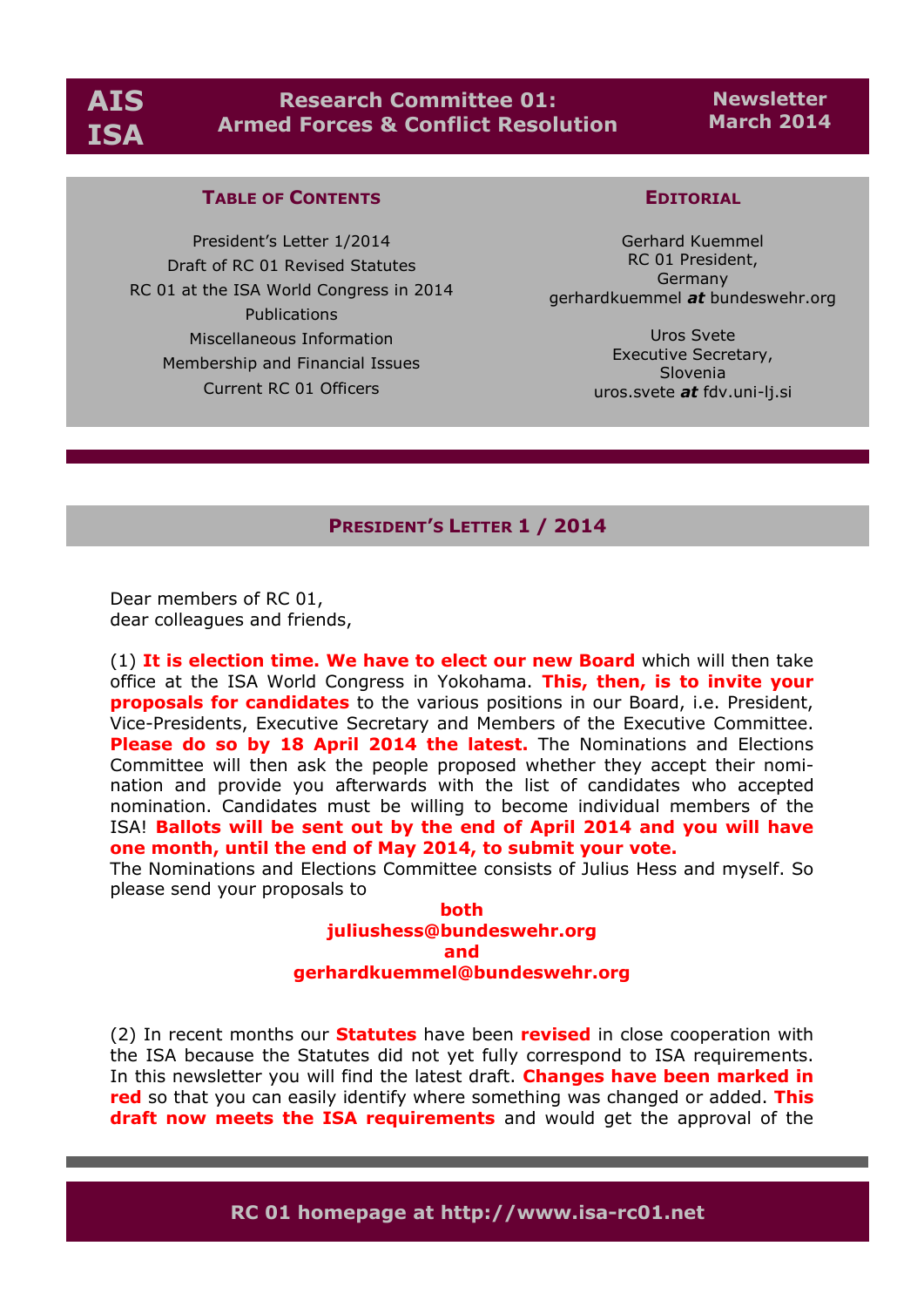# AIS ISA — Research Committee 01: Armed Forces & Conflict Resolution — Newsletter March 2014

## Table of Contents

President's Letter 1/2014
Draft of RC 01 Revised Statutes
RC 01 at the ISA World Congress in 2014
Publications
Miscellaneous Information
Membership and Financial Issues
Current RC 01 Officers

## Editorial

Gerhard Kuemmel
RC 01 President,
Germany
gerhardkuemmel ***at*** bundeswehr.org

Uros Svete
Executive Secretary,
Slovenia
uros.svete ***at*** fdv.uni-lj.si

## President's Letter 1 / 2014

Dear members of RC 01,
dear colleagues and friends,

(1) **It is election time. We have to elect our new Board** which will then take office at the ISA World Congress in Yokohama. **This, then, is to invite your proposals for candidates** to the various positions in our Board, i.e. President, Vice-Presidents, Executive Secretary and Members of the Executive Committee. **Please do so by 18 April 2014 the latest.** The Nominations and Elections Committee will then ask the people proposed whether they accept their nomination and provide you afterwards with the list of candidates who accepted nomination. Candidates must be willing to become individual members of the ISA! **Ballots will be sent out by the end of April 2014 and you will have one month, until the end of May 2014, to submit your vote.**
The Nominations and Elections Committee consists of Julius Hess and myself. So please send your proposals to

**both**
**juliushess@bundeswehr.org**
**and**
**gerhardkuemmel@bundeswehr.org**

(2) In recent months our **Statutes** have been **revised** in close cooperation with the ISA because the Statutes did not yet fully correspond to ISA requirements. In this newsletter you will find the latest draft. **Changes have been marked in red** so that you can easily identify where something was changed or added. **This draft now meets the ISA requirements** and would get the approval of the

RC 01 homepage at http://www.isa-rc01.net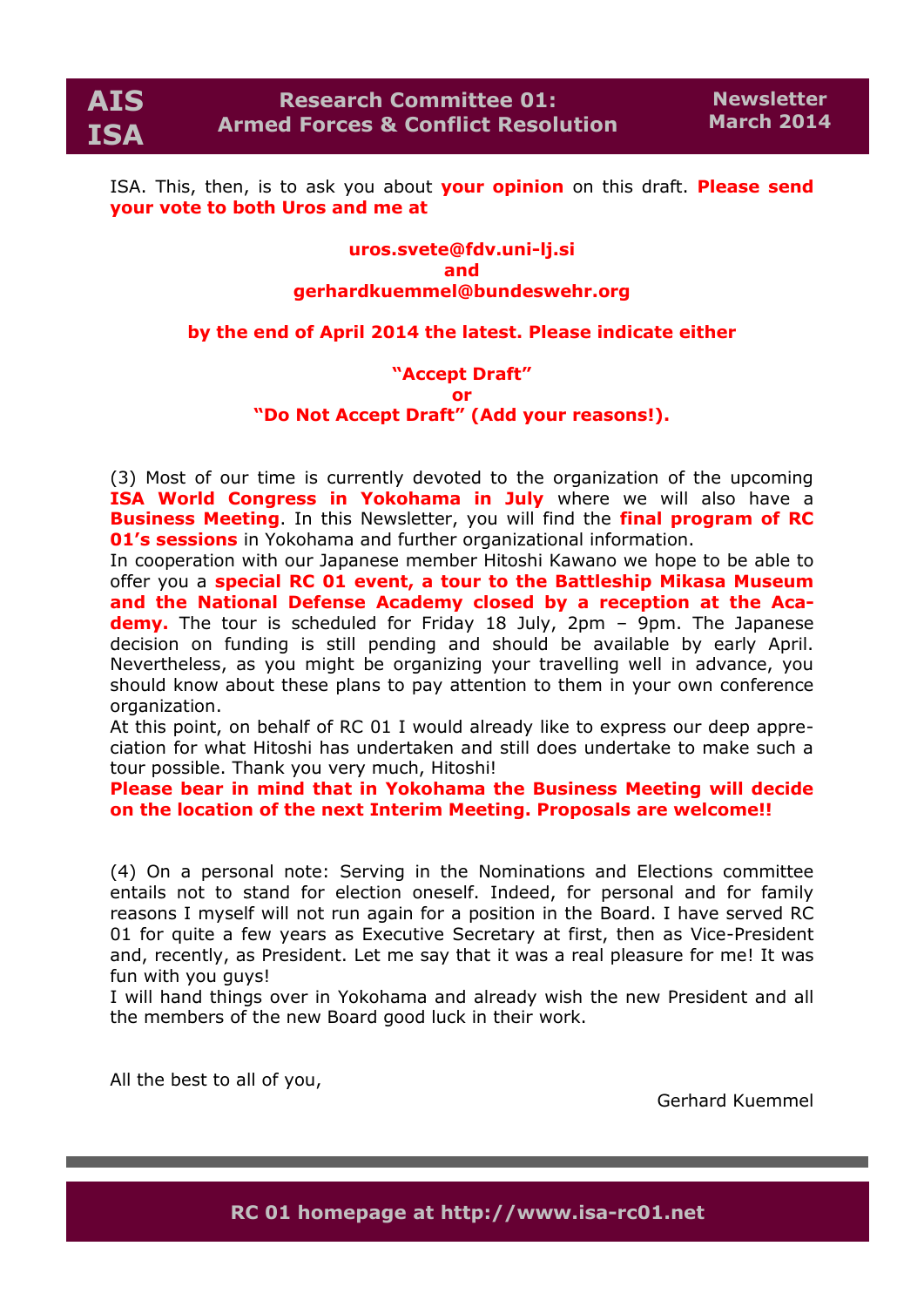ISA. This, then, is to ask you about **your opinion** on this draft. **Please send your vote to both Uros and me at**

**uros.svete@fdv.uni-lj.si**
**and**
**gerhardkuemmel@bundeswehr.org**

**by the end of April 2014 the latest. Please indicate either**

**"Accept Draft"**
**or**
**"Do Not Accept Draft" (Add your reasons!).**

(3) Most of our time is currently devoted to the organization of the upcoming **ISA World Congress in Yokohama in July** where we will also have a **Business Meeting**. In this Newsletter, you will find the **final program of RC 01's sessions** in Yokohama and further organizational information.
In cooperation with our Japanese member Hitoshi Kawano we hope to be able to offer you a **special RC 01 event, a tour to the Battleship Mikasa Museum and the National Defense Academy closed by a reception at the Academy.** The tour is scheduled for Friday 18 July, 2pm – 9pm. The Japanese decision on funding is still pending and should be available by early April. Nevertheless, as you might be organizing your travelling well in advance, you should know about these plans to pay attention to them in your own conference organization.
At this point, on behalf of RC 01 I would already like to express our deep appreciation for what Hitoshi has undertaken and still does undertake to make such a tour possible. Thank you very much, Hitoshi!
**Please bear in mind that in Yokohama the Business Meeting will decide on the location of the next Interim Meeting. Proposals are welcome!!**

(4) On a personal note: Serving in the Nominations and Elections committee entails not to stand for election oneself. Indeed, for personal and for family reasons I myself will not run again for a position in the Board. I have served RC 01 for quite a few years as Executive Secretary at first, then as Vice-President and, recently, as President. Let me say that it was a real pleasure for me! It was fun with you guys!
I will hand things over in Yokohama and already wish the new President and all the members of the new Board good luck in their work.

All the best to all of you,

Gerhard Kuemmel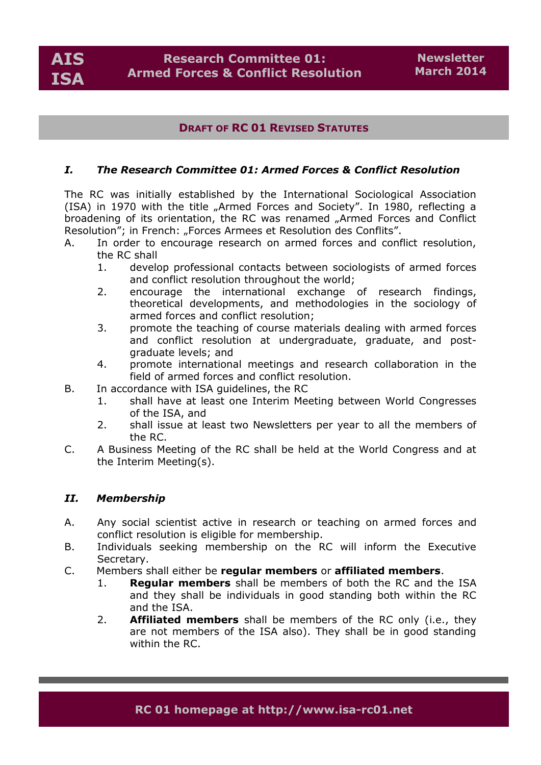## Draft of RC 01 Revised Statutes

### *I. The Research Committee 01: Armed Forces & Conflict Resolution*

The RC was initially established by the International Sociological Association (ISA) in 1970 with the title „Armed Forces and Society". In 1980, reflecting a broadening of its orientation, the RC was renamed „Armed Forces and Conflict Resolution"; in French: „Forces Armees et Resolution des Conflits".

A. In order to encourage research on armed forces and conflict resolution, the RC shall
   1. develop professional contacts between sociologists of armed forces and conflict resolution throughout the world;
   2. encourage the international exchange of research findings, theoretical developments, and methodologies in the sociology of armed forces and conflict resolution;
   3. promote the teaching of course materials dealing with armed forces and conflict resolution at undergraduate, graduate, and post-graduate levels; and
   4. promote international meetings and research collaboration in the field of armed forces and conflict resolution.

B. In accordance with ISA guidelines, the RC
   1. shall have at least one Interim Meeting between World Congresses of the ISA, and
   2. shall issue at least two Newsletters per year to all the members of the RC.

C. A Business Meeting of the RC shall be held at the World Congress and at the Interim Meeting(s).

### *II. Membership*

A. Any social scientist active in research or teaching on armed forces and conflict resolution is eligible for membership.

B. Individuals seeking membership on the RC will inform the Executive Secretary.

C. Members shall either be **regular members** or **affiliated members**.
   1. **Regular members** shall be members of both the RC and the ISA and they shall be individuals in good standing both within the RC and the ISA.
   2. **Affiliated members** shall be members of the RC only (i.e., they are not members of the ISA also). They shall be in good standing within the RC.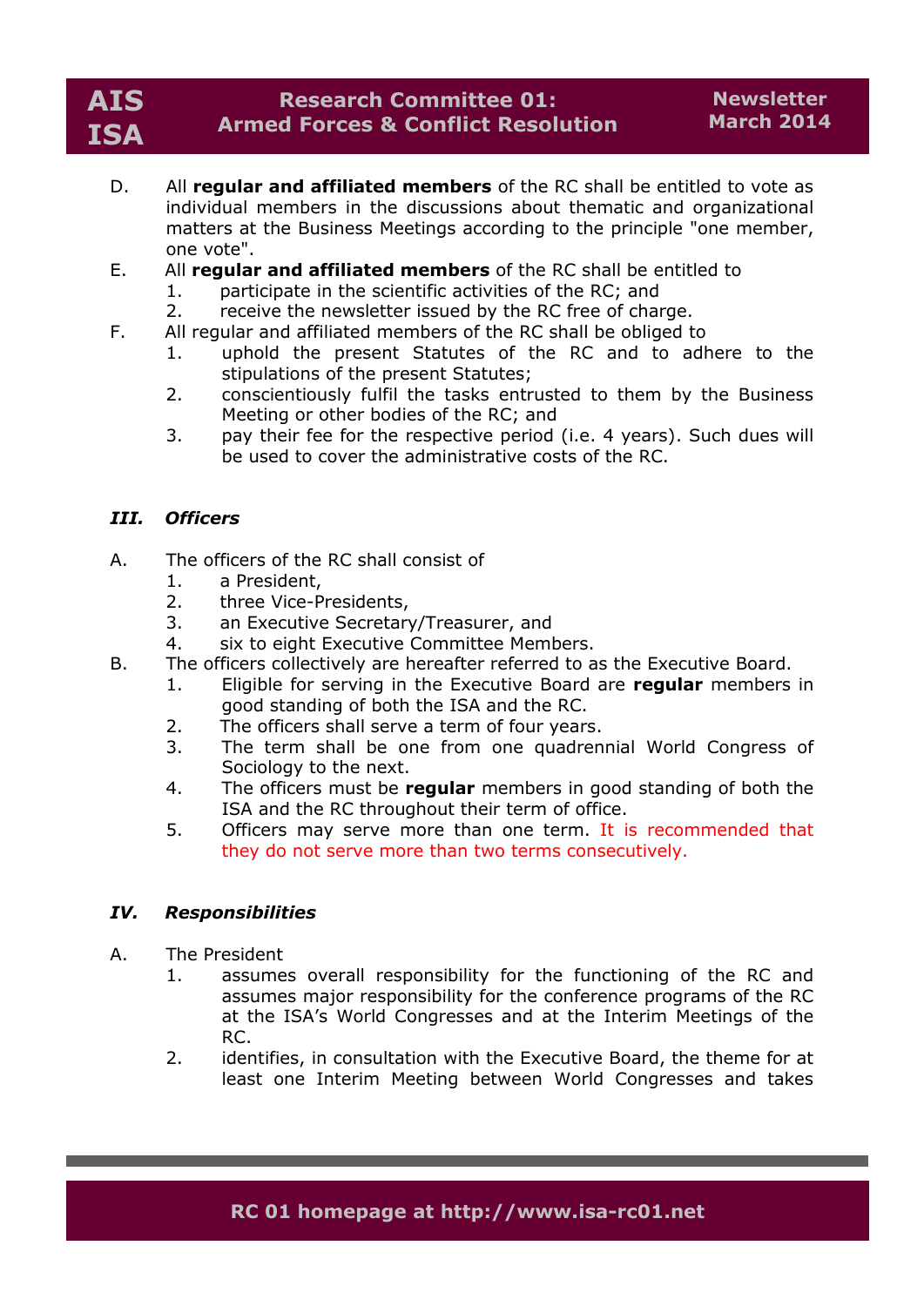D. All **regular and affiliated members** of the RC shall be entitled to vote as individual members in the discussions about thematic and organizational matters at the Business Meetings according to the principle "one member, one vote".

E. All **regular and affiliated members** of the RC shall be entitled to
   1. participate in the scientific activities of the RC; and
   2. receive the newsletter issued by the RC free of charge.

F. All regular and affiliated members of the RC shall be obliged to
   1. uphold the present Statutes of the RC and to adhere to the stipulations of the present Statutes;
   2. conscientiously fulfil the tasks entrusted to them by the Business Meeting or other bodies of the RC; and
   3. pay their fee for the respective period (i.e. 4 years). Such dues will be used to cover the administrative costs of the RC.

### *III. Officers*

A. The officers of the RC shall consist of
   1. a President,
   2. three Vice-Presidents,
   3. an Executive Secretary/Treasurer, and
   4. six to eight Executive Committee Members.

B. The officers collectively are hereafter referred to as the Executive Board.
   1. Eligible for serving in the Executive Board are **regular** members in good standing of both the ISA and the RC.
   2. The officers shall serve a term of four years.
   3. The term shall be one from one quadrennial World Congress of Sociology to the next.
   4. The officers must be **regular** members in good standing of both the ISA and the RC throughout their term of office.
   5. Officers may serve more than one term. It is recommended that they do not serve more than two terms consecutively.

### *IV. Responsibilities*

A. The President
   1. assumes overall responsibility for the functioning of the RC and assumes major responsibility for the conference programs of the RC at the ISA's World Congresses and at the Interim Meetings of the RC.
   2. identifies, in consultation with the Executive Board, the theme for at least one Interim Meeting between World Congresses and takes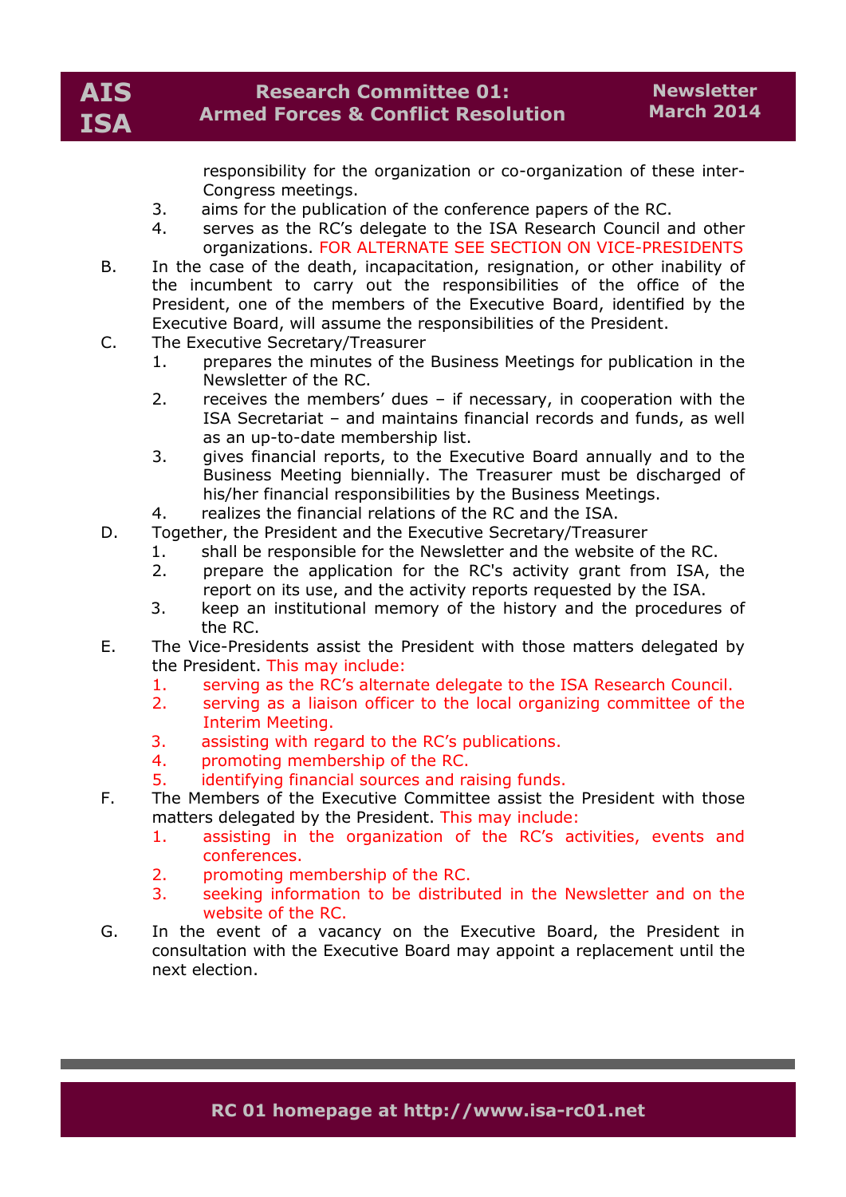responsibility for the organization or co-organization of these inter-Congress meetings.

3. aims for the publication of the conference papers of the RC.
4. serves as the RC's delegate to the ISA Research Council and other organizations. FOR ALTERNATE SEE SECTION ON VICE-PRESIDENTS

B. In the case of the death, incapacitation, resignation, or other inability of the incumbent to carry out the responsibilities of the office of the President, one of the members of the Executive Board, identified by the Executive Board, will assume the responsibilities of the President.

C. The Executive Secretary/Treasurer
   1. prepares the minutes of the Business Meetings for publication in the Newsletter of the RC.
   2. receives the members' dues – if necessary, in cooperation with the ISA Secretariat – and maintains financial records and funds, as well as an up-to-date membership list.
   3. gives financial reports, to the Executive Board annually and to the Business Meeting biennially. The Treasurer must be discharged of his/her financial responsibilities by the Business Meetings.
   4. realizes the financial relations of the RC and the ISA.

D. Together, the President and the Executive Secretary/Treasurer
   1. shall be responsible for the Newsletter and the website of the RC.
   2. prepare the application for the RC's activity grant from ISA, the report on its use, and the activity reports requested by the ISA.
   3. keep an institutional memory of the history and the procedures of the RC.

E. The Vice-Presidents assist the President with those matters delegated by the President. This may include:
   1. serving as the RC's alternate delegate to the ISA Research Council.
   2. serving as a liaison officer to the local organizing committee of the Interim Meeting.
   3. assisting with regard to the RC's publications.
   4. promoting membership of the RC.
   5. identifying financial sources and raising funds.

F. The Members of the Executive Committee assist the President with those matters delegated by the President. This may include:
   1. assisting in the organization of the RC's activities, events and conferences.
   2. promoting membership of the RC.
   3. seeking information to be distributed in the Newsletter and on the website of the RC.

G. In the event of a vacancy on the Executive Board, the President in consultation with the Executive Board may appoint a replacement until the next election.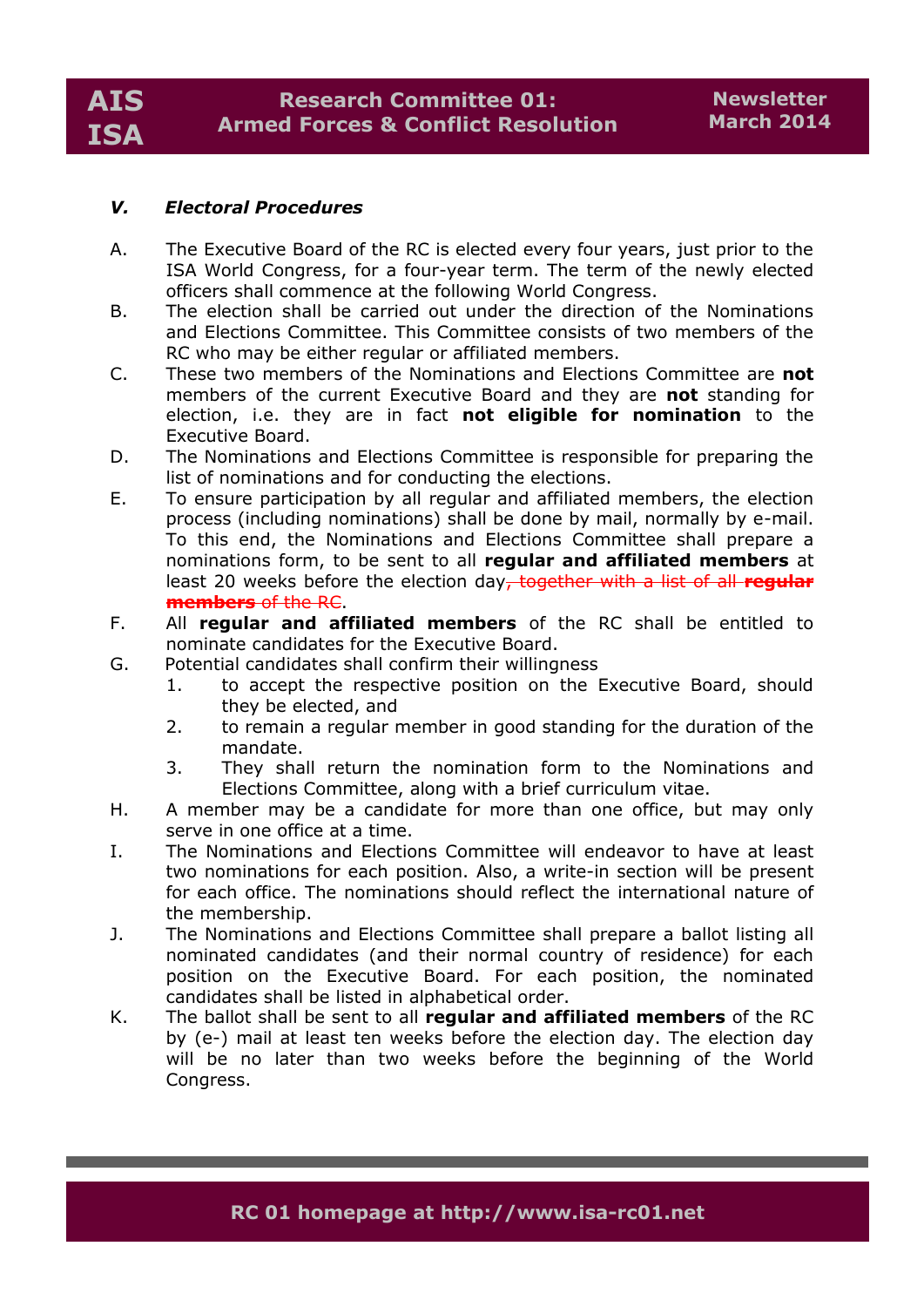### *V. Electoral Procedures*

A. The Executive Board of the RC is elected every four years, just prior to the ISA World Congress, for a four-year term. The term of the newly elected officers shall commence at the following World Congress.

B. The election shall be carried out under the direction of the Nominations and Elections Committee. This Committee consists of two members of the RC who may be either regular or affiliated members.

C. These two members of the Nominations and Elections Committee are **not** members of the current Executive Board and they are **not** standing for election, i.e. they are in fact **not eligible for nomination** to the Executive Board.

D. The Nominations and Elections Committee is responsible for preparing the list of nominations and for conducting the elections.

E. To ensure participation by all regular and affiliated members, the election process (including nominations) shall be done by mail, normally by e-mail. To this end, the Nominations and Elections Committee shall prepare a nominations form, to be sent to all **regular and affiliated members** at least 20 weeks before the election day~~, together with a list of all **regular members** of the RC~~.

F. All **regular and affiliated members** of the RC shall be entitled to nominate candidates for the Executive Board.

G. Potential candidates shall confirm their willingness
   1. to accept the respective position on the Executive Board, should they be elected, and
   2. to remain a regular member in good standing for the duration of the mandate.
   3. They shall return the nomination form to the Nominations and Elections Committee, along with a brief curriculum vitae.

H. A member may be a candidate for more than one office, but may only serve in one office at a time.

I. The Nominations and Elections Committee will endeavor to have at least two nominations for each position. Also, a write-in section will be present for each office. The nominations should reflect the international nature of the membership.

J. The Nominations and Elections Committee shall prepare a ballot listing all nominated candidates (and their normal country of residence) for each position on the Executive Board. For each position, the nominated candidates shall be listed in alphabetical order.

K. The ballot shall be sent to all **regular and affiliated members** of the RC by (e-) mail at least ten weeks before the election day. The election day will be no later than two weeks before the beginning of the World Congress.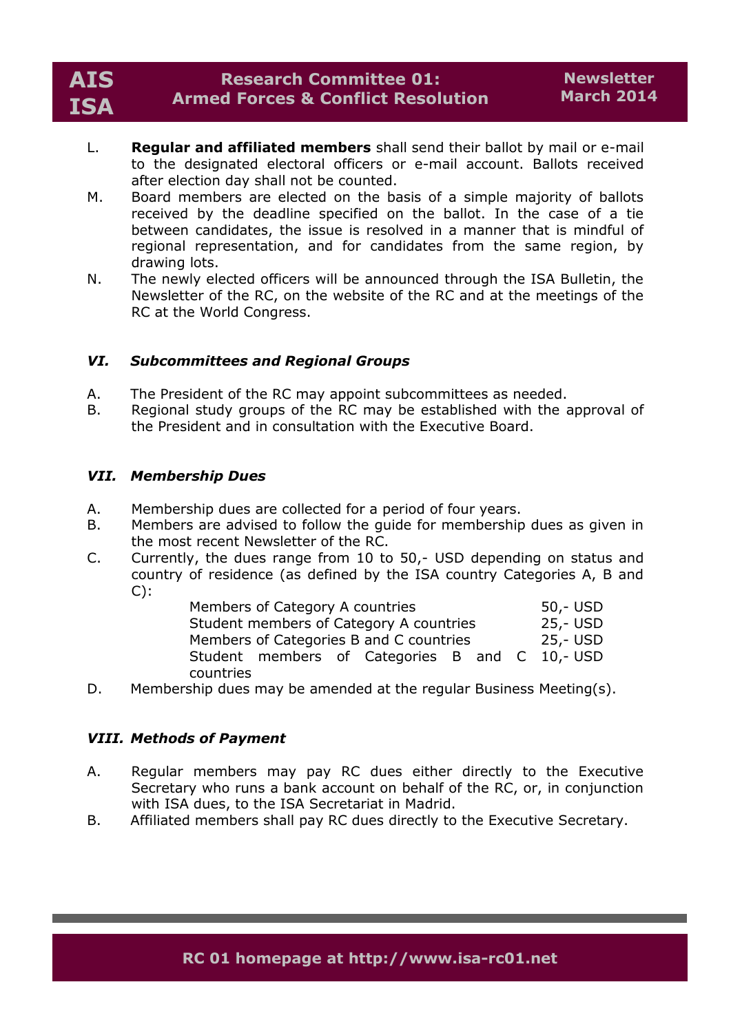L. **Regular and affiliated members** shall send their ballot by mail or e-mail to the designated electoral officers or e-mail account. Ballots received after election day shall not be counted.

M. Board members are elected on the basis of a simple majority of ballots received by the deadline specified on the ballot. In the case of a tie between candidates, the issue is resolved in a manner that is mindful of regional representation, and for candidates from the same region, by drawing lots.

N. The newly elected officers will be announced through the ISA Bulletin, the Newsletter of the RC, on the website of the RC and at the meetings of the RC at the World Congress.

### *VI. Subcommittees and Regional Groups*

A. The President of the RC may appoint subcommittees as needed.

B. Regional study groups of the RC may be established with the approval of the President and in consultation with the Executive Board.

### *VII. Membership Dues*

A. Membership dues are collected for a period of four years.

B. Members are advised to follow the guide for membership dues as given in the most recent Newsletter of the RC.

C. Currently, the dues range from 10 to 50,- USD depending on status and country of residence (as defined by the ISA country Categories A, B and C):

| | |
|---|---|
| Members of Category A countries | 50,- USD |
| Student members of Category A countries | 25,- USD |
| Members of Categories B and C countries | 25,- USD |
| Student members of Categories B and C countries | 10,- USD |

D. Membership dues may be amended at the regular Business Meeting(s).

### *VIII. Methods of Payment*

A. Regular members may pay RC dues either directly to the Executive Secretary who runs a bank account on behalf of the RC, or, in conjunction with ISA dues, to the ISA Secretariat in Madrid.

B. Affiliated members shall pay RC dues directly to the Executive Secretary.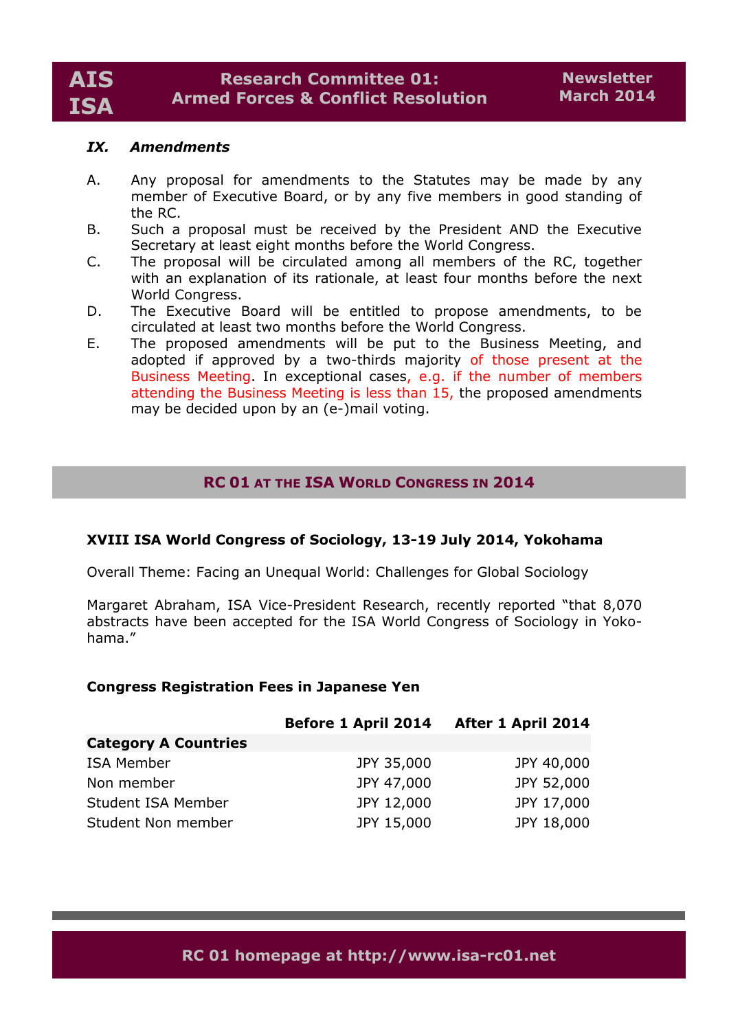### *IX. Amendments*

A. Any proposal for amendments to the Statutes may be made by any member of Executive Board, or by any five members in good standing of the RC.

B. Such a proposal must be received by the President AND the Executive Secretary at least eight months before the World Congress.

C. The proposal will be circulated among all members of the RC, together with an explanation of its rationale, at least four months before the next World Congress.

D. The Executive Board will be entitled to propose amendments, to be circulated at least two months before the World Congress.

E. The proposed amendments will be put to the Business Meeting, and adopted if approved by a two-thirds majority of those present at the Business Meeting. In exceptional cases, e.g. if the number of members attending the Business Meeting is less than 15, the proposed amendments may be decided upon by an (e-)mail voting.

## RC 01 AT THE ISA WORLD CONGRESS IN 2014

**XVIII ISA World Congress of Sociology, 13-19 July 2014, Yokohama**

Overall Theme: Facing an Unequal World: Challenges for Global Sociology

Margaret Abraham, ISA Vice-President Research, recently reported "that 8,070 abstracts have been accepted for the ISA World Congress of Sociology in Yokohama."

**Congress Registration Fees in Japanese Yen**

| | Before 1 April 2014 | After 1 April 2014 |
|---|---|---|
| **Category A Countries** | | |
| ISA Member | JPY 35,000 | JPY 40,000 |
| Non member | JPY 47,000 | JPY 52,000 |
| Student ISA Member | JPY 12,000 | JPY 17,000 |
| Student Non member | JPY 15,000 | JPY 18,000 |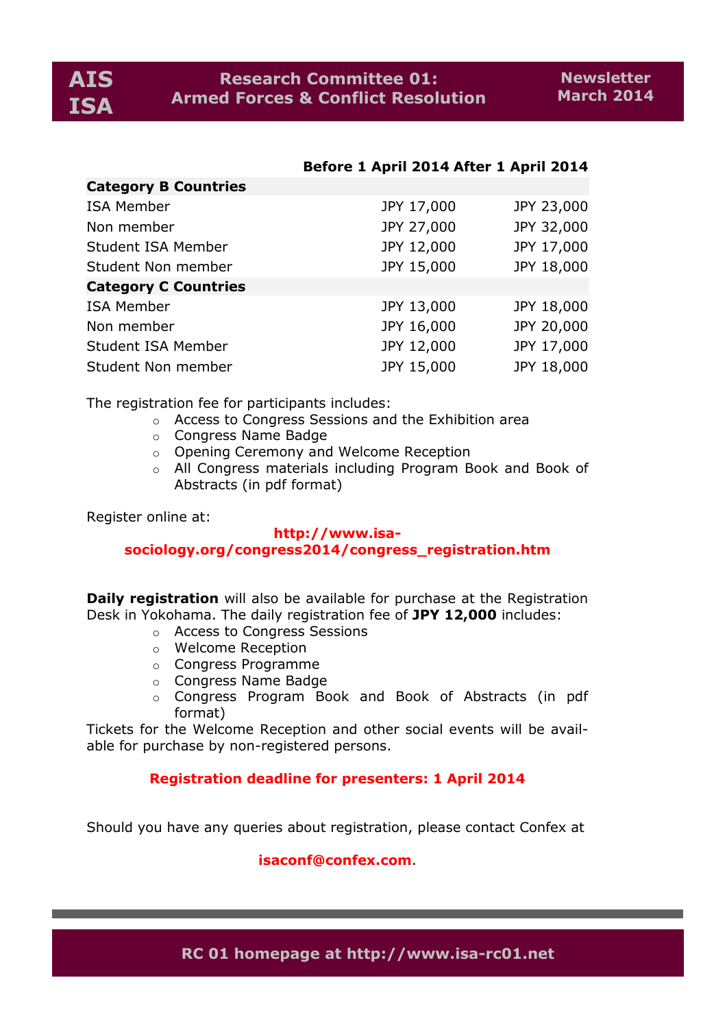| | Before 1 April 2014 | After 1 April 2014 |
|---|---|---|
| **Category B Countries** | | |
| ISA Member | JPY 17,000 | JPY 23,000 |
| Non member | JPY 27,000 | JPY 32,000 |
| Student ISA Member | JPY 12,000 | JPY 17,000 |
| Student Non member | JPY 15,000 | JPY 18,000 |
| **Category C Countries** | | |
| ISA Member | JPY 13,000 | JPY 18,000 |
| Non member | JPY 16,000 | JPY 20,000 |
| Student ISA Member | JPY 12,000 | JPY 17,000 |
| Student Non member | JPY 15,000 | JPY 18,000 |

The registration fee for participants includes:

- Access to Congress Sessions and the Exhibition area
- Congress Name Badge
- Opening Ceremony and Welcome Reception
- All Congress materials including Program Book and Book of Abstracts (in pdf format)

Register online at:

**http://www.isa-sociology.org/congress2014/congress_registration.htm**

**Daily registration** will also be available for purchase at the Registration Desk in Yokohama. The daily registration fee of **JPY 12,000** includes:

- Access to Congress Sessions
- Welcome Reception
- Congress Programme
- Congress Name Badge
- Congress Program Book and Book of Abstracts (in pdf format)

Tickets for the Welcome Reception and other social events will be available for purchase by non-registered persons.

**Registration deadline for presenters: 1 April 2014**

Should you have any queries about registration, please contact Confex at

**isaconf@confex.com**.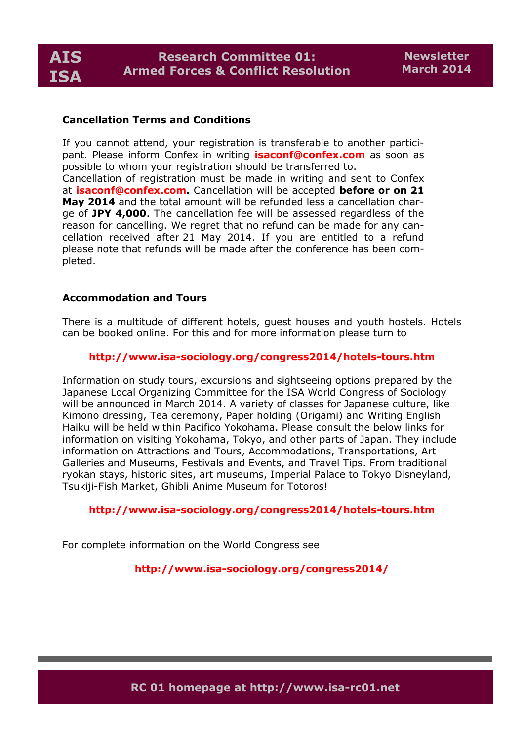**Cancellation Terms and Conditions**

If you cannot attend, your registration is transferable to another participant. Please inform Confex in writing **isaconf@confex.com** as soon as possible to whom your registration should be transferred to.
Cancellation of registration must be made in writing and sent to Confex at **isaconf@confex.com.** Cancellation will be accepted **before or on 21 May 2014** and the total amount will be refunded less a cancellation charge of **JPY 4,000**. The cancellation fee will be assessed regardless of the reason for cancelling. We regret that no refund can be made for any cancellation received after 21 May 2014. If you are entitled to a refund please note that refunds will be made after the conference has been completed.

**Accommodation and Tours**

There is a multitude of different hotels, guest houses and youth hostels. Hotels can be booked online. For this and for more information please turn to

**http://www.isa-sociology.org/congress2014/hotels-tours.htm**

Information on study tours, excursions and sightseeing options prepared by the Japanese Local Organizing Committee for the ISA World Congress of Sociology will be announced in March 2014. A variety of classes for Japanese culture, like Kimono dressing, Tea ceremony, Paper holding (Origami) and Writing English Haiku will be held within Pacifico Yokohama. Please consult the below links for information on visiting Yokohama, Tokyo, and other parts of Japan. They include information on Attractions and Tours, Accommodations, Transportations, Art Galleries and Museums, Festivals and Events, and Travel Tips. From traditional ryokan stays, historic sites, art museums, Imperial Palace to Tokyo Disneyland, Tsukiji-Fish Market, Ghibli Anime Museum for Totoros!

**http://www.isa-sociology.org/congress2014/hotels-tours.htm**

For complete information on the World Congress see

**http://www.isa-sociology.org/congress2014/**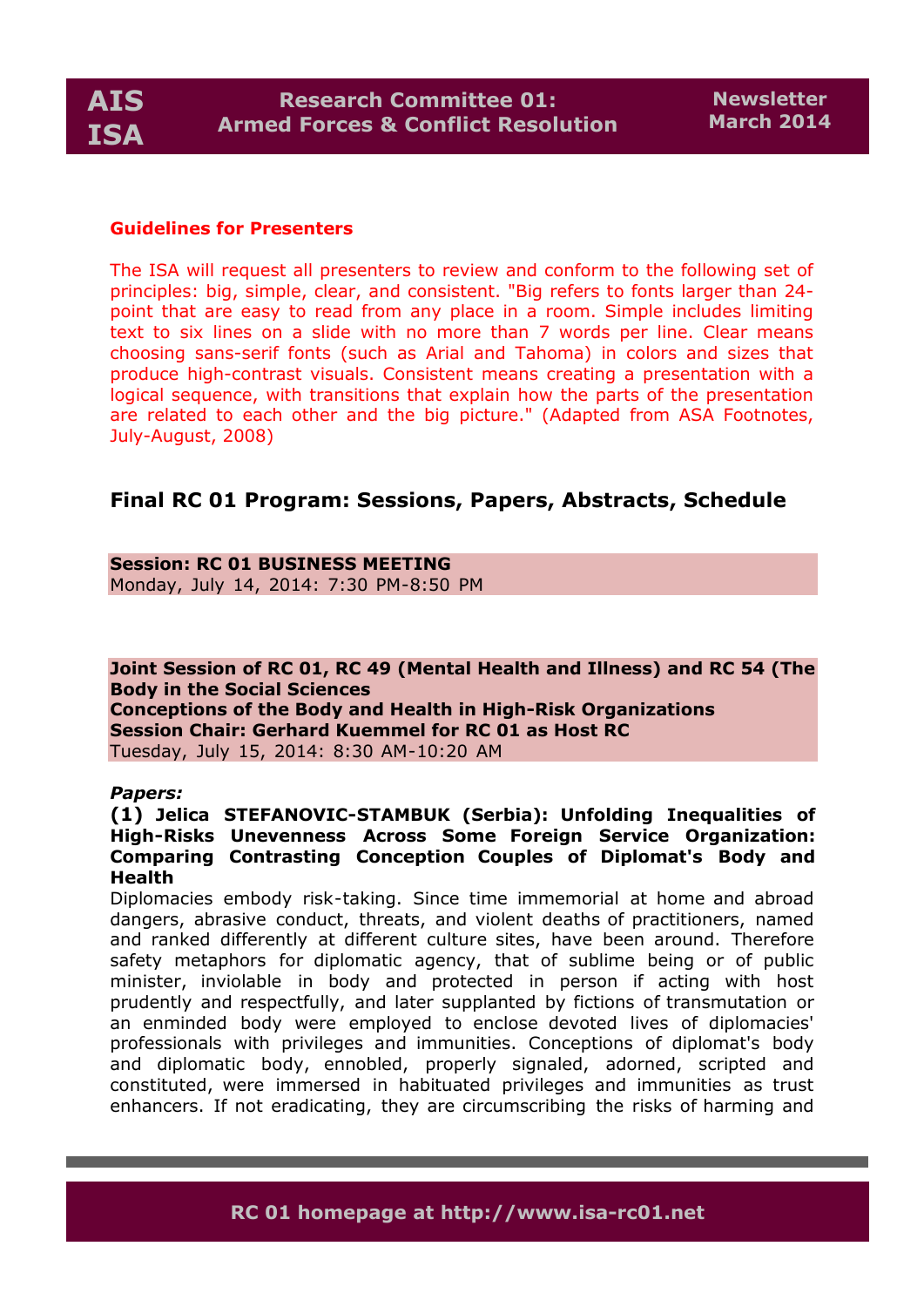**Guidelines for Presenters**

The ISA will request all presenters to review and conform to the following set of principles: big, simple, clear, and consistent. "Big refers to fonts larger than 24-point that are easy to read from any place in a room. Simple includes limiting text to six lines on a slide with no more than 7 words per line. Clear means choosing sans-serif fonts (such as Arial and Tahoma) in colors and sizes that produce high-contrast visuals. Consistent means creating a presentation with a logical sequence, with transitions that explain how the parts of the presentation are related to each other and the big picture." (Adapted from ASA Footnotes, July-August, 2008)

## Final RC 01 Program: Sessions, Papers, Abstracts, Schedule

**Session: RC 01 BUSINESS MEETING**
Monday, July 14, 2014: 7:30 PM-8:50 PM

**Joint Session of RC 01, RC 49 (Mental Health and Illness) and RC 54 (The Body in the Social Sciences**
**Conceptions of the Body and Health in High-Risk Organizations**
**Session Chair: Gerhard Kuemmel for RC 01 as Host RC**
Tuesday, July 15, 2014: 8:30 AM-10:20 AM

***Papers:***

**(1) Jelica STEFANOVIC-STAMBUK (Serbia): Unfolding Inequalities of High-Risks Unevenness Across Some Foreign Service Organization: Comparing Contrasting Conception Couples of Diplomat's Body and Health**

Diplomacies embody risk-taking. Since time immemorial at home and abroad dangers, abrasive conduct, threats, and violent deaths of practitioners, named and ranked differently at different culture sites, have been around. Therefore safety metaphors for diplomatic agency, that of sublime being or of public minister, inviolable in body and protected in person if acting with host prudently and respectfully, and later supplanted by fictions of transmutation or an enminded body were employed to enclose devoted lives of diplomacies' professionals with privileges and immunities. Conceptions of diplomat's body and diplomatic body, ennobled, properly signaled, adorned, scripted and constituted, were immersed in habituated privileges and immunities as trust enhancers. If not eradicating, they are circumscribing the risks of harming and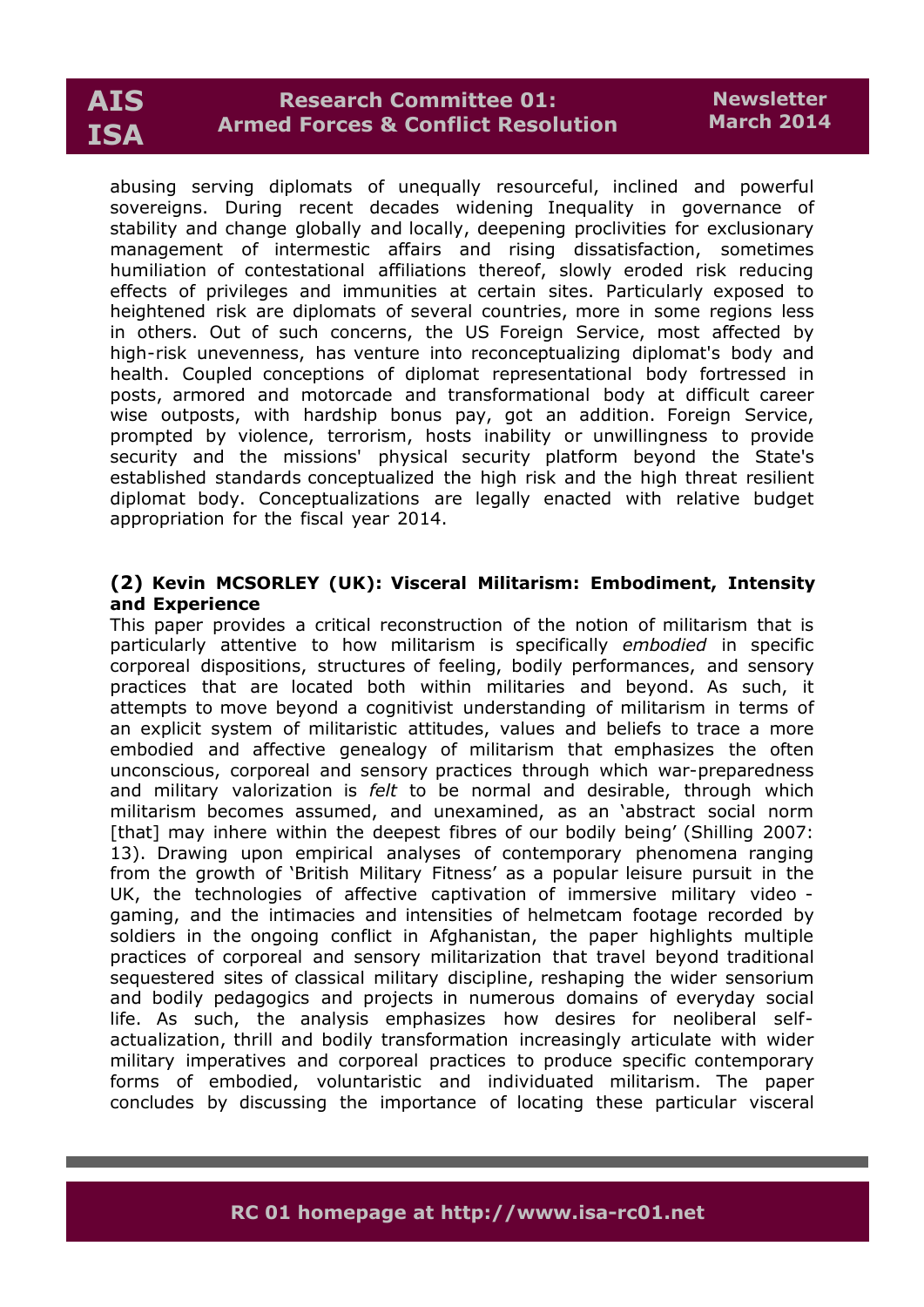abusing serving diplomats of unequally resourceful, inclined and powerful sovereigns. During recent decades widening Inequality in governance of stability and change globally and locally, deepening proclivities for exclusionary management of intermestic affairs and rising dissatisfaction, sometimes humiliation of contestational affiliations thereof, slowly eroded risk reducing effects of privileges and immunities at certain sites. Particularly exposed to heightened risk are diplomats of several countries, more in some regions less in others. Out of such concerns, the US Foreign Service, most affected by high-risk unevenness, has venture into reconceptualizing diplomat's body and health. Coupled conceptions of diplomat representational body fortressed in posts, armored and motorcade and transformational body at difficult career wise outposts, with hardship bonus pay, got an addition. Foreign Service, prompted by violence, terrorism, hosts inability or unwillingness to provide security and the missions' physical security platform beyond the State's established standards conceptualized the high risk and the high threat resilient diplomat body. Conceptualizations are legally enacted with relative budget appropriation for the fiscal year 2014.

**(2) Kevin MCSORLEY (UK): Visceral Militarism: Embodiment, Intensity and Experience**

This paper provides a critical reconstruction of the notion of militarism that is particularly attentive to how militarism is specifically *embodied* in specific corporeal dispositions, structures of feeling, bodily performances, and sensory practices that are located both within militaries and beyond. As such, it attempts to move beyond a cognitivist understanding of militarism in terms of an explicit system of militaristic attitudes, values and beliefs to trace a more embodied and affective genealogy of militarism that emphasizes the often unconscious, corporeal and sensory practices through which war-preparedness and military valorization is *felt* to be normal and desirable, through which militarism becomes assumed, and unexamined, as an 'abstract social norm [that] may inhere within the deepest fibres of our bodily being' (Shilling 2007: 13). Drawing upon empirical analyses of contemporary phenomena ranging from the growth of 'British Military Fitness' as a popular leisure pursuit in the UK, the technologies of affective captivation of immersive military video - gaming, and the intimacies and intensities of helmetcam footage recorded by soldiers in the ongoing conflict in Afghanistan, the paper highlights multiple practices of corporeal and sensory militarization that travel beyond traditional sequestered sites of classical military discipline, reshaping the wider sensorium and bodily pedagogics and projects in numerous domains of everyday social life. As such, the analysis emphasizes how desires for neoliberal self-actualization, thrill and bodily transformation increasingly articulate with wider military imperatives and corporeal practices to produce specific contemporary forms of embodied, voluntaristic and individuated militarism. The paper concludes by discussing the importance of locating these particular visceral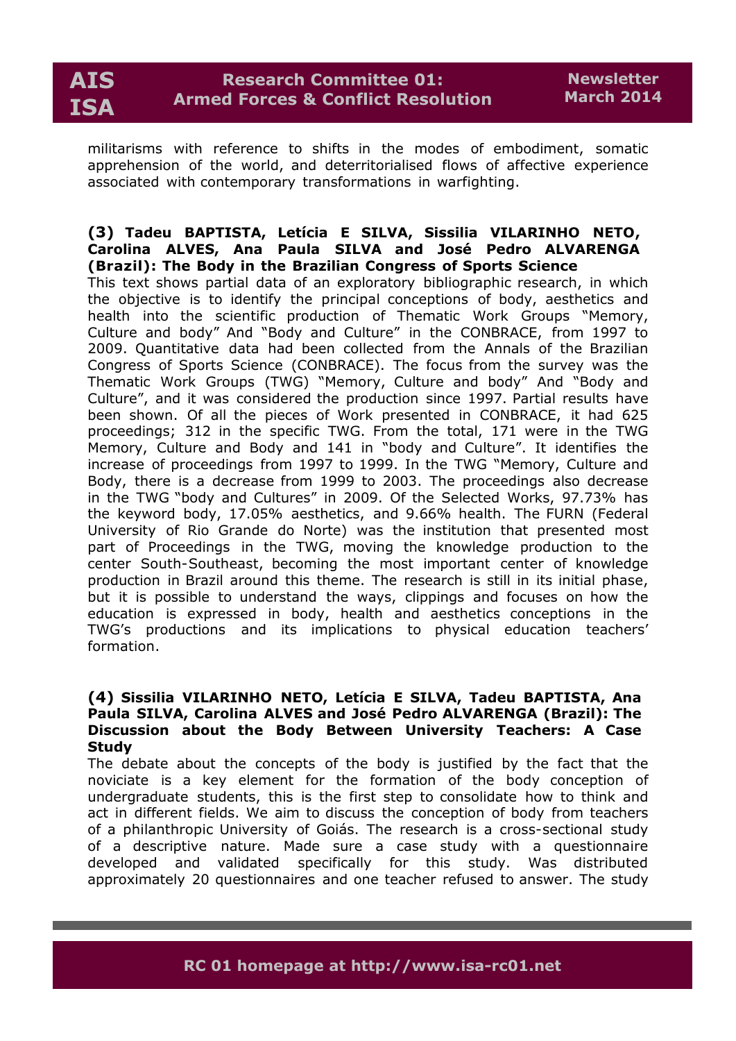militarisms with reference to shifts in the modes of embodiment, somatic apprehension of the world, and deterritorialised flows of affective experience associated with contemporary transformations in warfighting.

**(3) Tadeu BAPTISTA, Letícia E SILVA, Sissilia VILARINHO NETO, Carolina ALVES, Ana Paula SILVA and José Pedro ALVARENGA (Brazil): The Body in the Brazilian Congress of Sports Science**

This text shows partial data of an exploratory bibliographic research, in which the objective is to identify the principal conceptions of body, aesthetics and health into the scientific production of Thematic Work Groups "Memory, Culture and body" And "Body and Culture" in the CONBRACE, from 1997 to 2009. Quantitative data had been collected from the Annals of the Brazilian Congress of Sports Science (CONBRACE). The focus from the survey was the Thematic Work Groups (TWG) "Memory, Culture and body" And "Body and Culture", and it was considered the production since 1997. Partial results have been shown. Of all the pieces of Work presented in CONBRACE, it had 625 proceedings; 312 in the specific TWG. From the total, 171 were in the TWG Memory, Culture and Body and 141 in "body and Culture". It identifies the increase of proceedings from 1997 to 1999. In the TWG "Memory, Culture and Body, there is a decrease from 1999 to 2003. The proceedings also decrease in the TWG "body and Cultures" in 2009. Of the Selected Works, 97.73% has the keyword body, 17.05% aesthetics, and 9.66% health. The FURN (Federal University of Rio Grande do Norte) was the institution that presented most part of Proceedings in the TWG, moving the knowledge production to the center South-Southeast, becoming the most important center of knowledge production in Brazil around this theme. The research is still in its initial phase, but it is possible to understand the ways, clippings and focuses on how the education is expressed in body, health and aesthetics conceptions in the TWG's productions and its implications to physical education teachers' formation.

**(4) Sissilia VILARINHO NETO, Letícia E SILVA, Tadeu BAPTISTA, Ana Paula SILVA, Carolina ALVES and José Pedro ALVARENGA (Brazil): The Discussion about the Body Between University Teachers: A Case Study**

The debate about the concepts of the body is justified by the fact that the noviciate is a key element for the formation of the body conception of undergraduate students, this is the first step to consolidate how to think and act in different fields. We aim to discuss the conception of body from teachers of a philanthropic University of Goiás. The research is a cross-sectional study of a descriptive nature. Made sure a case study with a questionnaire developed and validated specifically for this study. Was distributed approximately 20 questionnaires and one teacher refused to answer. The study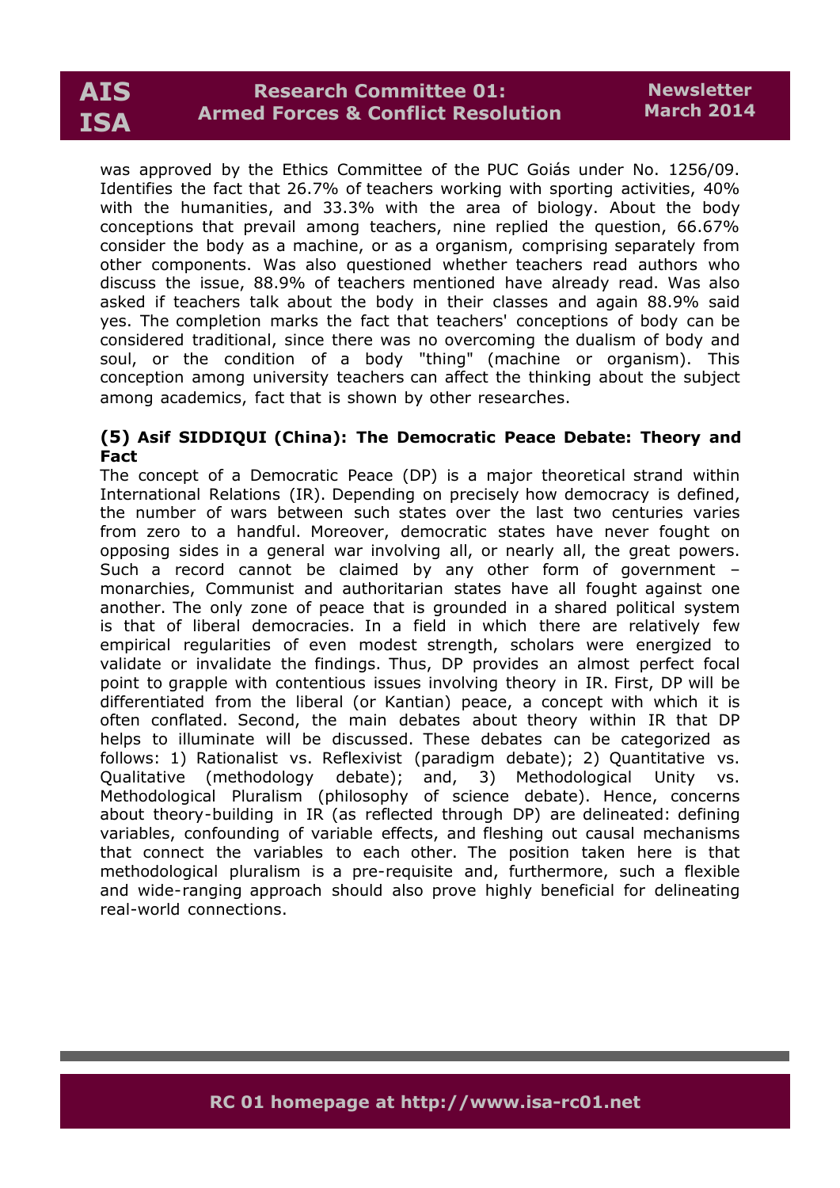was approved by the Ethics Committee of the PUC Goiás under No. 1256/09. Identifies the fact that 26.7% of teachers working with sporting activities, 40% with the humanities, and 33.3% with the area of biology. About the body conceptions that prevail among teachers, nine replied the question, 66.67% consider the body as a machine, or as a organism, comprising separately from other components. Was also questioned whether teachers read authors who discuss the issue, 88.9% of teachers mentioned have already read. Was also asked if teachers talk about the body in their classes and again 88.9% said yes. The completion marks the fact that teachers' conceptions of body can be considered traditional, since there was no overcoming the dualism of body and soul, or the condition of a body "thing" (machine or organism). This conception among university teachers can affect the thinking about the subject among academics, fact that is shown by other researches.

### (5) Asif SIDDIQUI (China): The Democratic Peace Debate: Theory and Fact

The concept of a Democratic Peace (DP) is a major theoretical strand within International Relations (IR). Depending on precisely how democracy is defined, the number of wars between such states over the last two centuries varies from zero to a handful. Moreover, democratic states have never fought on opposing sides in a general war involving all, or nearly all, the great powers. Such a record cannot be claimed by any other form of government – monarchies, Communist and authoritarian states have all fought against one another. The only zone of peace that is grounded in a shared political system is that of liberal democracies. In a field in which there are relatively few empirical regularities of even modest strength, scholars were energized to validate or invalidate the findings. Thus, DP provides an almost perfect focal point to grapple with contentious issues involving theory in IR. First, DP will be differentiated from the liberal (or Kantian) peace, a concept with which it is often conflated. Second, the main debates about theory within IR that DP helps to illuminate will be discussed. These debates can be categorized as follows: 1) Rationalist vs. Reflexivist (paradigm debate); 2) Quantitative vs. Qualitative (methodology debate); and, 3) Methodological Unity vs. Methodological Pluralism (philosophy of science debate). Hence, concerns about theory-building in IR (as reflected through DP) are delineated: defining variables, confounding of variable effects, and fleshing out causal mechanisms that connect the variables to each other. The position taken here is that methodological pluralism is a pre-requisite and, furthermore, such a flexible and wide-ranging approach should also prove highly beneficial for delineating real-world connections.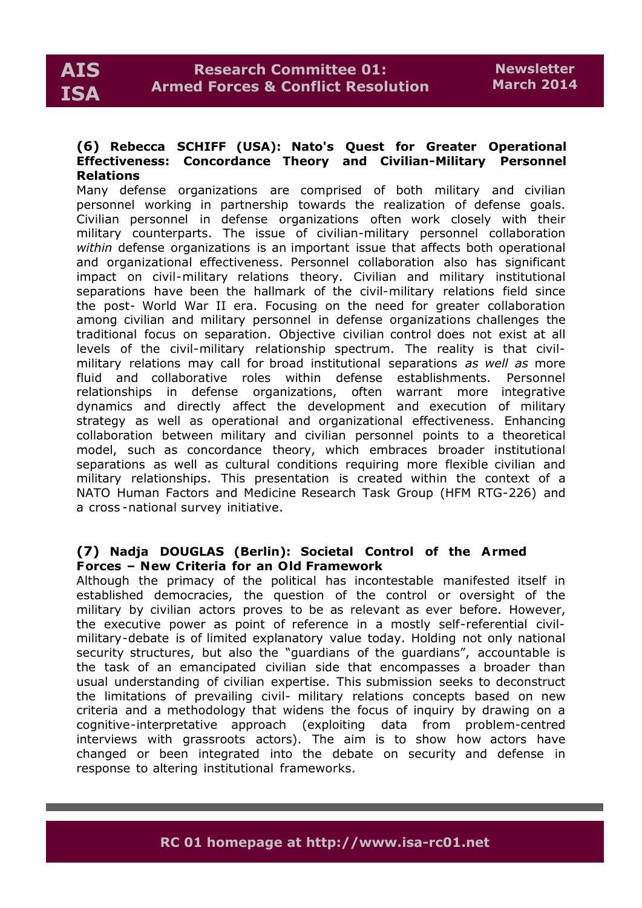**(6) Rebecca SCHIFF (USA): Nato's Quest for Greater Operational Effectiveness: Concordance Theory and Civilian-Military Personnel Relations**

Many defense organizations are comprised of both military and civilian personnel working in partnership towards the realization of defense goals. Civilian personnel in defense organizations often work closely with their military counterparts. The issue of civilian-military personnel collaboration *within* defense organizations is an important issue that affects both operational and organizational effectiveness. Personnel collaboration also has significant impact on civil-military relations theory. Civilian and military institutional separations have been the hallmark of the civil-military relations field since the post- World War II era. Focusing on the need for greater collaboration among civilian and military personnel in defense organizations challenges the traditional focus on separation. Objective civilian control does not exist at all levels of the civil-military relationship spectrum. The reality is that civil-military relations may call for broad institutional separations *as well as* more fluid and collaborative roles within defense establishments. Personnel relationships in defense organizations, often warrant more integrative dynamics and directly affect the development and execution of military strategy as well as operational and organizational effectiveness. Enhancing collaboration between military and civilian personnel points to a theoretical model, such as concordance theory, which embraces broader institutional separations as well as cultural conditions requiring more flexible civilian and military relationships. This presentation is created within the context of a NATO Human Factors and Medicine Research Task Group (HFM RTG-226) and a cross-national survey initiative.

**(7) Nadja DOUGLAS (Berlin): Societal Control of the Armed Forces – New Criteria for an Old Framework**

Although the primacy of the political has incontestable manifested itself in established democracies, the question of the control or oversight of the military by civilian actors proves to be as relevant as ever before. However, the executive power as point of reference in a mostly self-referential civil-military-debate is of limited explanatory value today. Holding not only national security structures, but also the "guardians of the guardians", accountable is the task of an emancipated civilian side that encompasses a broader than usual understanding of civilian expertise. This submission seeks to deconstruct the limitations of prevailing civil- military relations concepts based on new criteria and a methodology that widens the focus of inquiry by drawing on a cognitive-interpretative approach (exploiting data from problem-centred interviews with grassroots actors). The aim is to show how actors have changed or been integrated into the debate on security and defense in response to altering institutional frameworks.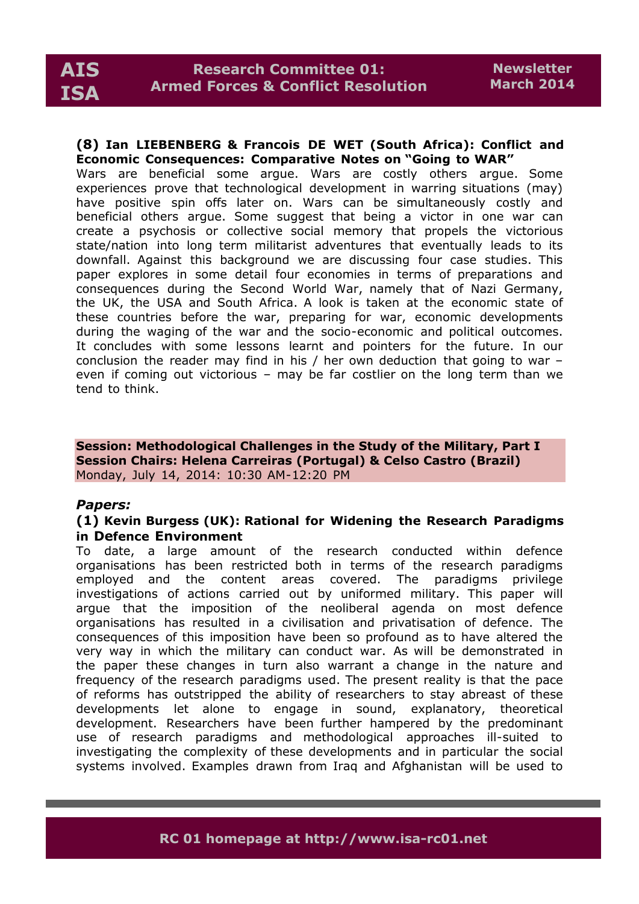**(8) Ian LIEBENBERG & Francois DE WET (South Africa): Conflict and Economic Consequences: Comparative Notes on "Going to WAR"**

Wars are beneficial some argue. Wars are costly others argue. Some experiences prove that technological development in warring situations (may) have positive spin offs later on. Wars can be simultaneously costly and beneficial others argue. Some suggest that being a victor in one war can create a psychosis or collective social memory that propels the victorious state/nation into long term militarist adventures that eventually leads to its downfall. Against this background we are discussing four case studies. This paper explores in some detail four economies in terms of preparations and consequences during the Second World War, namely that of Nazi Germany, the UK, the USA and South Africa. A look is taken at the economic state of these countries before the war, preparing for war, economic developments during the waging of the war and the socio-economic and political outcomes. It concludes with some lessons learnt and pointers for the future. In our conclusion the reader may find in his / her own deduction that going to war – even if coming out victorious – may be far costlier on the long term than we tend to think.

**Session: Methodological Challenges in the Study of the Military, Part I**
**Session Chairs: Helena Carreiras (Portugal) & Celso Castro (Brazil)**
Monday, July 14, 2014: 10:30 AM-12:20 PM

***Papers:***

**(1) Kevin Burgess (UK): Rational for Widening the Research Paradigms in Defence Environment**

To date, a large amount of the research conducted within defence organisations has been restricted both in terms of the research paradigms employed and the content areas covered. The paradigms privilege investigations of actions carried out by uniformed military. This paper will argue that the imposition of the neoliberal agenda on most defence organisations has resulted in a civilisation and privatisation of defence. The consequences of this imposition have been so profound as to have altered the very way in which the military can conduct war. As will be demonstrated in the paper these changes in turn also warrant a change in the nature and frequency of the research paradigms used. The present reality is that the pace of reforms has outstripped the ability of researchers to stay abreast of these developments let alone to engage in sound, explanatory, theoretical development. Researchers have been further hampered by the predominant use of research paradigms and methodological approaches ill-suited to investigating the complexity of these developments and in particular the social systems involved. Examples drawn from Iraq and Afghanistan will be used to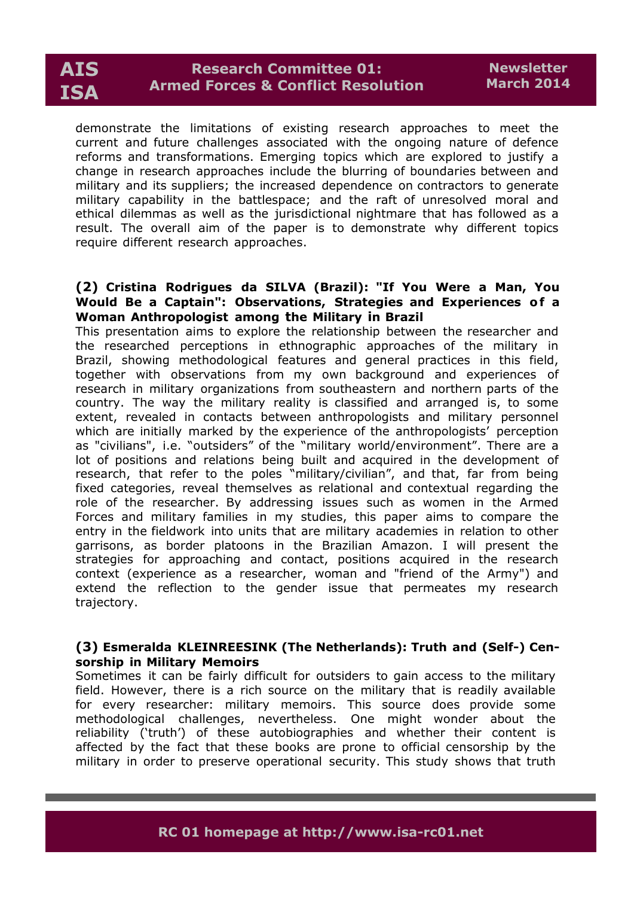demonstrate the limitations of existing research approaches to meet the current and future challenges associated with the ongoing nature of defence reforms and transformations. Emerging topics which are explored to justify a change in research approaches include the blurring of boundaries between and military and its suppliers; the increased dependence on contractors to generate military capability in the battlespace; and the raft of unresolved moral and ethical dilemmas as well as the jurisdictional nightmare that has followed as a result. The overall aim of the paper is to demonstrate why different topics require different research approaches.

**(2) Cristina Rodrigues da SILVA (Brazil): "If You Were a Man, You Would Be a Captain": Observations, Strategies and Experiences of a Woman Anthropologist among the Military in Brazil**

This presentation aims to explore the relationship between the researcher and the researched perceptions in ethnographic approaches of the military in Brazil, showing methodological features and general practices in this field, together with observations from my own background and experiences of research in military organizations from southeastern and northern parts of the country. The way the military reality is classified and arranged is, to some extent, revealed in contacts between anthropologists and military personnel which are initially marked by the experience of the anthropologists' perception as "civilians", i.e. "outsiders" of the "military world/environment". There are a lot of positions and relations being built and acquired in the development of research, that refer to the poles "military/civilian", and that, far from being fixed categories, reveal themselves as relational and contextual regarding the role of the researcher. By addressing issues such as women in the Armed Forces and military families in my studies, this paper aims to compare the entry in the fieldwork into units that are military academies in relation to other garrisons, as border platoons in the Brazilian Amazon. I will present the strategies for approaching and contact, positions acquired in the research context (experience as a researcher, woman and "friend of the Army") and extend the reflection to the gender issue that permeates my research trajectory.

**(3) Esmeralda KLEINREESINK (The Netherlands): Truth and (Self-) Censorship in Military Memoirs**

Sometimes it can be fairly difficult for outsiders to gain access to the military field. However, there is a rich source on the military that is readily available for every researcher: military memoirs. This source does provide some methodological challenges, nevertheless. One might wonder about the reliability ('truth') of these autobiographies and whether their content is affected by the fact that these books are prone to official censorship by the military in order to preserve operational security. This study shows that truth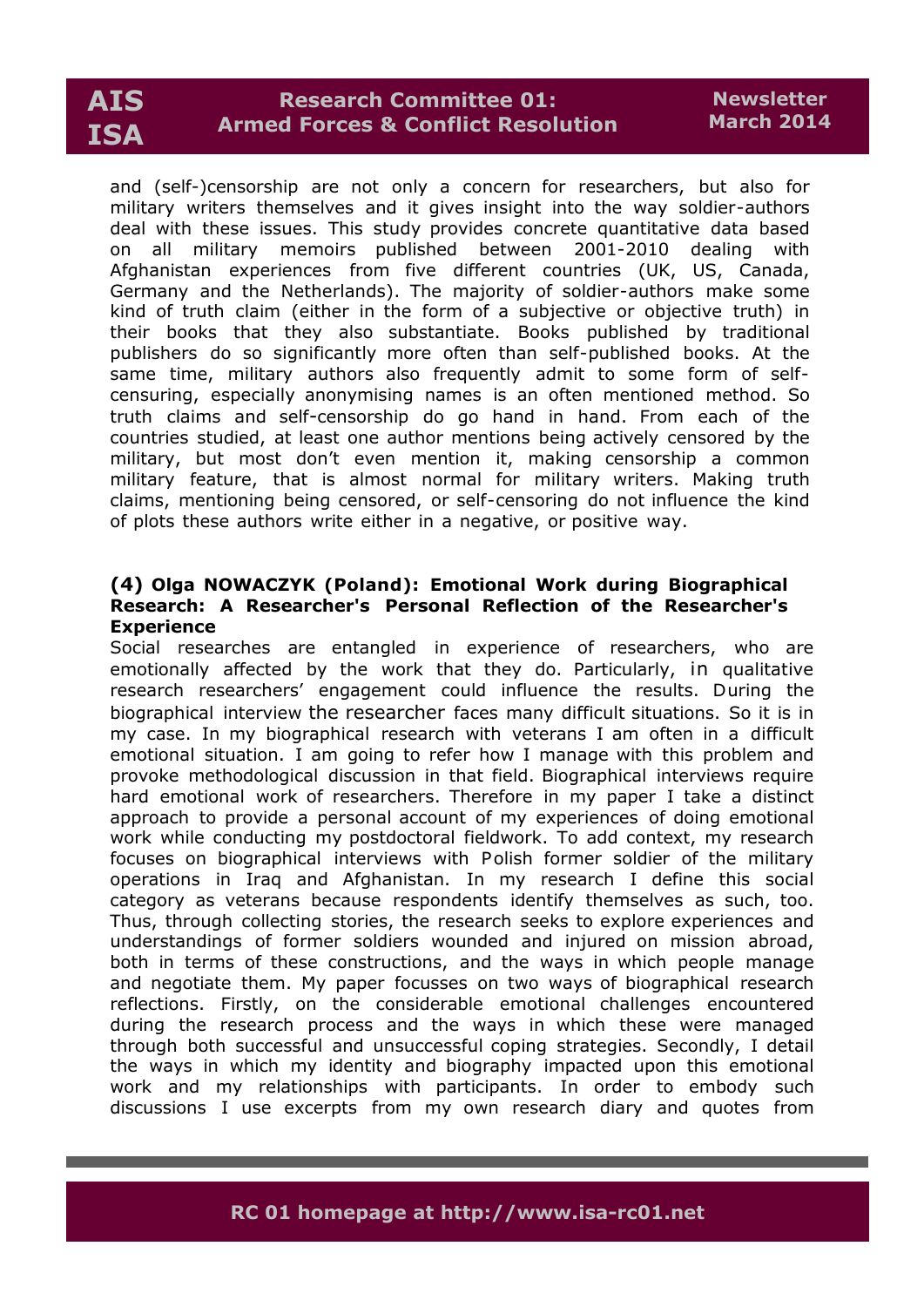and (self-)censorship are not only a concern for researchers, but also for military writers themselves and it gives insight into the way soldier-authors deal with these issues. This study provides concrete quantitative data based on all military memoirs published between 2001-2010 dealing with Afghanistan experiences from five different countries (UK, US, Canada, Germany and the Netherlands). The majority of soldier-authors make some kind of truth claim (either in the form of a subjective or objective truth) in their books that they also substantiate. Books published by traditional publishers do so significantly more often than self-published books. At the same time, military authors also frequently admit to some form of self-censuring, especially anonymising names is an often mentioned method. So truth claims and self-censorship do go hand in hand. From each of the countries studied, at least one author mentions being actively censored by the military, but most don't even mention it, making censorship a common military feature, that is almost normal for military writers. Making truth claims, mentioning being censored, or self-censoring do not influence the kind of plots these authors write either in a negative, or positive way.

**(4) Olga NOWACZYK (Poland): Emotional Work during Biographical Research: A Researcher's Personal Reflection of the Researcher's Experience**

Social researches are entangled in experience of researchers, who are emotionally affected by the work that they do. Particularly, in qualitative research researchers' engagement could influence the results. During the biographical interview the researcher faces many difficult situations. So it is in my case. In my biographical research with veterans I am often in a difficult emotional situation. I am going to refer how I manage with this problem and provoke methodological discussion in that field. Biographical interviews require hard emotional work of researchers. Therefore in my paper I take a distinct approach to provide a personal account of my experiences of doing emotional work while conducting my postdoctoral fieldwork. To add context, my research focuses on biographical interviews with Polish former soldier of the military operations in Iraq and Afghanistan. In my research I define this social category as veterans because respondents identify themselves as such, too. Thus, through collecting stories, the research seeks to explore experiences and understandings of former soldiers wounded and injured on mission abroad, both in terms of these constructions, and the ways in which people manage and negotiate them. My paper focusses on two ways of biographical research reflections. Firstly, on the considerable emotional challenges encountered during the research process and the ways in which these were managed through both successful and unsuccessful coping strategies. Secondly, I detail the ways in which my identity and biography impacted upon this emotional work and my relationships with participants. In order to embody such discussions I use excerpts from my own research diary and quotes from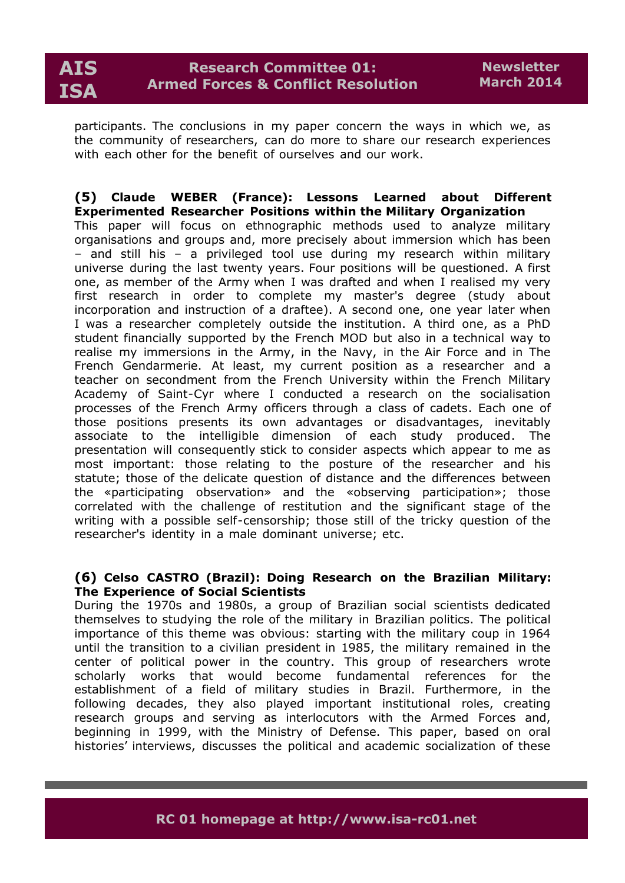participants. The conclusions in my paper concern the ways in which we, as the community of researchers, can do more to share our research experiences with each other for the benefit of ourselves and our work.

**(5) Claude WEBER (France): Lessons Learned about Different Experimented Researcher Positions within the Military Organization**

This paper will focus on ethnographic methods used to analyze military organisations and groups and, more precisely about immersion which has been – and still his – a privileged tool use during my research within military universe during the last twenty years. Four positions will be questioned. A first one, as member of the Army when I was drafted and when I realised my very first research in order to complete my master's degree (study about incorporation and instruction of a draftee). A second one, one year later when I was a researcher completely outside the institution. A third one, as a PhD student financially supported by the French MOD but also in a technical way to realise my immersions in the Army, in the Navy, in the Air Force and in The French Gendarmerie. At least, my current position as a researcher and a teacher on secondment from the French University within the French Military Academy of Saint-Cyr where I conducted a research on the socialisation processes of the French Army officers through a class of cadets. Each one of those positions presents its own advantages or disadvantages, inevitably associate to the intelligible dimension of each study produced. The presentation will consequently stick to consider aspects which appear to me as most important: those relating to the posture of the researcher and his statute; those of the delicate question of distance and the differences between the «participating observation» and the «observing participation»; those correlated with the challenge of restitution and the significant stage of the writing with a possible self-censorship; those still of the tricky question of the researcher's identity in a male dominant universe; etc.

**(6) Celso CASTRO (Brazil): Doing Research on the Brazilian Military: The Experience of Social Scientists**

During the 1970s and 1980s, a group of Brazilian social scientists dedicated themselves to studying the role of the military in Brazilian politics. The political importance of this theme was obvious: starting with the military coup in 1964 until the transition to a civilian president in 1985, the military remained in the center of political power in the country. This group of researchers wrote scholarly works that would become fundamental references for the establishment of a field of military studies in Brazil. Furthermore, in the following decades, they also played important institutional roles, creating research groups and serving as interlocutors with the Armed Forces and, beginning in 1999, with the Ministry of Defense. This paper, based on oral histories' interviews, discusses the political and academic socialization of these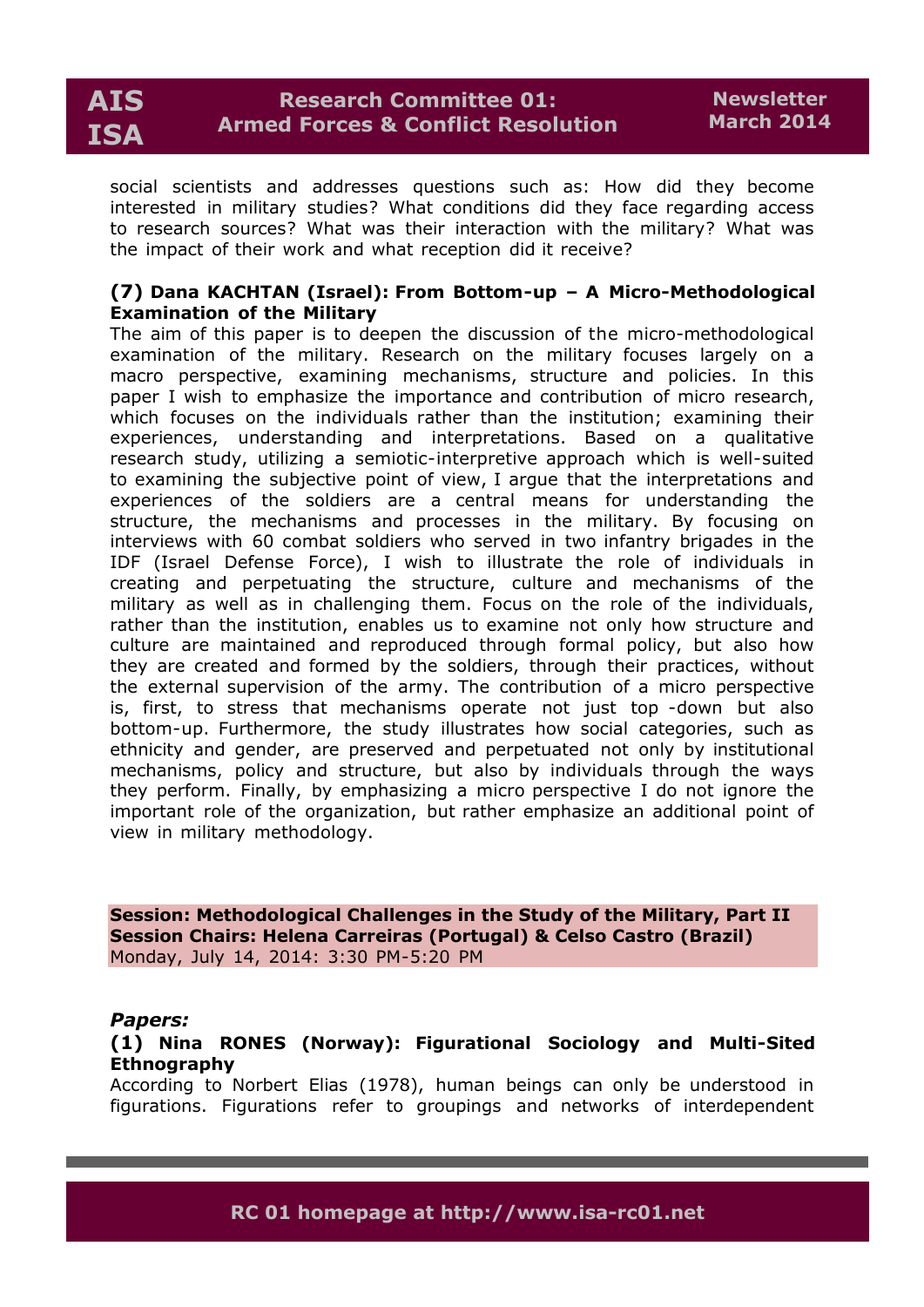social scientists and addresses questions such as: How did they become interested in military studies? What conditions did they face regarding access to research sources? What was their interaction with the military? What was the impact of their work and what reception did it receive?

**(7) Dana KACHTAN (Israel): From Bottom-up – A Micro-Methodological Examination of the Military**

The aim of this paper is to deepen the discussion of the micro-methodological examination of the military. Research on the military focuses largely on a macro perspective, examining mechanisms, structure and policies. In this paper I wish to emphasize the importance and contribution of micro research, which focuses on the individuals rather than the institution; examining their experiences, understanding and interpretations. Based on a qualitative research study, utilizing a semiotic-interpretive approach which is well-suited to examining the subjective point of view, I argue that the interpretations and experiences of the soldiers are a central means for understanding the structure, the mechanisms and processes in the military. By focusing on interviews with 60 combat soldiers who served in two infantry brigades in the IDF (Israel Defense Force), I wish to illustrate the role of individuals in creating and perpetuating the structure, culture and mechanisms of the military as well as in challenging them. Focus on the role of the individuals, rather than the institution, enables us to examine not only how structure and culture are maintained and reproduced through formal policy, but also how they are created and formed by the soldiers, through their practices, without the external supervision of the army. The contribution of a micro perspective is, first, to stress that mechanisms operate not just top -down but also bottom-up. Furthermore, the study illustrates how social categories, such as ethnicity and gender, are preserved and perpetuated not only by institutional mechanisms, policy and structure, but also by individuals through the ways they perform. Finally, by emphasizing a micro perspective I do not ignore the important role of the organization, but rather emphasize an additional point of view in military methodology.

**Session: Methodological Challenges in the Study of the Military, Part II**
**Session Chairs: Helena Carreiras (Portugal) & Celso Castro (Brazil)**
Monday, July 14, 2014: 3:30 PM-5:20 PM

***Papers:***

**(1) Nina RONES (Norway): Figurational Sociology and Multi-Sited Ethnography**

According to Norbert Elias (1978), human beings can only be understood in figurations. Figurations refer to groupings and networks of interdependent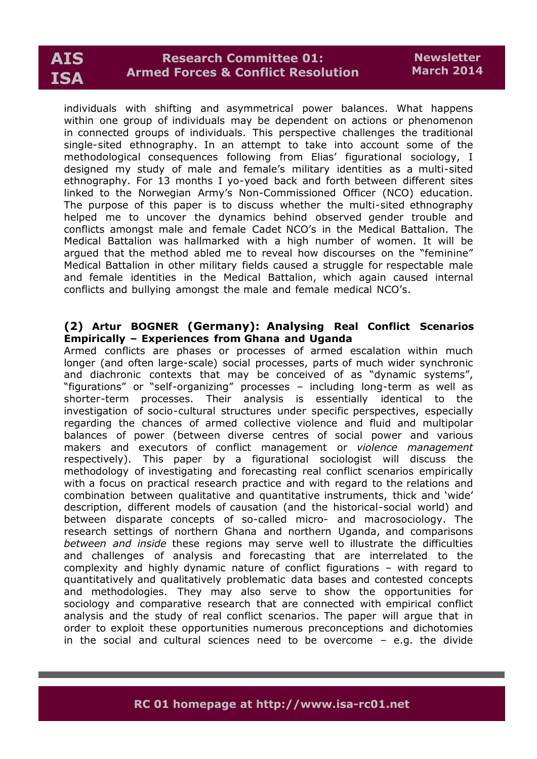individuals with shifting and asymmetrical power balances. What happens within one group of individuals may be dependent on actions or phenomenon in connected groups of individuals. This perspective challenges the traditional single-sited ethnography. In an attempt to take into account some of the methodological consequences following from Elias' figurational sociology, I designed my study of male and female's military identities as a multi-sited ethnography. For 13 months I yo-yoed back and forth between different sites linked to the Norwegian Army's Non-Commissioned Officer (NCO) education. The purpose of this paper is to discuss whether the multi-sited ethnography helped me to uncover the dynamics behind observed gender trouble and conflicts amongst male and female Cadet NCO's in the Medical Battalion. The Medical Battalion was hallmarked with a high number of women. It will be argued that the method abled me to reveal how discourses on the "feminine" Medical Battalion in other military fields caused a struggle for respectable male and female identities in the Medical Battalion, which again caused internal conflicts and bullying amongst the male and female medical NCO's.

**(2) Artur BOGNER (Germany): Analysing Real Conflict Scenarios Empirically – Experiences from Ghana and Uganda**

Armed conflicts are phases or processes of armed escalation within much longer (and often large-scale) social processes, parts of much wider synchronic and diachronic contexts that may be conceived of as "dynamic systems", "figurations" or "self-organizing" processes – including long-term as well as shorter-term processes. Their analysis is essentially identical to the investigation of socio-cultural structures under specific perspectives, especially regarding the chances of armed collective violence and fluid and multipolar balances of power (between diverse centres of social power and various makers and executors of conflict management or *violence management* respectively). This paper by a figurational sociologist will discuss the methodology of investigating and forecasting real conflict scenarios empirically with a focus on practical research practice and with regard to the relations and combination between qualitative and quantitative instruments, thick and 'wide' description, different models of causation (and the historical-social world) and between disparate concepts of so-called micro- and macrosociology. The research settings of northern Ghana and northern Uganda, and comparisons *between and inside* these regions may serve well to illustrate the difficulties and challenges of analysis and forecasting that are interrelated to the complexity and highly dynamic nature of conflict figurations – with regard to quantitatively and qualitatively problematic data bases and contested concepts and methodologies. They may also serve to show the opportunities for sociology and comparative research that are connected with empirical conflict analysis and the study of real conflict scenarios. The paper will argue that in order to exploit these opportunities numerous preconceptions and dichotomies in the social and cultural sciences need to be overcome – e.g. the divide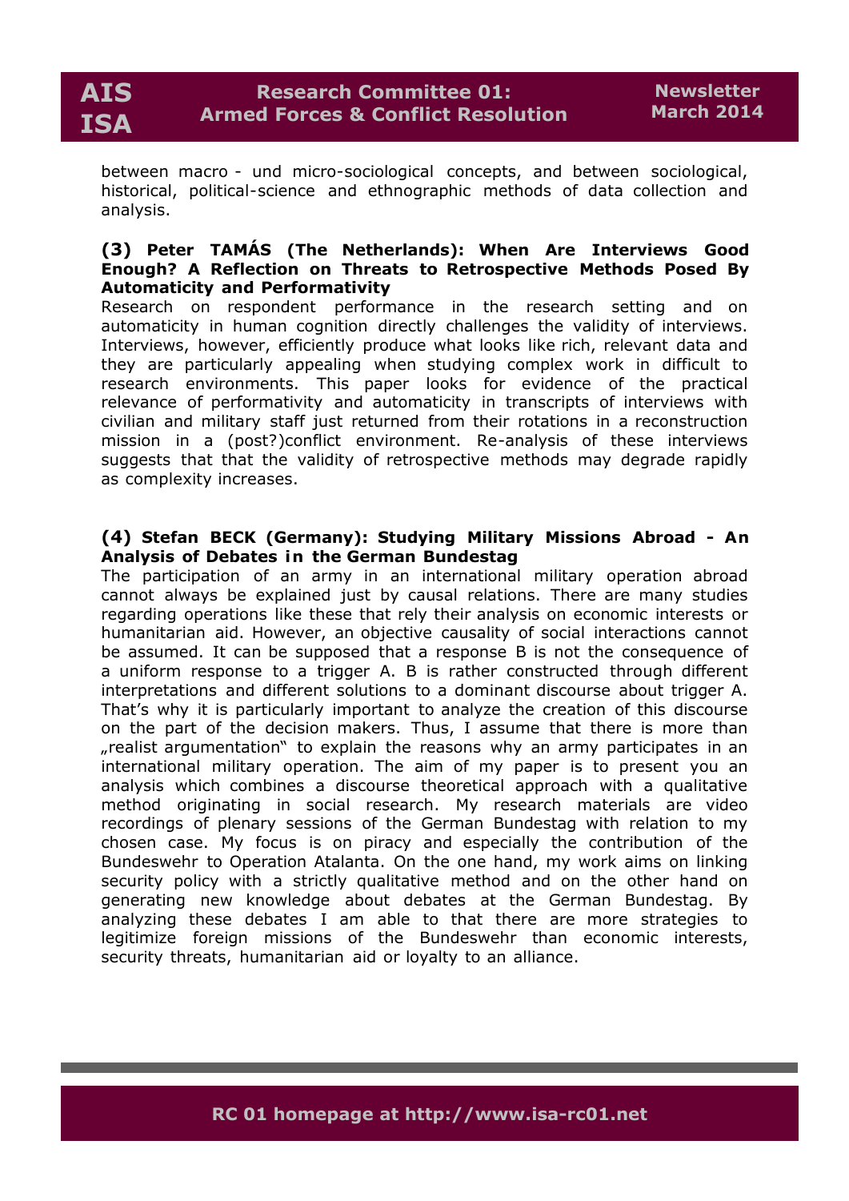between macro - und micro-sociological concepts, and between sociological, historical, political-science and ethnographic methods of data collection and analysis.

**(3) Peter TAMÁS (The Netherlands): When Are Interviews Good Enough? A Reflection on Threats to Retrospective Methods Posed By Automaticity and Performativity**

Research on respondent performance in the research setting and on automaticity in human cognition directly challenges the validity of interviews. Interviews, however, efficiently produce what looks like rich, relevant data and they are particularly appealing when studying complex work in difficult to research environments. This paper looks for evidence of the practical relevance of performativity and automaticity in transcripts of interviews with civilian and military staff just returned from their rotations in a reconstruction mission in a (post?)conflict environment. Re-analysis of these interviews suggests that that the validity of retrospective methods may degrade rapidly as complexity increases.

**(4) Stefan BECK (Germany): Studying Military Missions Abroad - An Analysis of Debates in the German Bundestag**

The participation of an army in an international military operation abroad cannot always be explained just by causal relations. There are many studies regarding operations like these that rely their analysis on economic interests or humanitarian aid. However, an objective causality of social interactions cannot be assumed. It can be supposed that a response B is not the consequence of a uniform response to a trigger A. B is rather constructed through different interpretations and different solutions to a dominant discourse about trigger A. That's why it is particularly important to analyze the creation of this discourse on the part of the decision makers. Thus, I assume that there is more than „realist argumentation" to explain the reasons why an army participates in an international military operation. The aim of my paper is to present you an analysis which combines a discourse theoretical approach with a qualitative method originating in social research. My research materials are video recordings of plenary sessions of the German Bundestag with relation to my chosen case. My focus is on piracy and especially the contribution of the Bundeswehr to Operation Atalanta. On the one hand, my work aims on linking security policy with a strictly qualitative method and on the other hand on generating new knowledge about debates at the German Bundestag. By analyzing these debates I am able to that there are more strategies to legitimize foreign missions of the Bundeswehr than economic interests, security threats, humanitarian aid or loyalty to an alliance.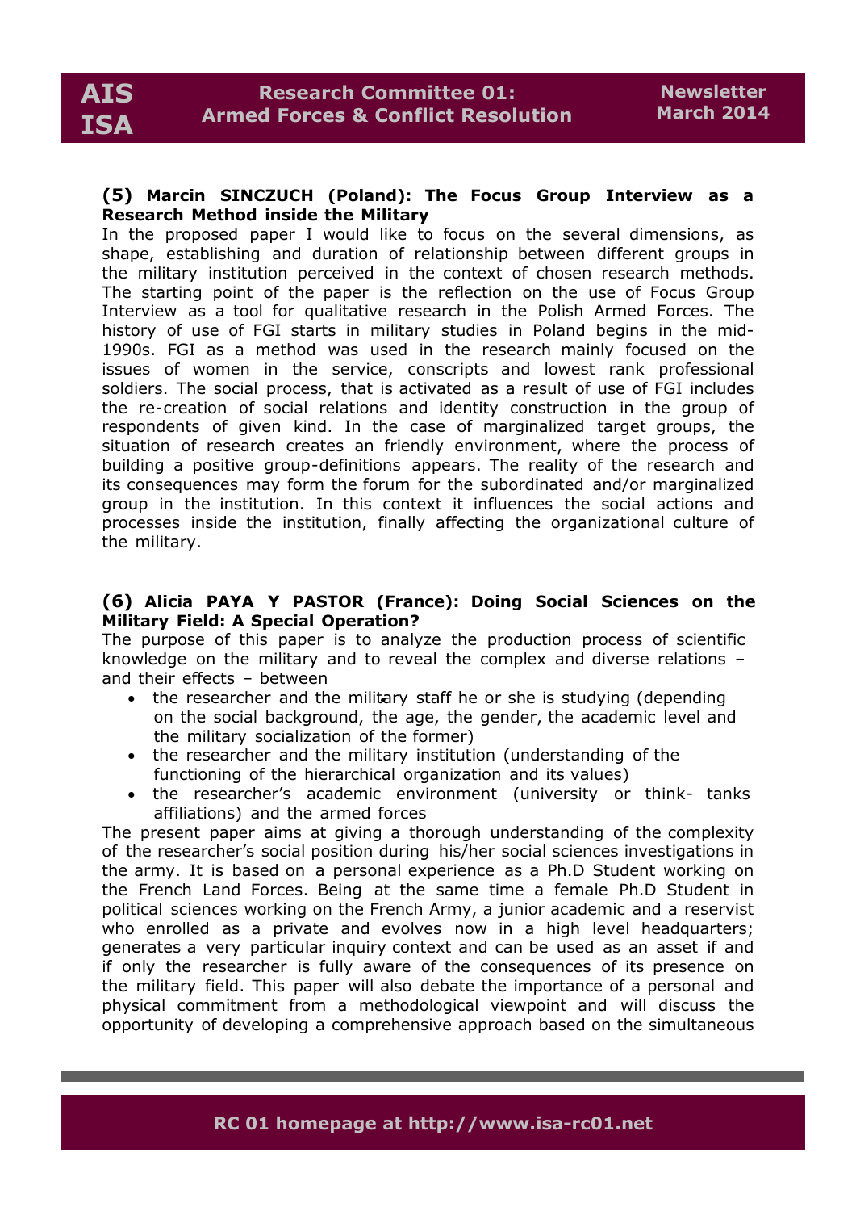**(5) Marcin SINCZUCH (Poland): The Focus Group Interview as a Research Method inside the Military**

In the proposed paper I would like to focus on the several dimensions, as shape, establishing and duration of relationship between different groups in the military institution perceived in the context of chosen research methods. The starting point of the paper is the reflection on the use of Focus Group Interview as a tool for qualitative research in the Polish Armed Forces. The history of use of FGI starts in military studies in Poland begins in the mid-1990s. FGI as a method was used in the research mainly focused on the issues of women in the service, conscripts and lowest rank professional soldiers. The social process, that is activated as a result of use of FGI includes the re-creation of social relations and identity construction in the group of respondents of given kind. In the case of marginalized target groups, the situation of research creates an friendly environment, where the process of building a positive group-definitions appears. The reality of the research and its consequences may form the forum for the subordinated and/or marginalized group in the institution. In this context it influences the social actions and processes inside the institution, finally affecting the organizational culture of the military.

**(6) Alicia PAYA Y PASTOR (France): Doing Social Sciences on the Military Field: A Special Operation?**

The purpose of this paper is to analyze the production process of scientific knowledge on the military and to reveal the complex and diverse relations – and their effects – between

- the researcher and the military staff he or she is studying (depending on the social background, the age, the gender, the academic level and the military socialization of the former)
- the researcher and the military institution (understanding of the functioning of the hierarchical organization and its values)
- the researcher's academic environment (university or think- tanks affiliations) and the armed forces

The present paper aims at giving a thorough understanding of the complexity of the researcher's social position during his/her social sciences investigations in the army. It is based on a personal experience as a Ph.D Student working on the French Land Forces. Being at the same time a female Ph.D Student in political sciences working on the French Army, a junior academic and a reservist who enrolled as a private and evolves now in a high level headquarters; generates a very particular inquiry context and can be used as an asset if and if only the researcher is fully aware of the consequences of its presence on the military field. This paper will also debate the importance of a personal and physical commitment from a methodological viewpoint and will discuss the opportunity of developing a comprehensive approach based on the simultaneous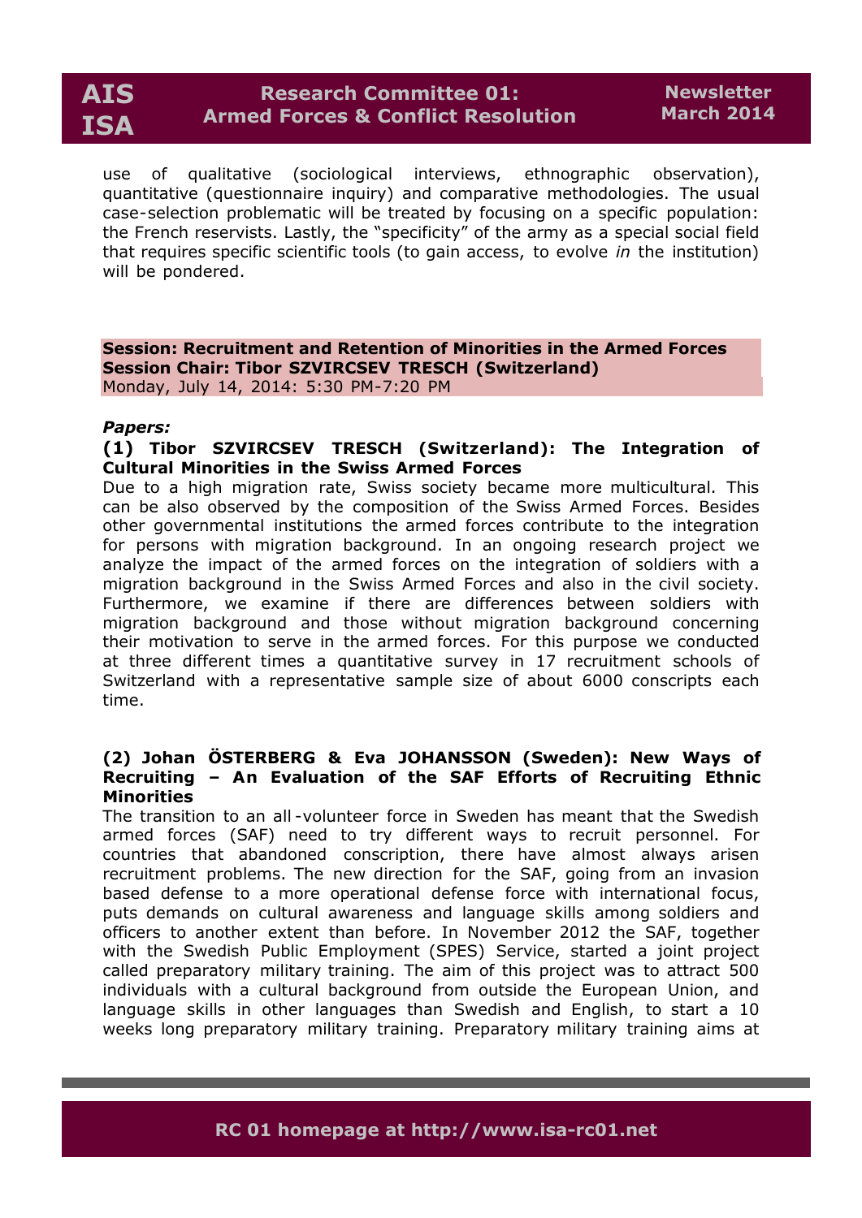use of qualitative (sociological interviews, ethnographic observation), quantitative (questionnaire inquiry) and comparative methodologies. The usual case-selection problematic will be treated by focusing on a specific population: the French reservists. Lastly, the "specificity" of the army as a special social field that requires specific scientific tools (to gain access, to evolve *in* the institution) will be pondered.

**Session: Recruitment and Retention of Minorities in the Armed Forces**
**Session Chair: Tibor SZVIRCSEV TRESCH (Switzerland)**
Monday, July 14, 2014: 5:30 PM-7:20 PM

***Papers:***

**(1) Tibor SZVIRCSEV TRESCH (Switzerland): The Integration of Cultural Minorities in the Swiss Armed Forces**

Due to a high migration rate, Swiss society became more multicultural. This can be also observed by the composition of the Swiss Armed Forces. Besides other governmental institutions the armed forces contribute to the integration for persons with migration background. In an ongoing research project we analyze the impact of the armed forces on the integration of soldiers with a migration background in the Swiss Armed Forces and also in the civil society. Furthermore, we examine if there are differences between soldiers with migration background and those without migration background concerning their motivation to serve in the armed forces. For this purpose we conducted at three different times a quantitative survey in 17 recruitment schools of Switzerland with a representative sample size of about 6000 conscripts each time.

**(2) Johan ÖSTERBERG & Eva JOHANSSON (Sweden): New Ways of Recruiting – An Evaluation of the SAF Efforts of Recruiting Ethnic Minorities**

The transition to an all-volunteer force in Sweden has meant that the Swedish armed forces (SAF) need to try different ways to recruit personnel. For countries that abandoned conscription, there have almost always arisen recruitment problems. The new direction for the SAF, going from an invasion based defense to a more operational defense force with international focus, puts demands on cultural awareness and language skills among soldiers and officers to another extent than before. In November 2012 the SAF, together with the Swedish Public Employment (SPES) Service, started a joint project called preparatory military training. The aim of this project was to attract 500 individuals with a cultural background from outside the European Union, and language skills in other languages than Swedish and English, to start a 10 weeks long preparatory military training. Preparatory military training aims at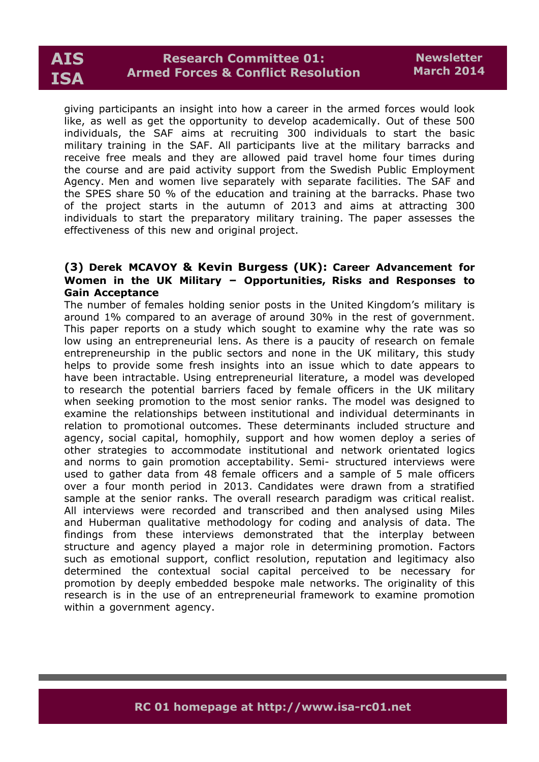giving participants an insight into how a career in the armed forces would look like, as well as get the opportunity to develop academically. Out of these 500 individuals, the SAF aims at recruiting 300 individuals to start the basic military training in the SAF. All participants live at the military barracks and receive free meals and they are allowed paid travel home four times during the course and are paid activity support from the Swedish Public Employment Agency. Men and women live separately with separate facilities. The SAF and the SPES share 50 % of the education and training at the barracks. Phase two of the project starts in the autumn of 2013 and aims at attracting 300 individuals to start the preparatory military training. The paper assesses the effectiveness of this new and original project.

### (3) Derek MCAVOY & Kevin Burgess (UK): Career Advancement for Women in the UK Military – Opportunities, Risks and Responses to Gain Acceptance

The number of females holding senior posts in the United Kingdom's military is around 1% compared to an average of around 30% in the rest of government. This paper reports on a study which sought to examine why the rate was so low using an entrepreneurial lens. As there is a paucity of research on female entrepreneurship in the public sectors and none in the UK military, this study helps to provide some fresh insights into an issue which to date appears to have been intractable. Using entrepreneurial literature, a model was developed to research the potential barriers faced by female officers in the UK military when seeking promotion to the most senior ranks. The model was designed to examine the relationships between institutional and individual determinants in relation to promotional outcomes. These determinants included structure and agency, social capital, homophily, support and how women deploy a series of other strategies to accommodate institutional and network orientated logics and norms to gain promotion acceptability. Semi- structured interviews were used to gather data from 48 female officers and a sample of 5 male officers over a four month period in 2013. Candidates were drawn from a stratified sample at the senior ranks. The overall research paradigm was critical realist. All interviews were recorded and transcribed and then analysed using Miles and Huberman qualitative methodology for coding and analysis of data. The findings from these interviews demonstrated that the interplay between structure and agency played a major role in determining promotion. Factors such as emotional support, conflict resolution, reputation and legitimacy also determined the contextual social capital perceived to be necessary for promotion by deeply embedded bespoke male networks. The originality of this research is in the use of an entrepreneurial framework to examine promotion within a government agency.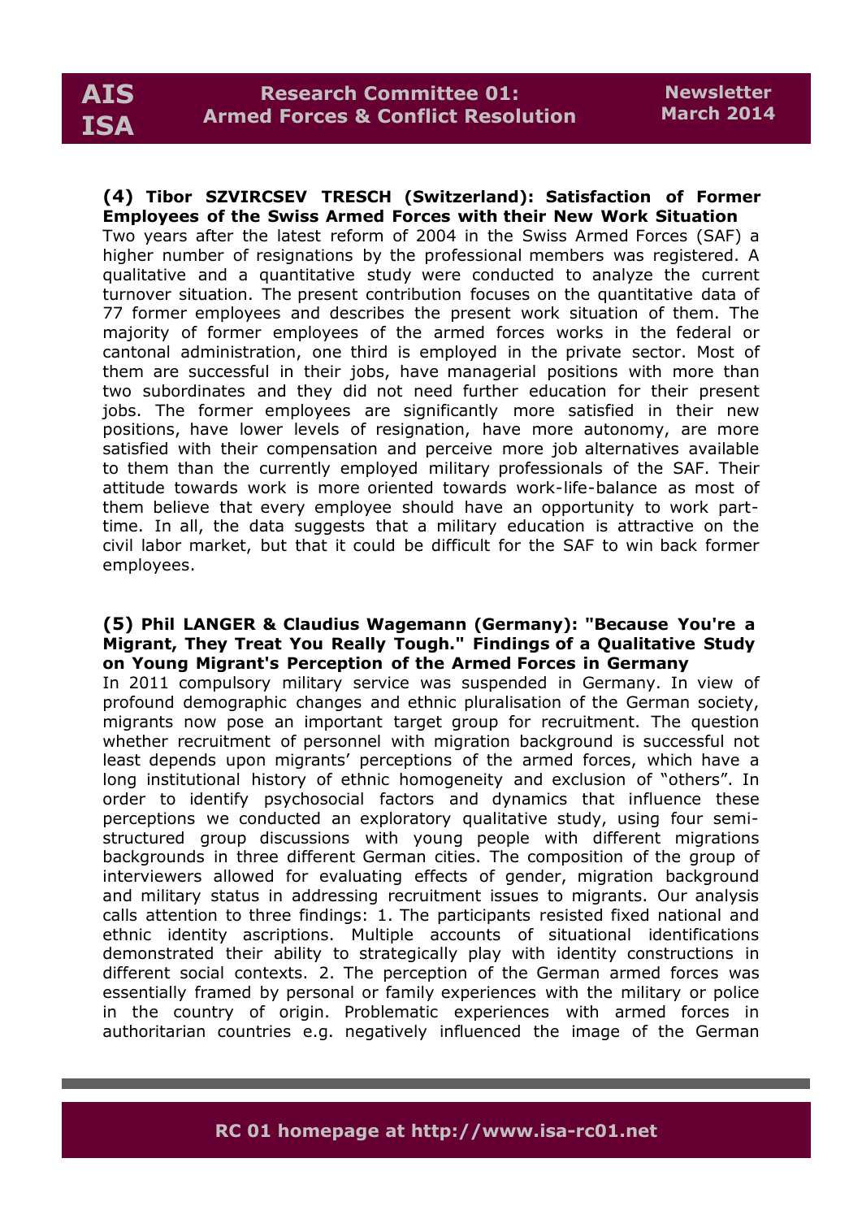**(4) Tibor SZVIRCSEV TRESCH (Switzerland): Satisfaction of Former Employees of the Swiss Armed Forces with their New Work Situation**

Two years after the latest reform of 2004 in the Swiss Armed Forces (SAF) a higher number of resignations by the professional members was registered. A qualitative and a quantitative study were conducted to analyze the current turnover situation. The present contribution focuses on the quantitative data of 77 former employees and describes the present work situation of them. The majority of former employees of the armed forces works in the federal or cantonal administration, one third is employed in the private sector. Most of them are successful in their jobs, have managerial positions with more than two subordinates and they did not need further education for their present jobs. The former employees are significantly more satisfied in their new positions, have lower levels of resignation, have more autonomy, are more satisfied with their compensation and perceive more job alternatives available to them than the currently employed military professionals of the SAF. Their attitude towards work is more oriented towards work-life-balance as most of them believe that every employee should have an opportunity to work part-time. In all, the data suggests that a military education is attractive on the civil labor market, but that it could be difficult for the SAF to win back former employees.

**(5) Phil LANGER & Claudius Wagemann (Germany): "Because You're a Migrant, They Treat You Really Tough." Findings of a Qualitative Study on Young Migrant's Perception of the Armed Forces in Germany**

In 2011 compulsory military service was suspended in Germany. In view of profound demographic changes and ethnic pluralisation of the German society, migrants now pose an important target group for recruitment. The question whether recruitment of personnel with migration background is successful not least depends upon migrants' perceptions of the armed forces, which have a long institutional history of ethnic homogeneity and exclusion of "others". In order to identify psychosocial factors and dynamics that influence these perceptions we conducted an exploratory qualitative study, using four semi-structured group discussions with young people with different migrations backgrounds in three different German cities. The composition of the group of interviewers allowed for evaluating effects of gender, migration background and military status in addressing recruitment issues to migrants. Our analysis calls attention to three findings: 1. The participants resisted fixed national and ethnic identity ascriptions. Multiple accounts of situational identifications demonstrated their ability to strategically play with identity constructions in different social contexts. 2. The perception of the German armed forces was essentially framed by personal or family experiences with the military or police in the country of origin. Problematic experiences with armed forces in authoritarian countries e.g. negatively influenced the image of the German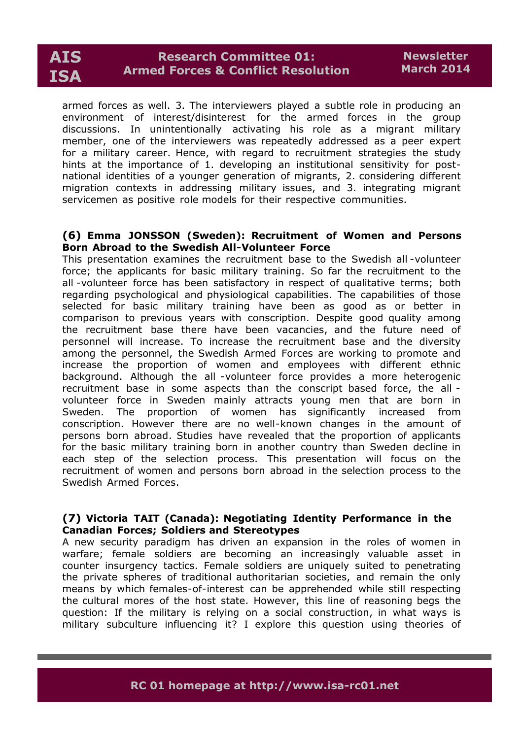armed forces as well. 3. The interviewers played a subtle role in producing an environment of interest/disinterest for the armed forces in the group discussions. In unintentionally activating his role as a migrant military member, one of the interviewers was repeatedly addressed as a peer expert for a military career. Hence, with regard to recruitment strategies the study hints at the importance of 1. developing an institutional sensitivity for post-national identities of a younger generation of migrants, 2. considering different migration contexts in addressing military issues, and 3. integrating migrant servicemen as positive role models for their respective communities.

### (6) Emma JONSSON (Sweden): Recruitment of Women and Persons Born Abroad to the Swedish All-Volunteer Force

This presentation examines the recruitment base to the Swedish all -volunteer force; the applicants for basic military training. So far the recruitment to the all -volunteer force has been satisfactory in respect of qualitative terms; both regarding psychological and physiological capabilities. The capabilities of those selected for basic military training have been as good as or better in comparison to previous years with conscription. Despite good quality among the recruitment base there have been vacancies, and the future need of personnel will increase. To increase the recruitment base and the diversity among the personnel, the Swedish Armed Forces are working to promote and increase the proportion of women and employees with different ethnic background. Although the all -volunteer force provides a more heterogenic recruitment base in some aspects than the conscript based force, the all -volunteer force in Sweden mainly attracts young men that are born in Sweden. The proportion of women has significantly increased from conscription. However there are no well-known changes in the amount of persons born abroad. Studies have revealed that the proportion of applicants for the basic military training born in another country than Sweden decline in each step of the selection process. This presentation will focus on the recruitment of women and persons born abroad in the selection process to the Swedish Armed Forces.

### (7) Victoria TAIT (Canada): Negotiating Identity Performance in the Canadian Forces; Soldiers and Stereotypes

A new security paradigm has driven an expansion in the roles of women in warfare; female soldiers are becoming an increasingly valuable asset in counter insurgency tactics. Female soldiers are uniquely suited to penetrating the private spheres of traditional authoritarian societies, and remain the only means by which females-of-interest can be apprehended while still respecting the cultural mores of the host state. However, this line of reasoning begs the question: If the military is relying on a social construction, in what ways is military subculture influencing it? I explore this question using theories of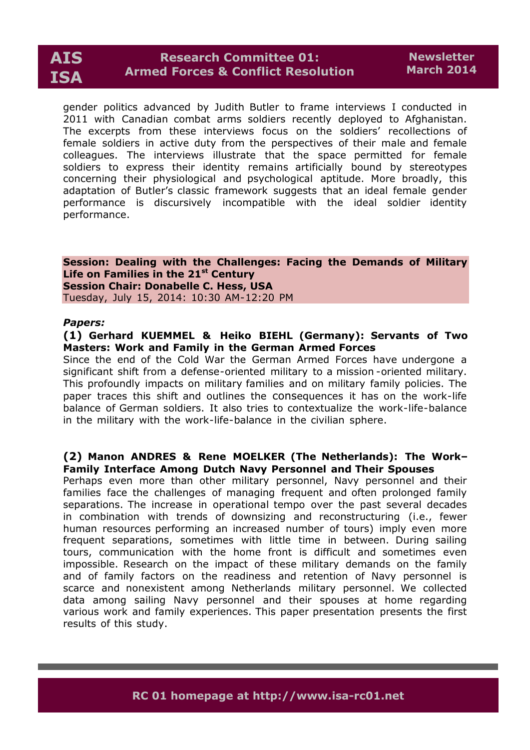gender politics advanced by Judith Butler to frame interviews I conducted in 2011 with Canadian combat arms soldiers recently deployed to Afghanistan. The excerpts from these interviews focus on the soldiers' recollections of female soldiers in active duty from the perspectives of their male and female colleagues. The interviews illustrate that the space permitted for female soldiers to express their identity remains artificially bound by stereotypes concerning their physiological and psychological aptitude. More broadly, this adaptation of Butler's classic framework suggests that an ideal female gender performance is discursively incompatible with the ideal soldier identity performance.

**Session: Dealing with the Challenges: Facing the Demands of Military Life on Families in the 21st Century**
**Session Chair: Donabelle C. Hess, USA**
Tuesday, July 15, 2014: 10:30 AM-12:20 PM

***Papers:***

**(1) Gerhard KUEMMEL & Heiko BIEHL (Germany): Servants of Two Masters: Work and Family in the German Armed Forces**

Since the end of the Cold War the German Armed Forces have undergone a significant shift from a defense-oriented military to a mission-oriented military. This profoundly impacts on military families and on military family policies. The paper traces this shift and outlines the consequences it has on the work-life balance of German soldiers. It also tries to contextualize the work-life-balance in the military with the work-life-balance in the civilian sphere.

**(2) Manon ANDRES & Rene MOELKER (The Netherlands): The Work–Family Interface Among Dutch Navy Personnel and Their Spouses**

Perhaps even more than other military personnel, Navy personnel and their families face the challenges of managing frequent and often prolonged family separations. The increase in operational tempo over the past several decades in combination with trends of downsizing and reconstructuring (i.e., fewer human resources performing an increased number of tours) imply even more frequent separations, sometimes with little time in between. During sailing tours, communication with the home front is difficult and sometimes even impossible. Research on the impact of these military demands on the family and of family factors on the readiness and retention of Navy personnel is scarce and nonexistent among Netherlands military personnel. We collected data among sailing Navy personnel and their spouses at home regarding various work and family experiences. This paper presentation presents the first results of this study.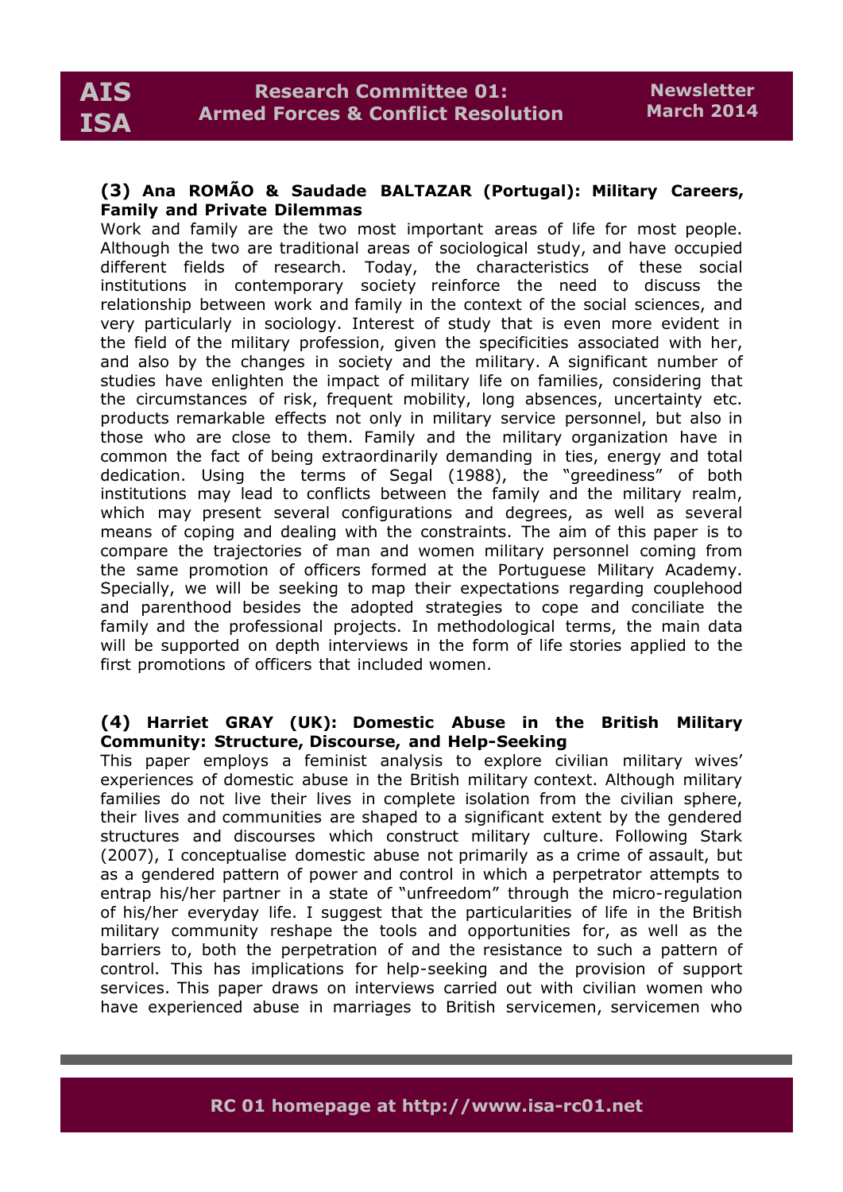**(3) Ana ROMÃO & Saudade BALTAZAR (Portugal): Military Careers, Family and Private Dilemmas**

Work and family are the two most important areas of life for most people. Although the two are traditional areas of sociological study, and have occupied different fields of research. Today, the characteristics of these social institutions in contemporary society reinforce the need to discuss the relationship between work and family in the context of the social sciences, and very particularly in sociology. Interest of study that is even more evident in the field of the military profession, given the specificities associated with her, and also by the changes in society and the military. A significant number of studies have enlighten the impact of military life on families, considering that the circumstances of risk, frequent mobility, long absences, uncertainty etc. products remarkable effects not only in military service personnel, but also in those who are close to them. Family and the military organization have in common the fact of being extraordinarily demanding in ties, energy and total dedication. Using the terms of Segal (1988), the "greediness" of both institutions may lead to conflicts between the family and the military realm, which may present several configurations and degrees, as well as several means of coping and dealing with the constraints. The aim of this paper is to compare the trajectories of man and women military personnel coming from the same promotion of officers formed at the Portuguese Military Academy. Specially, we will be seeking to map their expectations regarding couplehood and parenthood besides the adopted strategies to cope and conciliate the family and the professional projects. In methodological terms, the main data will be supported on depth interviews in the form of life stories applied to the first promotions of officers that included women.

**(4) Harriet GRAY (UK): Domestic Abuse in the British Military Community: Structure, Discourse, and Help-Seeking**

This paper employs a feminist analysis to explore civilian military wives' experiences of domestic abuse in the British military context. Although military families do not live their lives in complete isolation from the civilian sphere, their lives and communities are shaped to a significant extent by the gendered structures and discourses which construct military culture. Following Stark (2007), I conceptualise domestic abuse not primarily as a crime of assault, but as a gendered pattern of power and control in which a perpetrator attempts to entrap his/her partner in a state of "unfreedom" through the micro-regulation of his/her everyday life. I suggest that the particularities of life in the British military community reshape the tools and opportunities for, as well as the barriers to, both the perpetration of and the resistance to such a pattern of control. This has implications for help-seeking and the provision of support services. This paper draws on interviews carried out with civilian women who have experienced abuse in marriages to British servicemen, servicemen who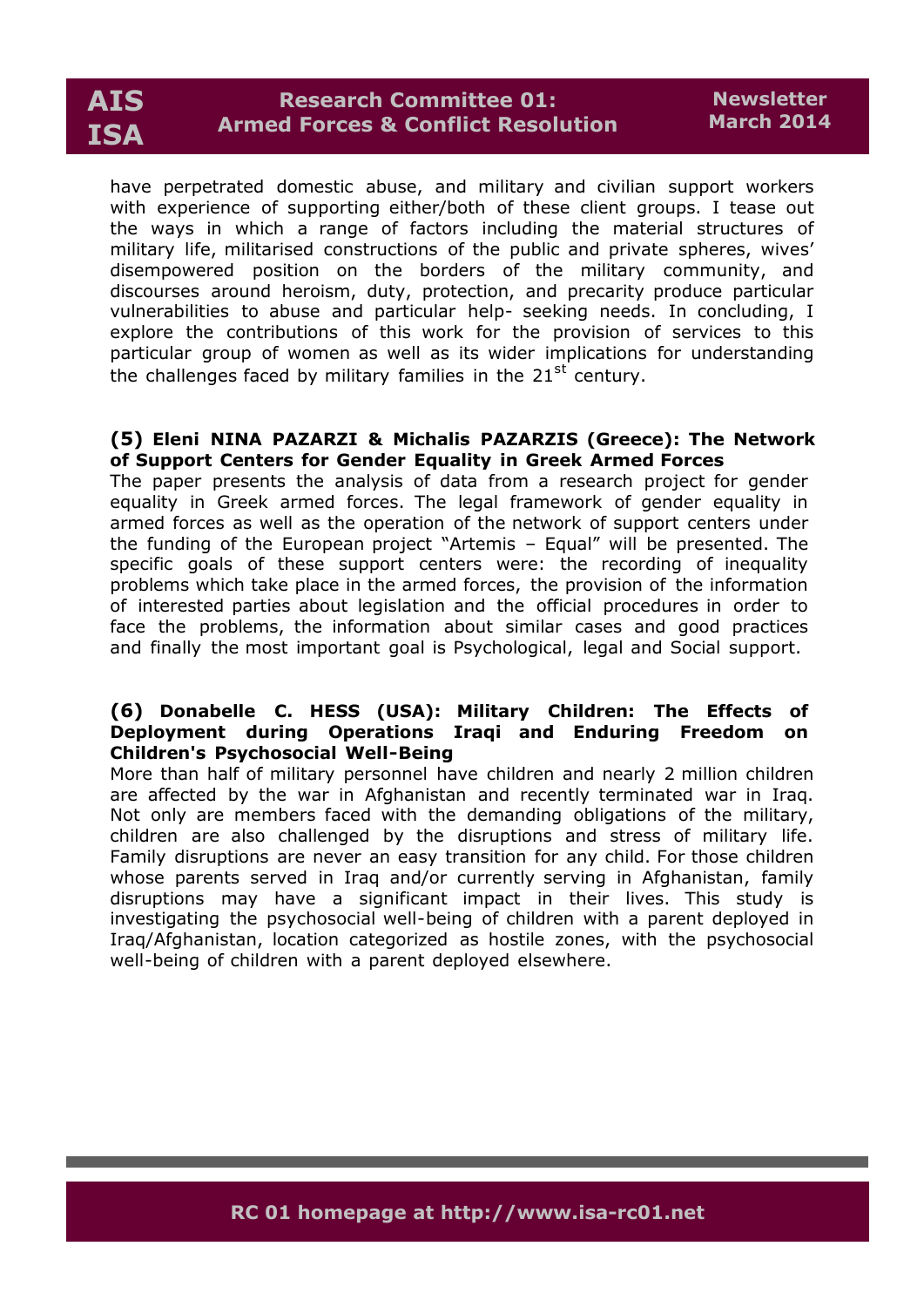have perpetrated domestic abuse, and military and civilian support workers with experience of supporting either/both of these client groups. I tease out the ways in which a range of factors including the material structures of military life, militarised constructions of the public and private spheres, wives' disempowered position on the borders of the military community, and discourses around heroism, duty, protection, and precarity produce particular vulnerabilities to abuse and particular help- seeking needs. In concluding, I explore the contributions of this work for the provision of services to this particular group of women as well as its wider implications for understanding the challenges faced by military families in the 21st century.

**(5) Eleni NINA PAZARZI & Michalis PAZARZIS (Greece): The Network of Support Centers for Gender Equality in Greek Armed Forces**

The paper presents the analysis of data from a research project for gender equality in Greek armed forces. The legal framework of gender equality in armed forces as well as the operation of the network of support centers under the funding of the European project "Artemis – Equal" will be presented. The specific goals of these support centers were: the recording of inequality problems which take place in the armed forces, the provision of the information of interested parties about legislation and the official procedures in order to face the problems, the information about similar cases and good practices and finally the most important goal is Psychological, legal and Social support.

**(6) Donabelle C. HESS (USA): Military Children: The Effects of Deployment during Operations Iraqi and Enduring Freedom on Children's Psychosocial Well-Being**

More than half of military personnel have children and nearly 2 million children are affected by the war in Afghanistan and recently terminated war in Iraq. Not only are members faced with the demanding obligations of the military, children are also challenged by the disruptions and stress of military life. Family disruptions are never an easy transition for any child. For those children whose parents served in Iraq and/or currently serving in Afghanistan, family disruptions may have a significant impact in their lives. This study is investigating the psychosocial well-being of children with a parent deployed in Iraq/Afghanistan, location categorized as hostile zones, with the psychosocial well-being of children with a parent deployed elsewhere.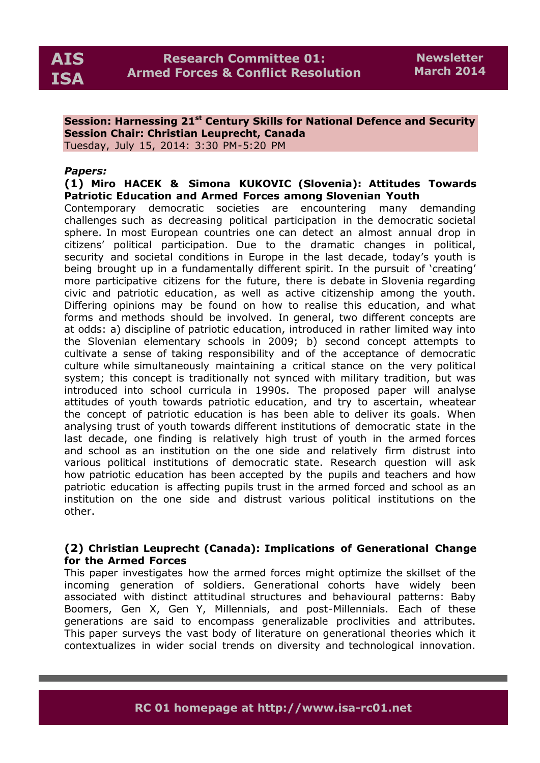**Session: Harnessing 21st Century Skills for National Defence and Security**
**Session Chair: Christian Leuprecht, Canada**
Tuesday, July 15, 2014: 3:30 PM-5:20 PM

***Papers:***

**(1) Miro HACEK & Simona KUKOVIC (Slovenia): Attitudes Towards Patriotic Education and Armed Forces among Slovenian Youth**

Contemporary democratic societies are encountering many demanding challenges such as decreasing political participation in the democratic societal sphere. In most European countries one can detect an almost annual drop in citizens' political participation. Due to the dramatic changes in political, security and societal conditions in Europe in the last decade, today's youth is being brought up in a fundamentally different spirit. In the pursuit of 'creating' more participative citizens for the future, there is debate in Slovenia regarding civic and patriotic education, as well as active citizenship among the youth. Differing opinions may be found on how to realise this education, and what forms and methods should be involved. In general, two different concepts are at odds: a) discipline of patriotic education, introduced in rather limited way into the Slovenian elementary schools in 2009; b) second concept attempts to cultivate a sense of taking responsibility and of the acceptance of democratic culture while simultaneously maintaining a critical stance on the very political system; this concept is traditionally not synced with military tradition, but was introduced into school curricula in 1990s. The proposed paper will analyse attitudes of youth towards patriotic education, and try to ascertain, wheatear the concept of patriotic education is has been able to deliver its goals. When analysing trust of youth towards different institutions of democratic state in the last decade, one finding is relatively high trust of youth in the armed forces and school as an institution on the one side and relatively firm distrust into various political institutions of democratic state. Research question will ask how patriotic education has been accepted by the pupils and teachers and how patriotic education is affecting pupils trust in the armed forced and school as an institution on the one side and distrust various political institutions on the other.

**(2) Christian Leuprecht (Canada): Implications of Generational Change for the Armed Forces**

This paper investigates how the armed forces might optimize the skillset of the incoming generation of soldiers. Generational cohorts have widely been associated with distinct attitudinal structures and behavioural patterns: Baby Boomers, Gen X, Gen Y, Millennials, and post-Millennials. Each of these generations are said to encompass generalizable proclivities and attributes. This paper surveys the vast body of literature on generational theories which it contextualizes in wider social trends on diversity and technological innovation.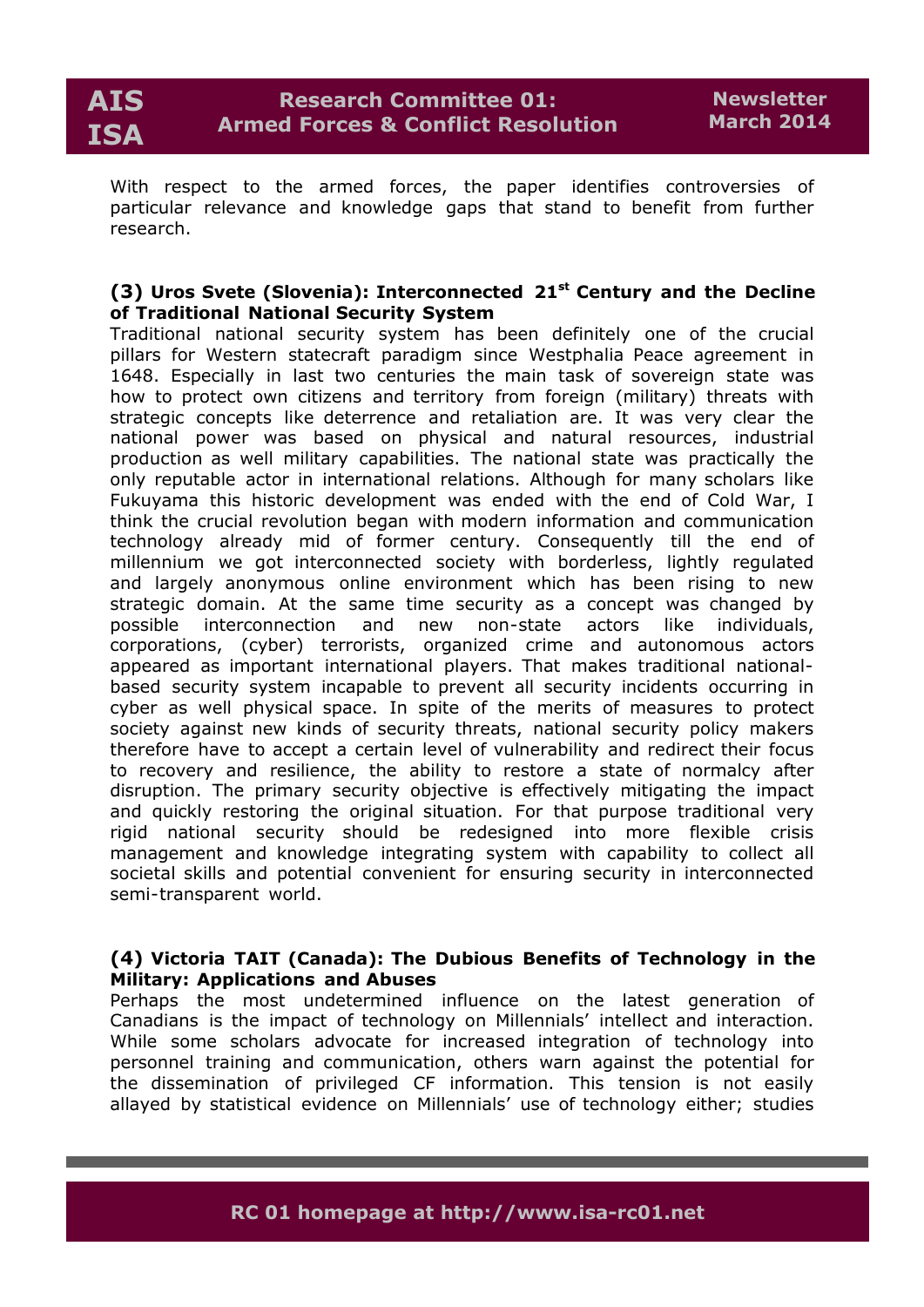With respect to the armed forces, the paper identifies controversies of particular relevance and knowledge gaps that stand to benefit from further research.

### (3) Uros Svete (Slovenia): Interconnected 21st Century and the Decline of Traditional National Security System

Traditional national security system has been definitely one of the crucial pillars for Western statecraft paradigm since Westphalia Peace agreement in 1648. Especially in last two centuries the main task of sovereign state was how to protect own citizens and territory from foreign (military) threats with strategic concepts like deterrence and retaliation are. It was very clear the national power was based on physical and natural resources, industrial production as well military capabilities. The national state was practically the only reputable actor in international relations. Although for many scholars like Fukuyama this historic development was ended with the end of Cold War, I think the crucial revolution began with modern information and communication technology already mid of former century. Consequently till the end of millennium we got interconnected society with borderless, lightly regulated and largely anonymous online environment which has been rising to new strategic domain. At the same time security as a concept was changed by possible interconnection and new non-state actors like individuals, corporations, (cyber) terrorists, organized crime and autonomous actors appeared as important international players. That makes traditional national-based security system incapable to prevent all security incidents occurring in cyber as well physical space. In spite of the merits of measures to protect society against new kinds of security threats, national security policy makers therefore have to accept a certain level of vulnerability and redirect their focus to recovery and resilience, the ability to restore a state of normalcy after disruption. The primary security objective is effectively mitigating the impact and quickly restoring the original situation. For that purpose traditional very rigid national security should be redesigned into more flexible crisis management and knowledge integrating system with capability to collect all societal skills and potential convenient for ensuring security in interconnected semi-transparent world.

### (4) Victoria TAIT (Canada): The Dubious Benefits of Technology in the Military: Applications and Abuses

Perhaps the most undetermined influence on the latest generation of Canadians is the impact of technology on Millennials' intellect and interaction. While some scholars advocate for increased integration of technology into personnel training and communication, others warn against the potential for the dissemination of privileged CF information. This tension is not easily allayed by statistical evidence on Millennials' use of technology either; studies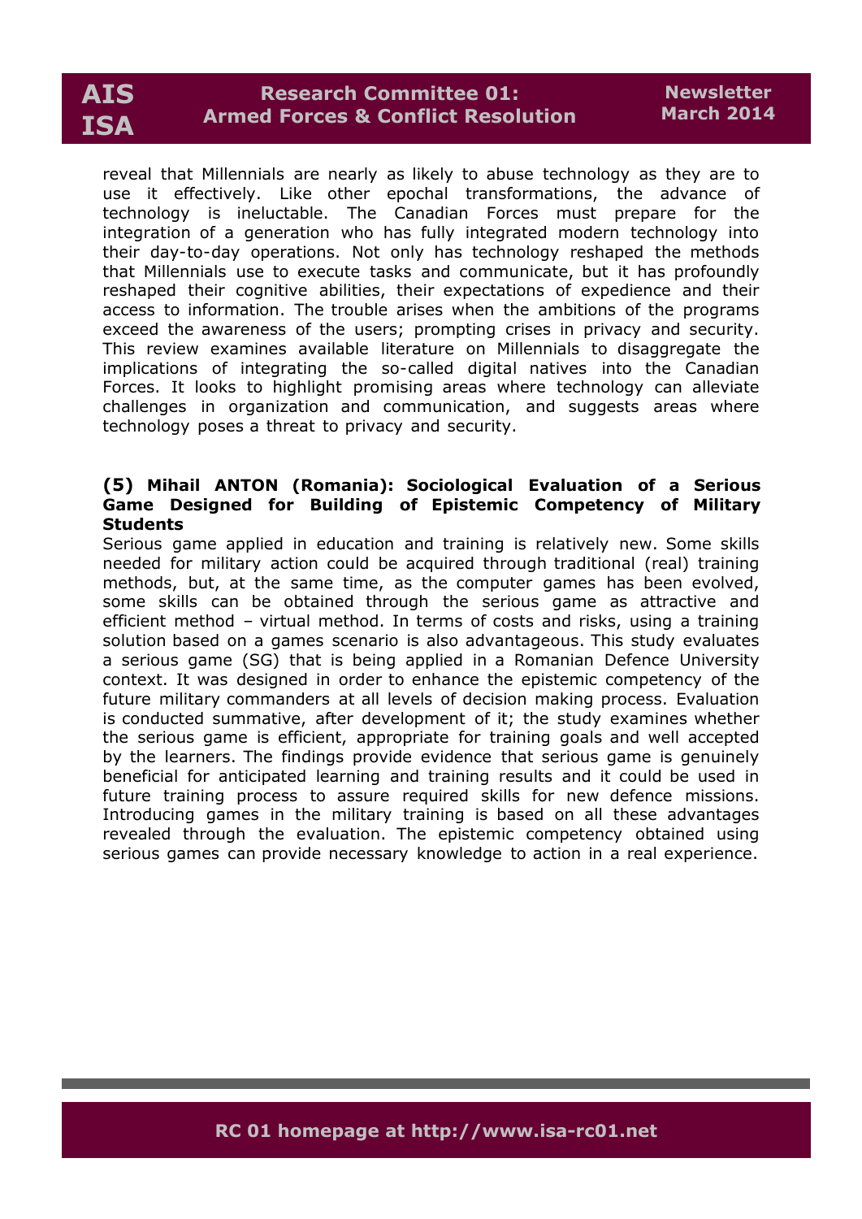reveal that Millennials are nearly as likely to abuse technology as they are to use it effectively. Like other epochal transformations, the advance of technology is ineluctable. The Canadian Forces must prepare for the integration of a generation who has fully integrated modern technology into their day-to-day operations. Not only has technology reshaped the methods that Millennials use to execute tasks and communicate, but it has profoundly reshaped their cognitive abilities, their expectations of expedience and their access to information. The trouble arises when the ambitions of the programs exceed the awareness of the users; prompting crises in privacy and security. This review examines available literature on Millennials to disaggregate the implications of integrating the so-called digital natives into the Canadian Forces. It looks to highlight promising areas where technology can alleviate challenges in organization and communication, and suggests areas where technology poses a threat to privacy and security.

**(5) Mihail ANTON (Romania): Sociological Evaluation of a Serious Game Designed for Building of Epistemic Competency of Military Students**

Serious game applied in education and training is relatively new. Some skills needed for military action could be acquired through traditional (real) training methods, but, at the same time, as the computer games has been evolved, some skills can be obtained through the serious game as attractive and efficient method – virtual method. In terms of costs and risks, using a training solution based on a games scenario is also advantageous. This study evaluates a serious game (SG) that is being applied in a Romanian Defence University context. It was designed in order to enhance the epistemic competency of the future military commanders at all levels of decision making process. Evaluation is conducted summative, after development of it; the study examines whether the serious game is efficient, appropriate for training goals and well accepted by the learners. The findings provide evidence that serious game is genuinely beneficial for anticipated learning and training results and it could be used in future training process to assure required skills for new defence missions. Introducing games in the military training is based on all these advantages revealed through the evaluation. The epistemic competency obtained using serious games can provide necessary knowledge to action in a real experience.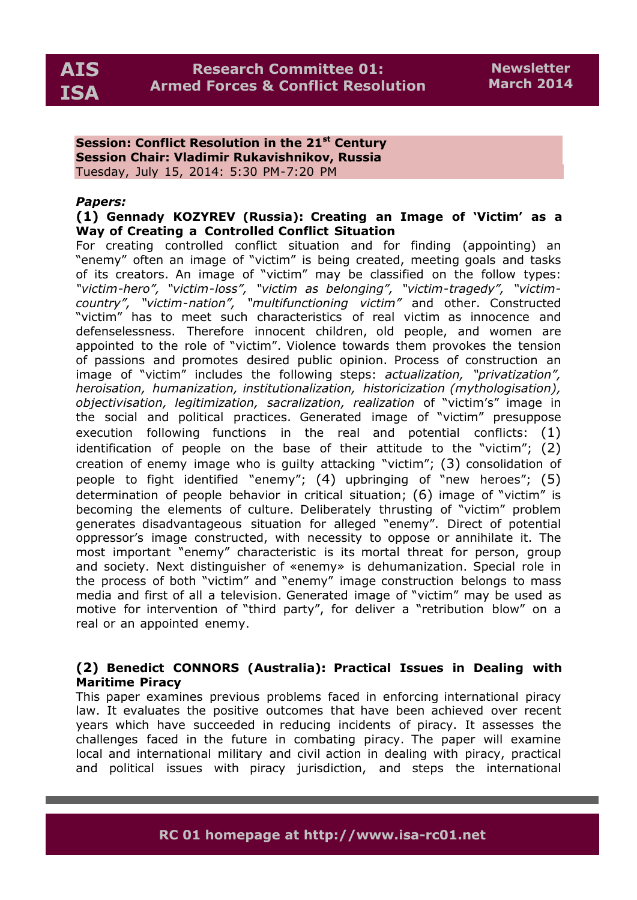**Session: Conflict Resolution in the 21st Century**
**Session Chair: Vladimir Rukavishnikov, Russia**
Tuesday, July 15, 2014: 5:30 PM-7:20 PM

***Papers:***

**(1) Gennady KOZYREV (Russia): Creating an Image of 'Victim' as a Way of Creating a Controlled Conflict Situation**

For creating controlled conflict situation and for finding (appointing) an "enemy" often an image of "victim" is being created, meeting goals and tasks of its creators. An image of "victim" may be classified on the follow types: *"victim-hero", "victim-loss", "victim as belonging", "victim-tragedy", "victim-country", "victim-nation", "multifunctioning victim"* and other. Constructed "victim" has to meet such characteristics of real victim as innocence and defenselessness. Therefore innocent children, old people, and women are appointed to the role of "victim". Violence towards them provokes the tension of passions and promotes desired public opinion. Process of construction an image of "victim" includes the following steps: *actualization, "privatization", heroisation, humanization, institutionalization, historicization (mythologisation), objectivisation, legitimization, sacralization, realization* of "victim's" image in the social and political practices. Generated image of "victim" presuppose execution following functions in the real and potential conflicts: (1) identification of people on the base of their attitude to the "victim"; (2) creation of enemy image who is guilty attacking "victim"; (3) consolidation of people to fight identified "enemy"; (4) upbringing of "new heroes"; (5) determination of people behavior in critical situation; (6) image of "victim" is becoming the elements of culture. Deliberately thrusting of "victim" problem generates disadvantageous situation for alleged "enemy". Direct of potential oppressor's image constructed, with necessity to oppose or annihilate it. The most important "enemy" characteristic is its mortal threat for person, group and society. Next distinguisher of «enemy» is dehumanization. Special role in the process of both "victim" and "enemy" image construction belongs to mass media and first of all a television. Generated image of "victim" may be used as motive for intervention of "third party", for deliver a "retribution blow" on a real or an appointed enemy.

**(2) Benedict CONNORS (Australia): Practical Issues in Dealing with Maritime Piracy**

This paper examines previous problems faced in enforcing international piracy law. It evaluates the positive outcomes that have been achieved over recent years which have succeeded in reducing incidents of piracy. It assesses the challenges faced in the future in combating piracy. The paper will examine local and international military and civil action in dealing with piracy, practical and political issues with piracy jurisdiction, and steps the international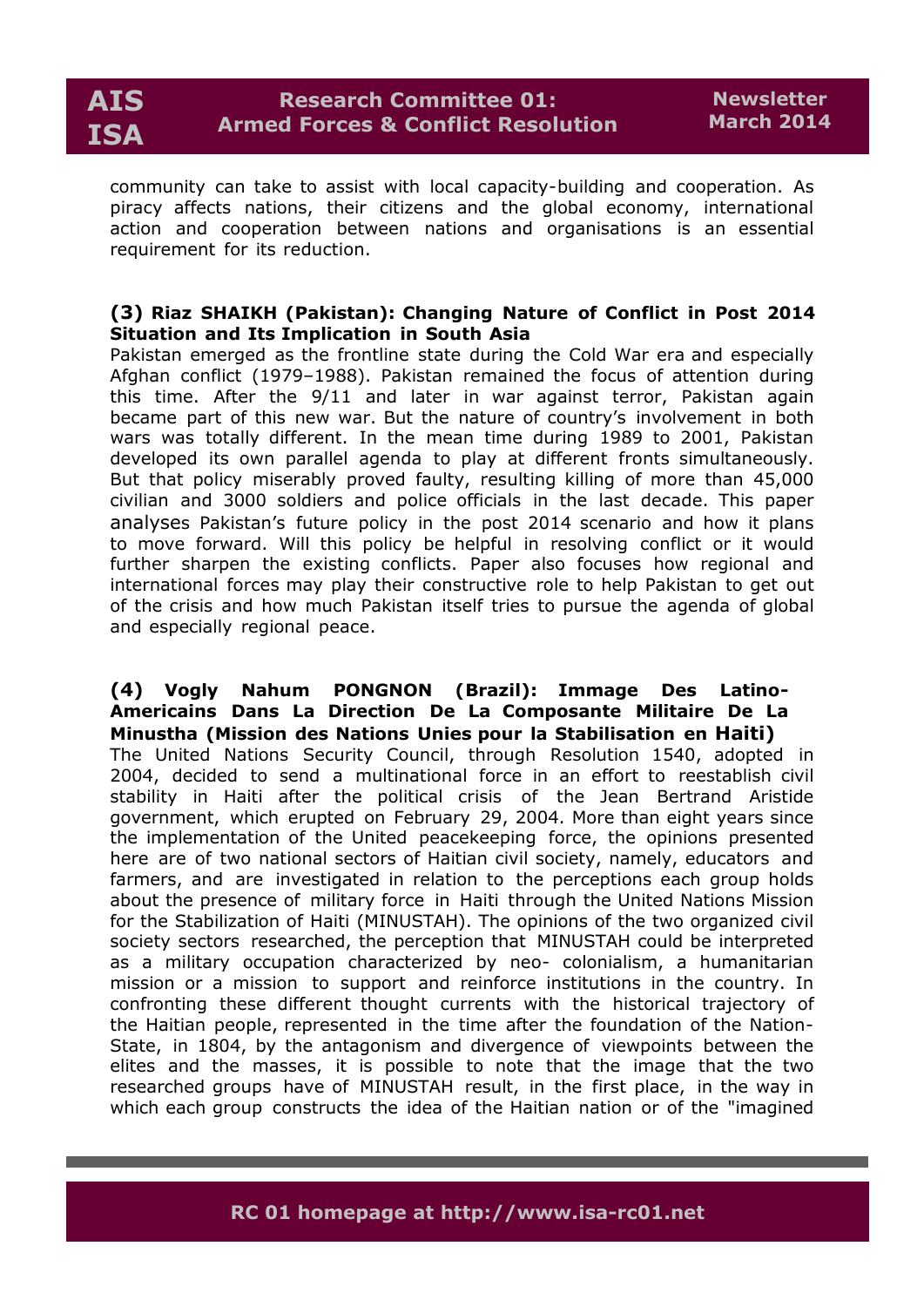community can take to assist with local capacity-building and cooperation. As piracy affects nations, their citizens and the global economy, international action and cooperation between nations and organisations is an essential requirement for its reduction.

### (3) Riaz SHAIKH (Pakistan): Changing Nature of Conflict in Post 2014 Situation and Its Implication in South Asia

Pakistan emerged as the frontline state during the Cold War era and especially Afghan conflict (1979–1988). Pakistan remained the focus of attention during this time. After the 9/11 and later in war against terror, Pakistan again became part of this new war. But the nature of country's involvement in both wars was totally different. In the mean time during 1989 to 2001, Pakistan developed its own parallel agenda to play at different fronts simultaneously. But that policy miserably proved faulty, resulting killing of more than 45,000 civilian and 3000 soldiers and police officials in the last decade. This paper analyses Pakistan's future policy in the post 2014 scenario and how it plans to move forward. Will this policy be helpful in resolving conflict or it would further sharpen the existing conflicts. Paper also focuses how regional and international forces may play their constructive role to help Pakistan to get out of the crisis and how much Pakistan itself tries to pursue the agenda of global and especially regional peace.

### (4) Vogly Nahum PONGNON (Brazil): Immage Des Latino-Americains Dans La Direction De La Composante Militaire De La Minustha (Mission des Nations Unies pour la Stabilisation en Haiti)

The United Nations Security Council, through Resolution 1540, adopted in 2004, decided to send a multinational force in an effort to reestablish civil stability in Haiti after the political crisis of the Jean Bertrand Aristide government, which erupted on February 29, 2004. More than eight years since the implementation of the United peacekeeping force, the opinions presented here are of two national sectors of Haitian civil society, namely, educators and farmers, and are investigated in relation to the perceptions each group holds about the presence of military force in Haiti through the United Nations Mission for the Stabilization of Haiti (MINUSTAH). The opinions of the two organized civil society sectors researched, the perception that MINUSTAH could be interpreted as a military occupation characterized by neo- colonialism, a humanitarian mission or a mission to support and reinforce institutions in the country. In confronting these different thought currents with the historical trajectory of the Haitian people, represented in the time after the foundation of the Nation-State, in 1804, by the antagonism and divergence of viewpoints between the elites and the masses, it is possible to note that the image that the two researched groups have of MINUSTAH result, in the first place, in the way in which each group constructs the idea of the Haitian nation or of the "imagined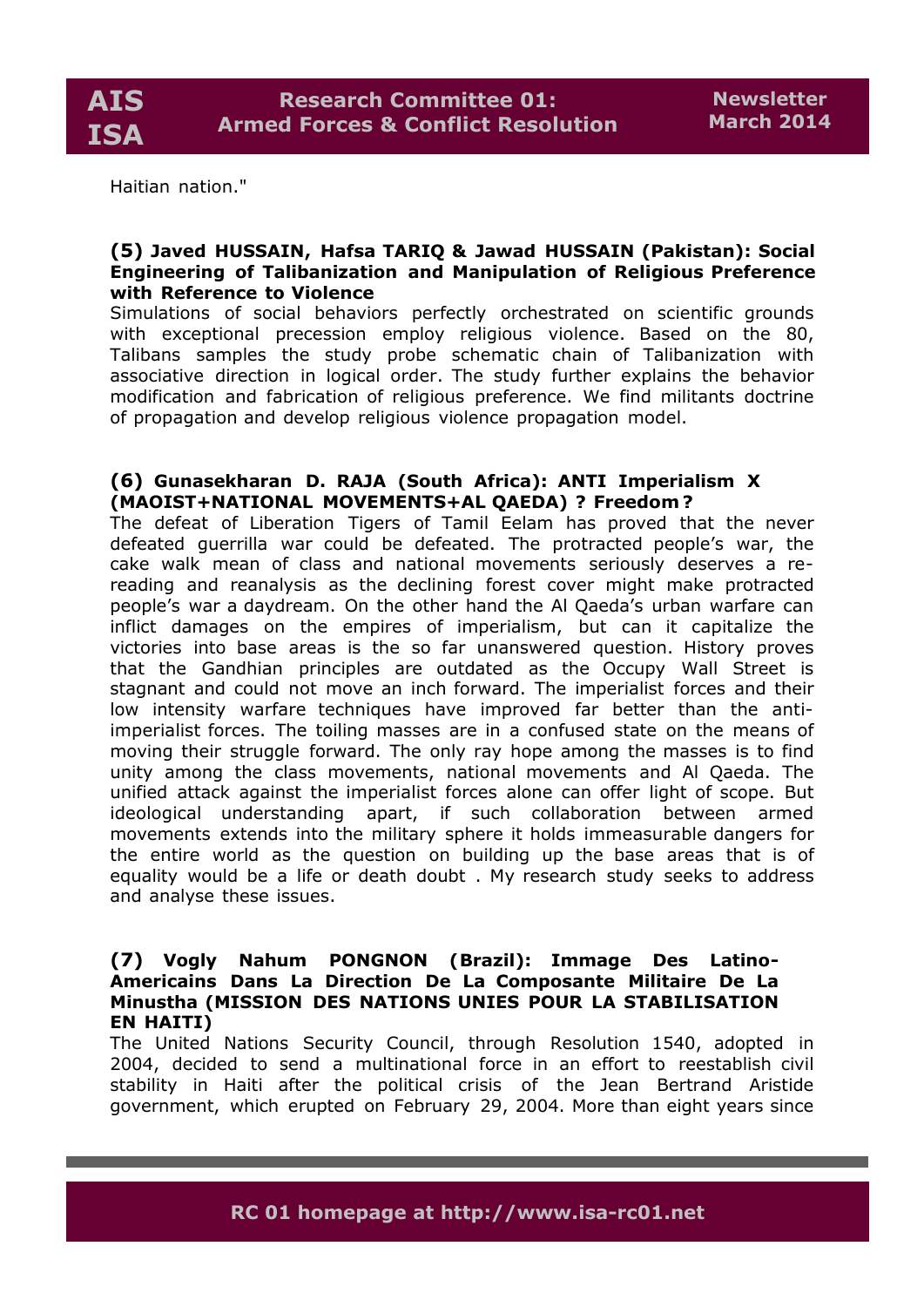Haitian nation."

**(5) Javed HUSSAIN, Hafsa TARIQ & Jawad HUSSAIN (Pakistan): Social Engineering of Talibanization and Manipulation of Religious Preference with Reference to Violence**

Simulations of social behaviors perfectly orchestrated on scientific grounds with exceptional precession employ religious violence. Based on the 80, Talibans samples the study probe schematic chain of Talibanization with associative direction in logical order. The study further explains the behavior modification and fabrication of religious preference. We find militants doctrine of propagation and develop religious violence propagation model.

**(6) Gunasekharan D. RAJA (South Africa): ANTI Imperialism X (MAOIST+NATIONAL MOVEMENTS+AL QAEDA) ? Freedom ?**

The defeat of Liberation Tigers of Tamil Eelam has proved that the never defeated guerrilla war could be defeated. The protracted people's war, the cake walk mean of class and national movements seriously deserves a re-reading and reanalysis as the declining forest cover might make protracted people's war a daydream. On the other hand the Al Qaeda's urban warfare can inflict damages on the empires of imperialism, but can it capitalize the victories into base areas is the so far unanswered question. History proves that the Gandhian principles are outdated as the Occupy Wall Street is stagnant and could not move an inch forward. The imperialist forces and their low intensity warfare techniques have improved far better than the anti-imperialist forces. The toiling masses are in a confused state on the means of moving their struggle forward. The only ray hope among the masses is to find unity among the class movements, national movements and Al Qaeda. The unified attack against the imperialist forces alone can offer light of scope. But ideological understanding apart, if such collaboration between armed movements extends into the military sphere it holds immeasurable dangers for the entire world as the question on building up the base areas that is of equality would be a life or death doubt . My research study seeks to address and analyse these issues.

**(7) Vogly Nahum PONGNON (Brazil): Immage Des Latino-Americains Dans La Direction De La Composante Militaire De La Minustha (MISSION DES NATIONS UNIES POUR LA STABILISATION EN HAITI)**

The United Nations Security Council, through Resolution 1540, adopted in 2004, decided to send a multinational force in an effort to reestablish civil stability in Haiti after the political crisis of the Jean Bertrand Aristide government, which erupted on February 29, 2004. More than eight years since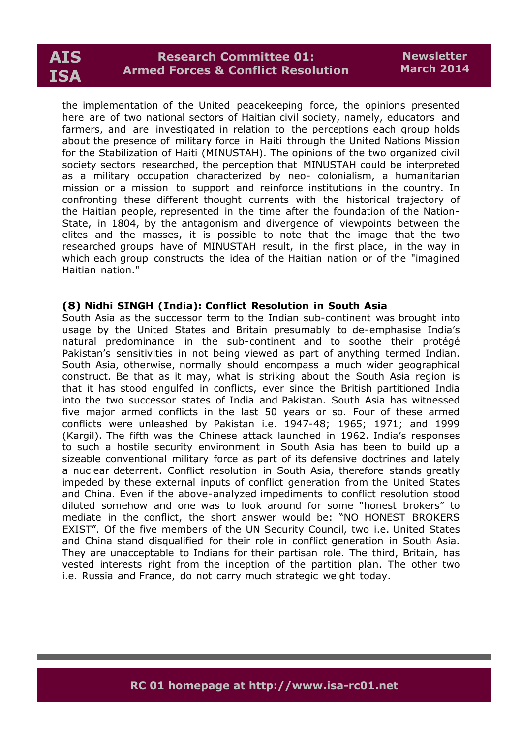the implementation of the United peacekeeping force, the opinions presented here are of two national sectors of Haitian civil society, namely, educators and farmers, and are investigated in relation to the perceptions each group holds about the presence of military force in Haiti through the United Nations Mission for the Stabilization of Haiti (MINUSTAH). The opinions of the two organized civil society sectors researched, the perception that MINUSTAH could be interpreted as a military occupation characterized by neo- colonialism, a humanitarian mission or a mission to support and reinforce institutions in the country. In confronting these different thought currents with the historical trajectory of the Haitian people, represented in the time after the foundation of the Nation-State, in 1804, by the antagonism and divergence of viewpoints between the elites and the masses, it is possible to note that the image that the two researched groups have of MINUSTAH result, in the first place, in the way in which each group constructs the idea of the Haitian nation or of the "imagined Haitian nation."

### (8) Nidhi SINGH (India): Conflict Resolution in South Asia

South Asia as the successor term to the Indian sub-continent was brought into usage by the United States and Britain presumably to de-emphasise India's natural predominance in the sub-continent and to soothe their protégé Pakistan's sensitivities in not being viewed as part of anything termed Indian. South Asia, otherwise, normally should encompass a much wider geographical construct. Be that as it may, what is striking about the South Asia region is that it has stood engulfed in conflicts, ever since the British partitioned India into the two successor states of India and Pakistan. South Asia has witnessed five major armed conflicts in the last 50 years or so. Four of these armed conflicts were unleashed by Pakistan i.e. 1947-48; 1965; 1971; and 1999 (Kargil). The fifth was the Chinese attack launched in 1962. India's responses to such a hostile security environment in South Asia has been to build up a sizeable conventional military force as part of its defensive doctrines and lately a nuclear deterrent. Conflict resolution in South Asia, therefore stands greatly impeded by these external inputs of conflict generation from the United States and China. Even if the above-analyzed impediments to conflict resolution stood diluted somehow and one was to look around for some "honest brokers" to mediate in the conflict, the short answer would be: "NO HONEST BROKERS EXIST". Of the five members of the UN Security Council, two i.e. United States and China stand disqualified for their role in conflict generation in South Asia. They are unacceptable to Indians for their partisan role. The third, Britain, has vested interests right from the inception of the partition plan. The other two i.e. Russia and France, do not carry much strategic weight today.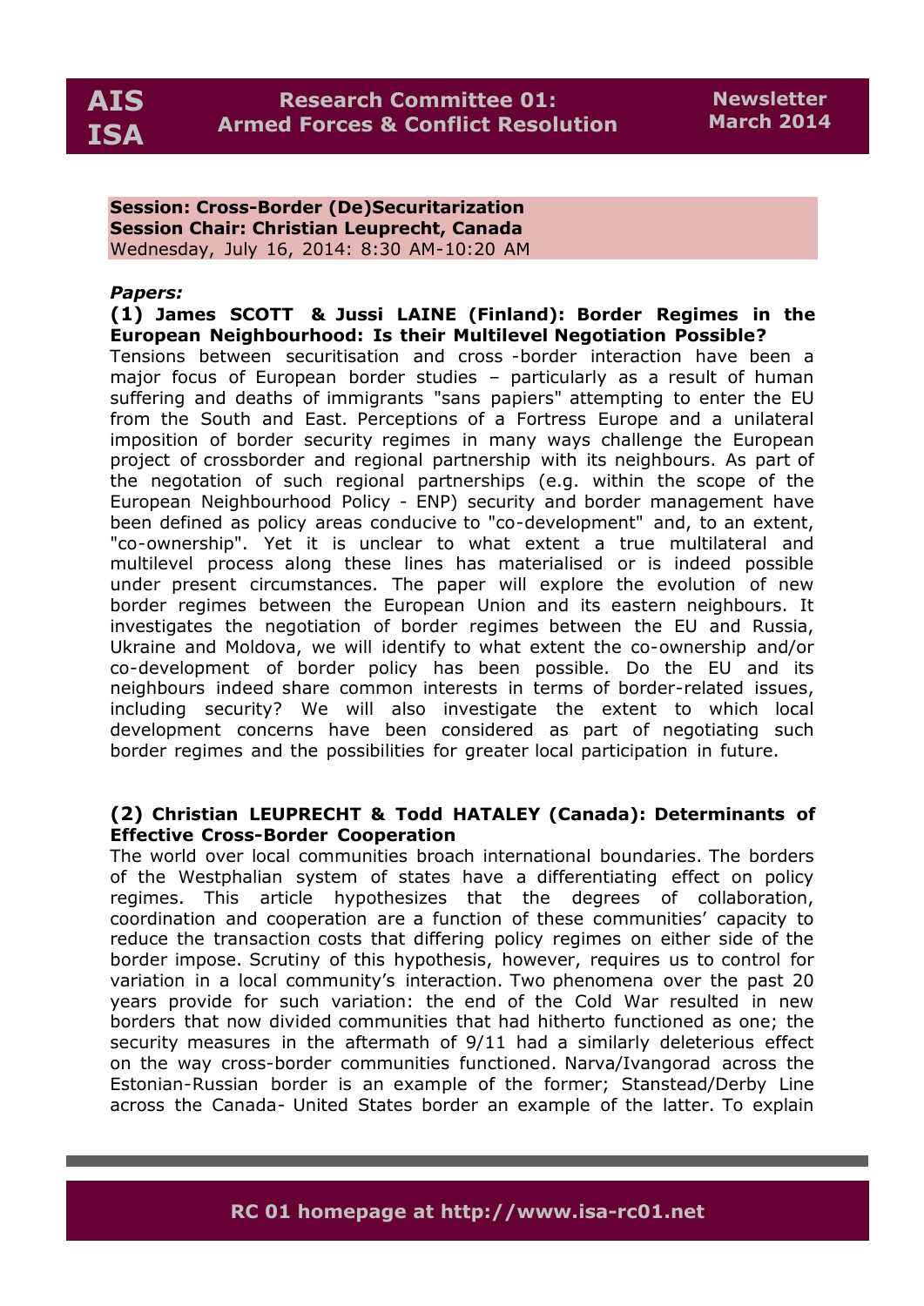**Session: Cross-Border (De)Securitarization**
**Session Chair: Christian Leuprecht, Canada**
Wednesday, July 16, 2014: 8:30 AM-10:20 AM

***Papers:***

**(1) James SCOTT & Jussi LAINE (Finland): Border Regimes in the European Neighbourhood: Is their Multilevel Negotiation Possible?**

Tensions between securitisation and cross -border interaction have been a major focus of European border studies – particularly as a result of human suffering and deaths of immigrants "sans papiers" attempting to enter the EU from the South and East. Perceptions of a Fortress Europe and a unilateral imposition of border security regimes in many ways challenge the European project of crossborder and regional partnership with its neighbours. As part of the negotation of such regional partnerships (e.g. within the scope of the European Neighbourhood Policy - ENP) security and border management have been defined as policy areas conducive to "co-development" and, to an extent, "co-ownership". Yet it is unclear to what extent a true multilateral and multilevel process along these lines has materialised or is indeed possible under present circumstances. The paper will explore the evolution of new border regimes between the European Union and its eastern neighbours. It investigates the negotiation of border regimes between the EU and Russia, Ukraine and Moldova, we will identify to what extent the co-ownership and/or co-development of border policy has been possible. Do the EU and its neighbours indeed share common interests in terms of border-related issues, including security? We will also investigate the extent to which local development concerns have been considered as part of negotiating such border regimes and the possibilities for greater local participation in future.

**(2) Christian LEUPRECHT & Todd HATALEY (Canada): Determinants of Effective Cross-Border Cooperation**

The world over local communities broach international boundaries. The borders of the Westphalian system of states have a differentiating effect on policy regimes. This article hypothesizes that the degrees of collaboration, coordination and cooperation are a function of these communities' capacity to reduce the transaction costs that differing policy regimes on either side of the border impose. Scrutiny of this hypothesis, however, requires us to control for variation in a local community's interaction. Two phenomena over the past 20 years provide for such variation: the end of the Cold War resulted in new borders that now divided communities that had hitherto functioned as one; the security measures in the aftermath of 9/11 had a similarly deleterious effect on the way cross-border communities functioned. Narva/Ivangorad across the Estonian-Russian border is an example of the former; Stanstead/Derby Line across the Canada- United States border an example of the latter. To explain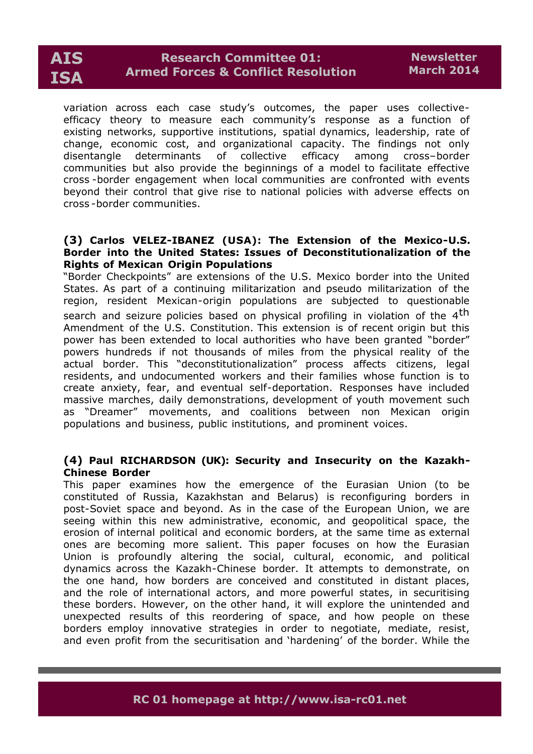variation across each case study's outcomes, the paper uses collective-efficacy theory to measure each community's response as a function of existing networks, supportive institutions, spatial dynamics, leadership, rate of change, economic cost, and organizational capacity. The findings not only disentangle determinants of collective efficacy among cross–border communities but also provide the beginnings of a model to facilitate effective cross-border engagement when local communities are confronted with events beyond their control that give rise to national policies with adverse effects on cross-border communities.

**(3) Carlos VELEZ-IBANEZ (USA): The Extension of the Mexico-U.S. Border into the United States: Issues of Deconstitutionalization of the Rights of Mexican Origin Populations**

"Border Checkpoints" are extensions of the U.S. Mexico border into the United States. As part of a continuing militarization and pseudo militarization of the region, resident Mexican-origin populations are subjected to questionable search and seizure policies based on physical profiling in violation of the 4th Amendment of the U.S. Constitution. This extension is of recent origin but this power has been extended to local authorities who have been granted "border" powers hundreds if not thousands of miles from the physical reality of the actual border. This "deconstitutionalization" process affects citizens, legal residents, and undocumented workers and their families whose function is to create anxiety, fear, and eventual self-deportation. Responses have included massive marches, daily demonstrations, development of youth movement such as "Dreamer" movements, and coalitions between non Mexican origin populations and business, public institutions, and prominent voices.

**(4) Paul RICHARDSON (UK): Security and Insecurity on the Kazakh-Chinese Border**

This paper examines how the emergence of the Eurasian Union (to be constituted of Russia, Kazakhstan and Belarus) is reconfiguring borders in post-Soviet space and beyond. As in the case of the European Union, we are seeing within this new administrative, economic, and geopolitical space, the erosion of internal political and economic borders, at the same time as external ones are becoming more salient. This paper focuses on how the Eurasian Union is profoundly altering the social, cultural, economic, and political dynamics across the Kazakh-Chinese border. It attempts to demonstrate, on the one hand, how borders are conceived and constituted in distant places, and the role of international actors, and more powerful states, in securitising these borders. However, on the other hand, it will explore the unintended and unexpected results of this reordering of space, and how people on these borders employ innovative strategies in order to negotiate, mediate, resist, and even profit from the securitisation and 'hardening' of the border. While the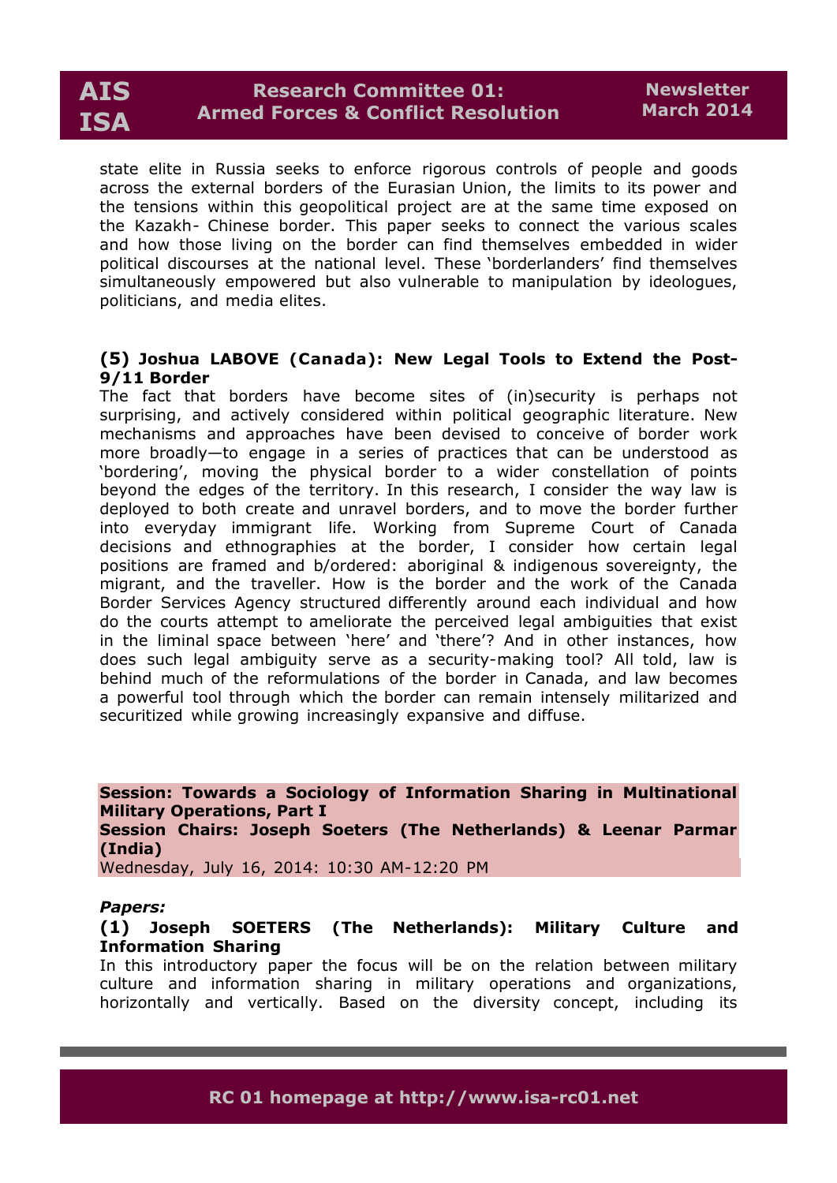state elite in Russia seeks to enforce rigorous controls of people and goods across the external borders of the Eurasian Union, the limits to its power and the tensions within this geopolitical project are at the same time exposed on the Kazakh- Chinese border. This paper seeks to connect the various scales and how those living on the border can find themselves embedded in wider political discourses at the national level. These 'borderlanders' find themselves simultaneously empowered but also vulnerable to manipulation by ideologues, politicians, and media elites.

**(5) Joshua LABOVE (Canada): New Legal Tools to Extend the Post-9/11 Border**

The fact that borders have become sites of (in)security is perhaps not surprising, and actively considered within political geographic literature. New mechanisms and approaches have been devised to conceive of border work more broadly—to engage in a series of practices that can be understood as 'bordering', moving the physical border to a wider constellation of points beyond the edges of the territory. In this research, I consider the way law is deployed to both create and unravel borders, and to move the border further into everyday immigrant life. Working from Supreme Court of Canada decisions and ethnographies at the border, I consider how certain legal positions are framed and b/ordered: aboriginal & indigenous sovereignty, the migrant, and the traveller. How is the border and the work of the Canada Border Services Agency structured differently around each individual and how do the courts attempt to ameliorate the perceived legal ambiguities that exist in the liminal space between 'here' and 'there'? And in other instances, how does such legal ambiguity serve as a security-making tool? All told, law is behind much of the reformulations of the border in Canada, and law becomes a powerful tool through which the border can remain intensely militarized and securitized while growing increasingly expansive and diffuse.

**Session: Towards a Sociology of Information Sharing in Multinational Military Operations, Part I**
**Session Chairs: Joseph Soeters (The Netherlands) & Leenar Parmar (India)**
Wednesday, July 16, 2014: 10:30 AM-12:20 PM

***Papers:***

**(1) Joseph SOETERS (The Netherlands): Military Culture and Information Sharing**

In this introductory paper the focus will be on the relation between military culture and information sharing in military operations and organizations, horizontally and vertically. Based on the diversity concept, including its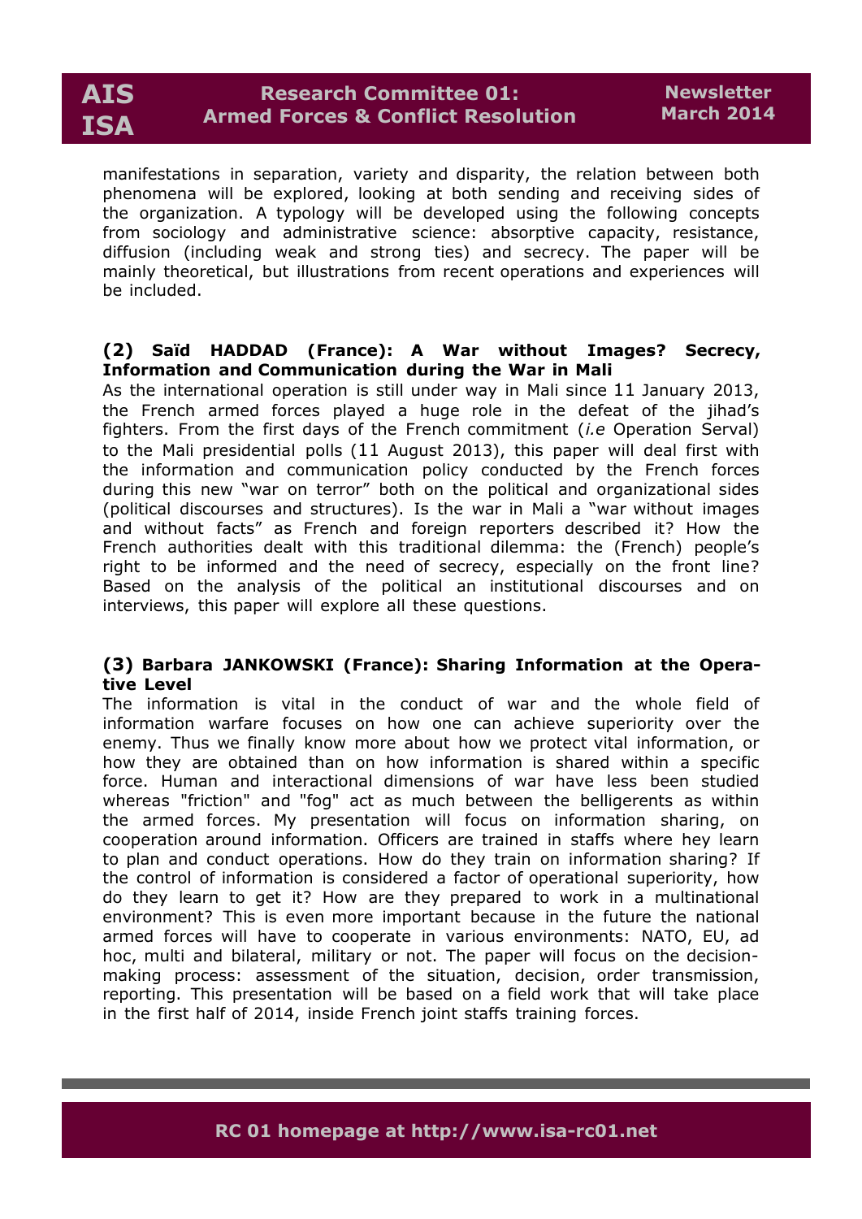manifestations in separation, variety and disparity, the relation between both phenomena will be explored, looking at both sending and receiving sides of the organization. A typology will be developed using the following concepts from sociology and administrative science: absorptive capacity, resistance, diffusion (including weak and strong ties) and secrecy. The paper will be mainly theoretical, but illustrations from recent operations and experiences will be included.

**(2) Saïd HADDAD (France): A War without Images? Secrecy, Information and Communication during the War in Mali**

As the international operation is still under way in Mali since 11 January 2013, the French armed forces played a huge role in the defeat of the jihad's fighters. From the first days of the French commitment (*i.e* Operation Serval) to the Mali presidential polls (11 August 2013), this paper will deal first with the information and communication policy conducted by the French forces during this new "war on terror" both on the political and organizational sides (political discourses and structures). Is the war in Mali a "war without images and without facts" as French and foreign reporters described it? How the French authorities dealt with this traditional dilemma: the (French) people's right to be informed and the need of secrecy, especially on the front line? Based on the analysis of the political an institutional discourses and on interviews, this paper will explore all these questions.

**(3) Barbara JANKOWSKI (France): Sharing Information at the Operative Level**

The information is vital in the conduct of war and the whole field of information warfare focuses on how one can achieve superiority over the enemy. Thus we finally know more about how we protect vital information, or how they are obtained than on how information is shared within a specific force. Human and interactional dimensions of war have less been studied whereas "friction" and "fog" act as much between the belligerents as within the armed forces. My presentation will focus on information sharing, on cooperation around information. Officers are trained in staffs where hey learn to plan and conduct operations. How do they train on information sharing? If the control of information is considered a factor of operational superiority, how do they learn to get it? How are they prepared to work in a multinational environment? This is even more important because in the future the national armed forces will have to cooperate in various environments: NATO, EU, ad hoc, multi and bilateral, military or not. The paper will focus on the decision-making process: assessment of the situation, decision, order transmission, reporting. This presentation will be based on a field work that will take place in the first half of 2014, inside French joint staffs training forces.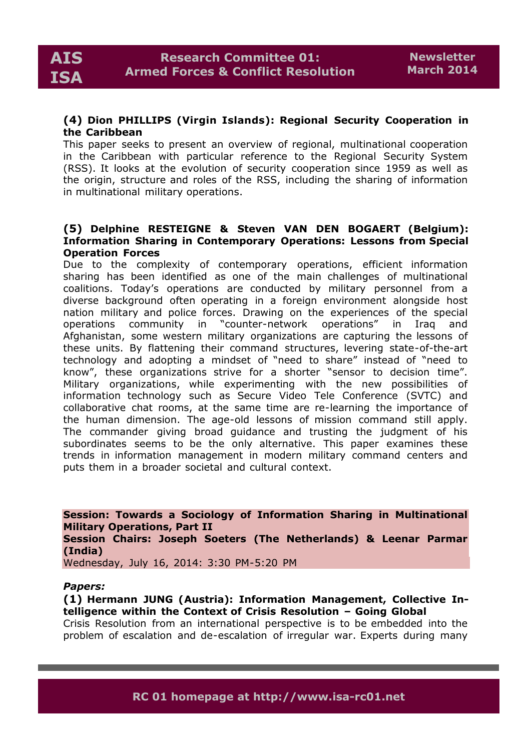**(4) Dion PHILLIPS (Virgin Islands): Regional Security Cooperation in the Caribbean**

This paper seeks to present an overview of regional, multinational cooperation in the Caribbean with particular reference to the Regional Security System (RSS). It looks at the evolution of security cooperation since 1959 as well as the origin, structure and roles of the RSS, including the sharing of information in multinational military operations.

**(5) Delphine RESTEIGNE & Steven VAN DEN BOGAERT (Belgium): Information Sharing in Contemporary Operations: Lessons from Special Operation Forces**

Due to the complexity of contemporary operations, efficient information sharing has been identified as one of the main challenges of multinational coalitions. Today's operations are conducted by military personnel from a diverse background often operating in a foreign environment alongside host nation military and police forces. Drawing on the experiences of the special operations community in "counter-network operations" in Iraq and Afghanistan, some western military organizations are capturing the lessons of these units. By flattening their command structures, levering state-of-the-art technology and adopting a mindset of "need to share" instead of "need to know", these organizations strive for a shorter "sensor to decision time". Military organizations, while experimenting with the new possibilities of information technology such as Secure Video Tele Conference (SVTC) and collaborative chat rooms, at the same time are re-learning the importance of the human dimension. The age-old lessons of mission command still apply. The commander giving broad guidance and trusting the judgment of his subordinates seems to be the only alternative. This paper examines these trends in information management in modern military command centers and puts them in a broader societal and cultural context.

**Session: Towards a Sociology of Information Sharing in Multinational Military Operations, Part II**
**Session Chairs: Joseph Soeters (The Netherlands) & Leenar Parmar (India)**
Wednesday, July 16, 2014: 3:30 PM-5:20 PM

***Papers:***

**(1) Hermann JUNG (Austria): Information Management, Collective Intelligence within the Context of Crisis Resolution – Going Global**

Crisis Resolution from an international perspective is to be embedded into the problem of escalation and de-escalation of irregular war. Experts during many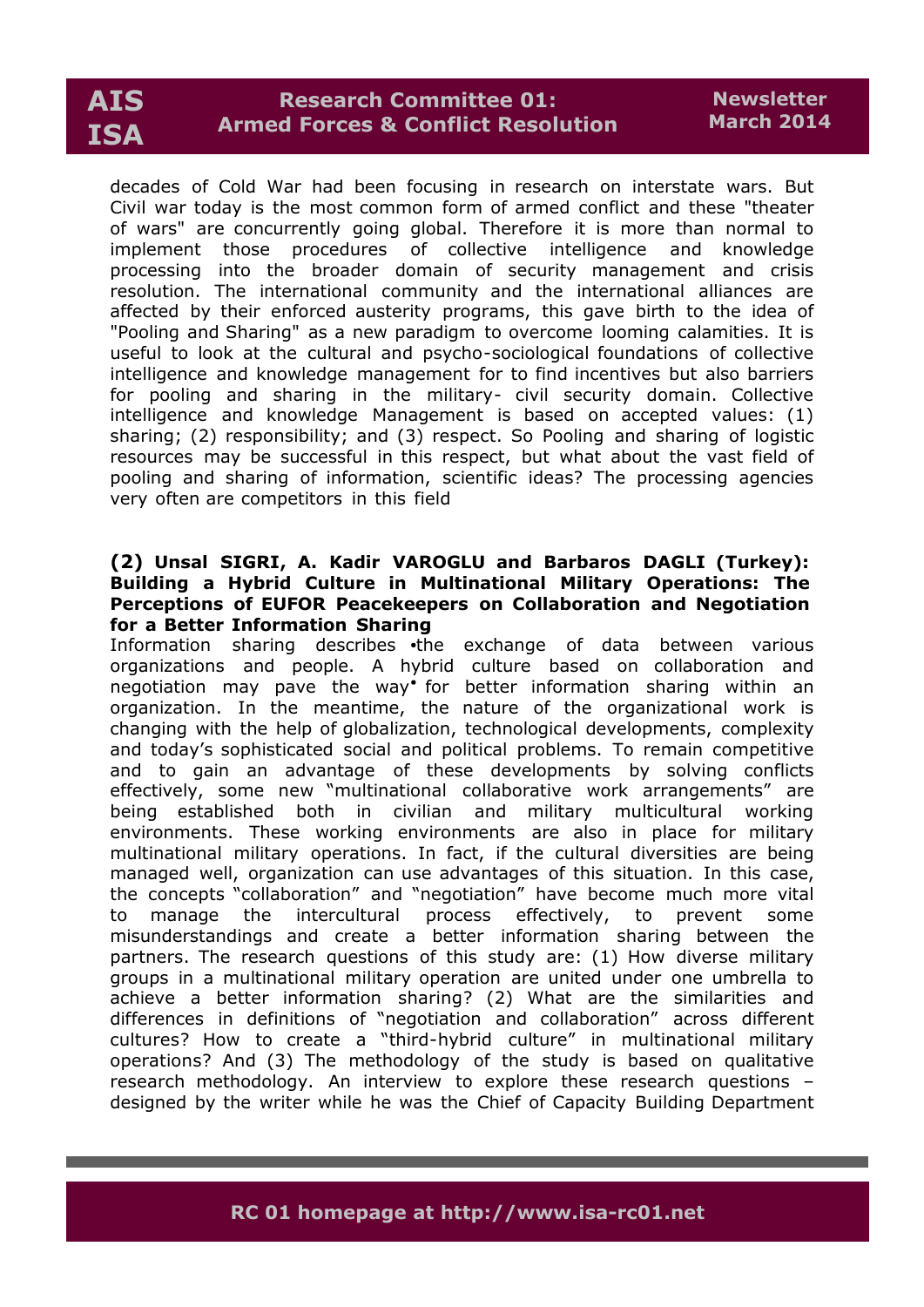decades of Cold War had been focusing in research on interstate wars. But Civil war today is the most common form of armed conflict and these "theater of wars" are concurrently going global. Therefore it is more than normal to implement those procedures of collective intelligence and knowledge processing into the broader domain of security management and crisis resolution. The international community and the international alliances are affected by their enforced austerity programs, this gave birth to the idea of "Pooling and Sharing" as a new paradigm to overcome looming calamities. It is useful to look at the cultural and psycho-sociological foundations of collective intelligence and knowledge management for to find incentives but also barriers for pooling and sharing in the military- civil security domain. Collective intelligence and knowledge Management is based on accepted values: (1) sharing; (2) responsibility; and (3) respect. So Pooling and sharing of logistic resources may be successful in this respect, but what about the vast field of pooling and sharing of information, scientific ideas? The processing agencies very often are competitors in this field

**(2) Unsal SIGRI, A. Kadir VAROGLU and Barbaros DAGLI (Turkey): Building a Hybrid Culture in Multinational Military Operations: The Perceptions of EUFOR Peacekeepers on Collaboration and Negotiation for a Better Information Sharing**

Information sharing describes •the exchange of data between various organizations and people. A hybrid culture based on collaboration and negotiation may pave the way• for better information sharing within an organization. In the meantime, the nature of the organizational work is changing with the help of globalization, technological developments, complexity and today's sophisticated social and political problems. To remain competitive and to gain an advantage of these developments by solving conflicts effectively, some new "multinational collaborative work arrangements" are being established both in civilian and military multicultural working environments. These working environments are also in place for military multinational military operations. In fact, if the cultural diversities are being managed well, organization can use advantages of this situation. In this case, the concepts "collaboration" and "negotiation" have become much more vital to manage the intercultural process effectively, to prevent some misunderstandings and create a better information sharing between the partners. The research questions of this study are: (1) How diverse military groups in a multinational military operation are united under one umbrella to achieve a better information sharing? (2) What are the similarities and differences in definitions of "negotiation and collaboration" across different cultures? How to create a "third-hybrid culture" in multinational military operations? And (3) The methodology of the study is based on qualitative research methodology. An interview to explore these research questions – designed by the writer while he was the Chief of Capacity Building Department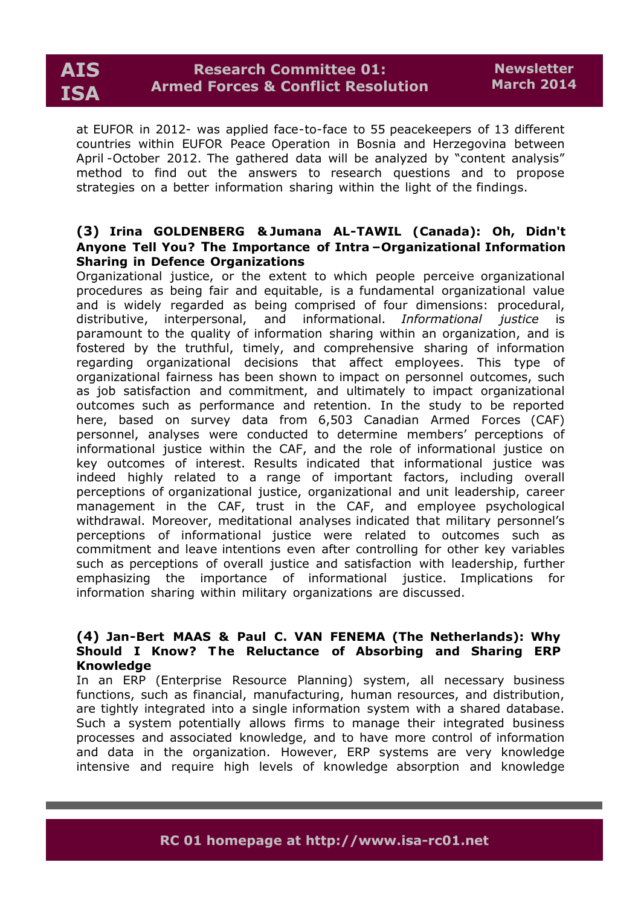at EUFOR in 2012- was applied face-to-face to 55 peacekeepers of 13 different countries within EUFOR Peace Operation in Bosnia and Herzegovina between April -October 2012. The gathered data will be analyzed by "content analysis" method to find out the answers to research questions and to propose strategies on a better information sharing within the light of the findings.

**(3) Irina GOLDENBERG & Jumana AL-TAWIL (Canada): Oh, Didn't Anyone Tell You? The Importance of Intra –Organizational Information Sharing in Defence Organizations**

Organizational justice, or the extent to which people perceive organizational procedures as being fair and equitable, is a fundamental organizational value and is widely regarded as being comprised of four dimensions: procedural, distributive, interpersonal, and informational. *Informational justice* is paramount to the quality of information sharing within an organization, and is fostered by the truthful, timely, and comprehensive sharing of information regarding organizational decisions that affect employees. This type of organizational fairness has been shown to impact on personnel outcomes, such as job satisfaction and commitment, and ultimately to impact organizational outcomes such as performance and retention. In the study to be reported here, based on survey data from 6,503 Canadian Armed Forces (CAF) personnel, analyses were conducted to determine members' perceptions of informational justice within the CAF, and the role of informational justice on key outcomes of interest. Results indicated that informational justice was indeed highly related to a range of important factors, including overall perceptions of organizational justice, organizational and unit leadership, career management in the CAF, trust in the CAF, and employee psychological withdrawal. Moreover, meditational analyses indicated that military personnel's perceptions of informational justice were related to outcomes such as commitment and leave intentions even after controlling for other key variables such as perceptions of overall justice and satisfaction with leadership, further emphasizing the importance of informational justice. Implications for information sharing within military organizations are discussed.

**(4) Jan-Bert MAAS & Paul C. VAN FENEMA (The Netherlands): Why Should I Know? The Reluctance of Absorbing and Sharing ERP Knowledge**

In an ERP (Enterprise Resource Planning) system, all necessary business functions, such as financial, manufacturing, human resources, and distribution, are tightly integrated into a single information system with a shared database. Such a system potentially allows firms to manage their integrated business processes and associated knowledge, and to have more control of information and data in the organization. However, ERP systems are very knowledge intensive and require high levels of knowledge absorption and knowledge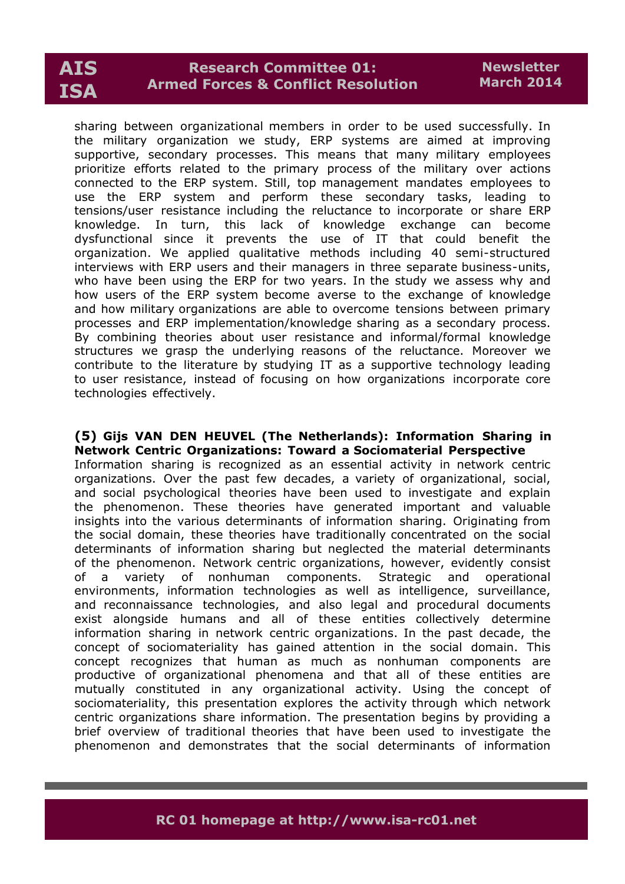sharing between organizational members in order to be used successfully. In the military organization we study, ERP systems are aimed at improving supportive, secondary processes. This means that many military employees prioritize efforts related to the primary process of the military over actions connected to the ERP system. Still, top management mandates employees to use the ERP system and perform these secondary tasks, leading to tensions/user resistance including the reluctance to incorporate or share ERP knowledge. In turn, this lack of knowledge exchange can become dysfunctional since it prevents the use of IT that could benefit the organization. We applied qualitative methods including 40 semi-structured interviews with ERP users and their managers in three separate business-units, who have been using the ERP for two years. In the study we assess why and how users of the ERP system become averse to the exchange of knowledge and how military organizations are able to overcome tensions between primary processes and ERP implementation/knowledge sharing as a secondary process. By combining theories about user resistance and informal/formal knowledge structures we grasp the underlying reasons of the reluctance. Moreover we contribute to the literature by studying IT as a supportive technology leading to user resistance, instead of focusing on how organizations incorporate core technologies effectively.

**(5) Gijs VAN DEN HEUVEL (The Netherlands): Information Sharing in Network Centric Organizations: Toward a Sociomaterial Perspective**

Information sharing is recognized as an essential activity in network centric organizations. Over the past few decades, a variety of organizational, social, and social psychological theories have been used to investigate and explain the phenomenon. These theories have generated important and valuable insights into the various determinants of information sharing. Originating from the social domain, these theories have traditionally concentrated on the social determinants of information sharing but neglected the material determinants of the phenomenon. Network centric organizations, however, evidently consist of a variety of nonhuman components. Strategic and operational environments, information technologies as well as intelligence, surveillance, and reconnaissance technologies, and also legal and procedural documents exist alongside humans and all of these entities collectively determine information sharing in network centric organizations. In the past decade, the concept of sociomateriality has gained attention in the social domain. This concept recognizes that human as much as nonhuman components are productive of organizational phenomena and that all of these entities are mutually constituted in any organizational activity. Using the concept of sociomateriality, this presentation explores the activity through which network centric organizations share information. The presentation begins by providing a brief overview of traditional theories that have been used to investigate the phenomenon and demonstrates that the social determinants of information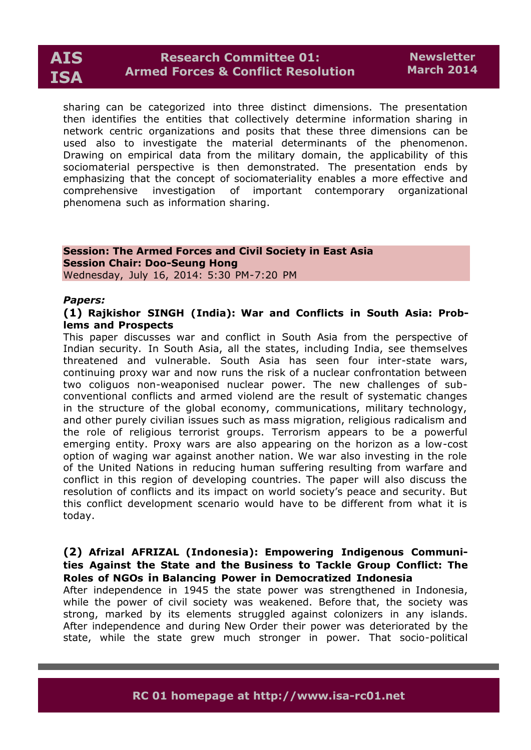sharing can be categorized into three distinct dimensions. The presentation then identifies the entities that collectively determine information sharing in network centric organizations and posits that these three dimensions can be used also to investigate the material determinants of the phenomenon. Drawing on empirical data from the military domain, the applicability of this sociomaterial perspective is then demonstrated. The presentation ends by emphasizing that the concept of sociomateriality enables a more effective and comprehensive investigation of important contemporary organizational phenomena such as information sharing.

**Session: The Armed Forces and Civil Society in East Asia**
**Session Chair: Doo-Seung Hong**
Wednesday, July 16, 2014: 5:30 PM-7:20 PM

***Papers:***

**(1) Rajkishor SINGH (India): War and Conflicts in South Asia: Problems and Prospects**

This paper discusses war and conflict in South Asia from the perspective of Indian security. In South Asia, all the states, including India, see themselves threatened and vulnerable. South Asia has seen four inter-state wars, continuing proxy war and now runs the risk of a nuclear confrontation between two coliguos non-weaponised nuclear power. The new challenges of sub-conventional conflicts and armed violend are the result of systematic changes in the structure of the global economy, communications, military technology, and other purely civilian issues such as mass migration, religious radicalism and the role of religious terrorist groups. Terrorism appears to be a powerful emerging entity. Proxy wars are also appearing on the horizon as a low-cost option of waging war against another nation. We war also investing in the role of the United Nations in reducing human suffering resulting from warfare and conflict in this region of developing countries. The paper will also discuss the resolution of conflicts and its impact on world society's peace and security. But this conflict development scenario would have to be different from what it is today.

**(2) Afrizal AFRIZAL (Indonesia): Empowering Indigenous Communities Against the State and the Business to Tackle Group Conflict: The Roles of NGOs in Balancing Power in Democratized Indonesia**

After independence in 1945 the state power was strengthened in Indonesia, while the power of civil society was weakened. Before that, the society was strong, marked by its elements struggled against colonizers in any islands. After independence and during New Order their power was deteriorated by the state, while the state grew much stronger in power. That socio-political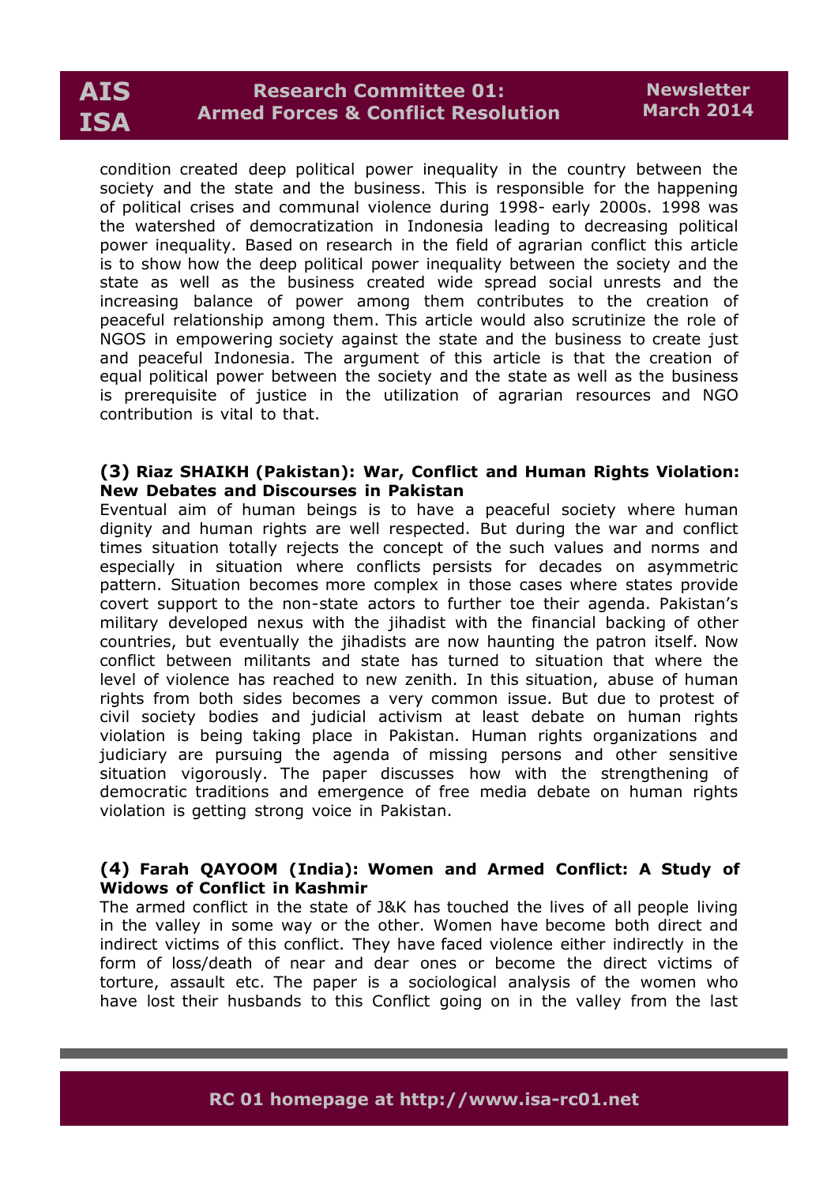condition created deep political power inequality in the country between the society and the state and the business. This is responsible for the happening of political crises and communal violence during 1998- early 2000s. 1998 was the watershed of democratization in Indonesia leading to decreasing political power inequality. Based on research in the field of agrarian conflict this article is to show how the deep political power inequality between the society and the state as well as the business created wide spread social unrests and the increasing balance of power among them contributes to the creation of peaceful relationship among them. This article would also scrutinize the role of NGOS in empowering society against the state and the business to create just and peaceful Indonesia. The argument of this article is that the creation of equal political power between the society and the state as well as the business is prerequisite of justice in the utilization of agrarian resources and NGO contribution is vital to that.

**(3) Riaz SHAIKH (Pakistan): War, Conflict and Human Rights Violation: New Debates and Discourses in Pakistan**

Eventual aim of human beings is to have a peaceful society where human dignity and human rights are well respected. But during the war and conflict times situation totally rejects the concept of the such values and norms and especially in situation where conflicts persists for decades on asymmetric pattern. Situation becomes more complex in those cases where states provide covert support to the non-state actors to further toe their agenda. Pakistan's military developed nexus with the jihadist with the financial backing of other countries, but eventually the jihadists are now haunting the patron itself. Now conflict between militants and state has turned to situation that where the level of violence has reached to new zenith. In this situation, abuse of human rights from both sides becomes a very common issue. But due to protest of civil society bodies and judicial activism at least debate on human rights violation is being taking place in Pakistan. Human rights organizations and judiciary are pursuing the agenda of missing persons and other sensitive situation vigorously. The paper discusses how with the strengthening of democratic traditions and emergence of free media debate on human rights violation is getting strong voice in Pakistan.

**(4) Farah QAYOOM (India): Women and Armed Conflict: A Study of Widows of Conflict in Kashmir**

The armed conflict in the state of J&K has touched the lives of all people living in the valley in some way or the other. Women have become both direct and indirect victims of this conflict. They have faced violence either indirectly in the form of loss/death of near and dear ones or become the direct victims of torture, assault etc. The paper is a sociological analysis of the women who have lost their husbands to this Conflict going on in the valley from the last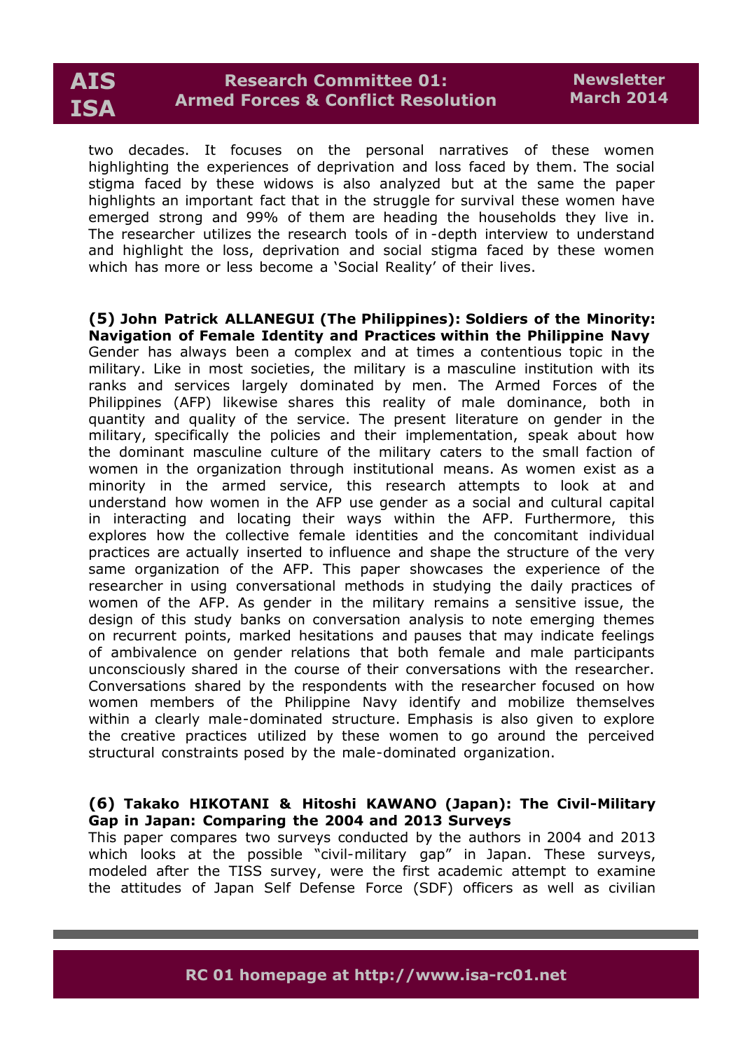two decades. It focuses on the personal narratives of these women highlighting the experiences of deprivation and loss faced by them. The social stigma faced by these widows is also analyzed but at the same the paper highlights an important fact that in the struggle for survival these women have emerged strong and 99% of them are heading the households they live in. The researcher utilizes the research tools of in-depth interview to understand and highlight the loss, deprivation and social stigma faced by these women which has more or less become a 'Social Reality' of their lives.

**(5) John Patrick ALLANEGUI (The Philippines): Soldiers of the Minority: Navigation of Female Identity and Practices within the Philippine Navy**

Gender has always been a complex and at times a contentious topic in the military. Like in most societies, the military is a masculine institution with its ranks and services largely dominated by men. The Armed Forces of the Philippines (AFP) likewise shares this reality of male dominance, both in quantity and quality of the service. The present literature on gender in the military, specifically the policies and their implementation, speak about how the dominant masculine culture of the military caters to the small faction of women in the organization through institutional means. As women exist as a minority in the armed service, this research attempts to look at and understand how women in the AFP use gender as a social and cultural capital in interacting and locating their ways within the AFP. Furthermore, this explores how the collective female identities and the concomitant individual practices are actually inserted to influence and shape the structure of the very same organization of the AFP. This paper showcases the experience of the researcher in using conversational methods in studying the daily practices of women of the AFP. As gender in the military remains a sensitive issue, the design of this study banks on conversation analysis to note emerging themes on recurrent points, marked hesitations and pauses that may indicate feelings of ambivalence on gender relations that both female and male participants unconsciously shared in the course of their conversations with the researcher. Conversations shared by the respondents with the researcher focused on how women members of the Philippine Navy identify and mobilize themselves within a clearly male-dominated structure. Emphasis is also given to explore the creative practices utilized by these women to go around the perceived structural constraints posed by the male-dominated organization.

**(6) Takako HIKOTANI & Hitoshi KAWANO (Japan): The Civil-Military Gap in Japan: Comparing the 2004 and 2013 Surveys**

This paper compares two surveys conducted by the authors in 2004 and 2013 which looks at the possible "civil-military gap" in Japan. These surveys, modeled after the TISS survey, were the first academic attempt to examine the attitudes of Japan Self Defense Force (SDF) officers as well as civilian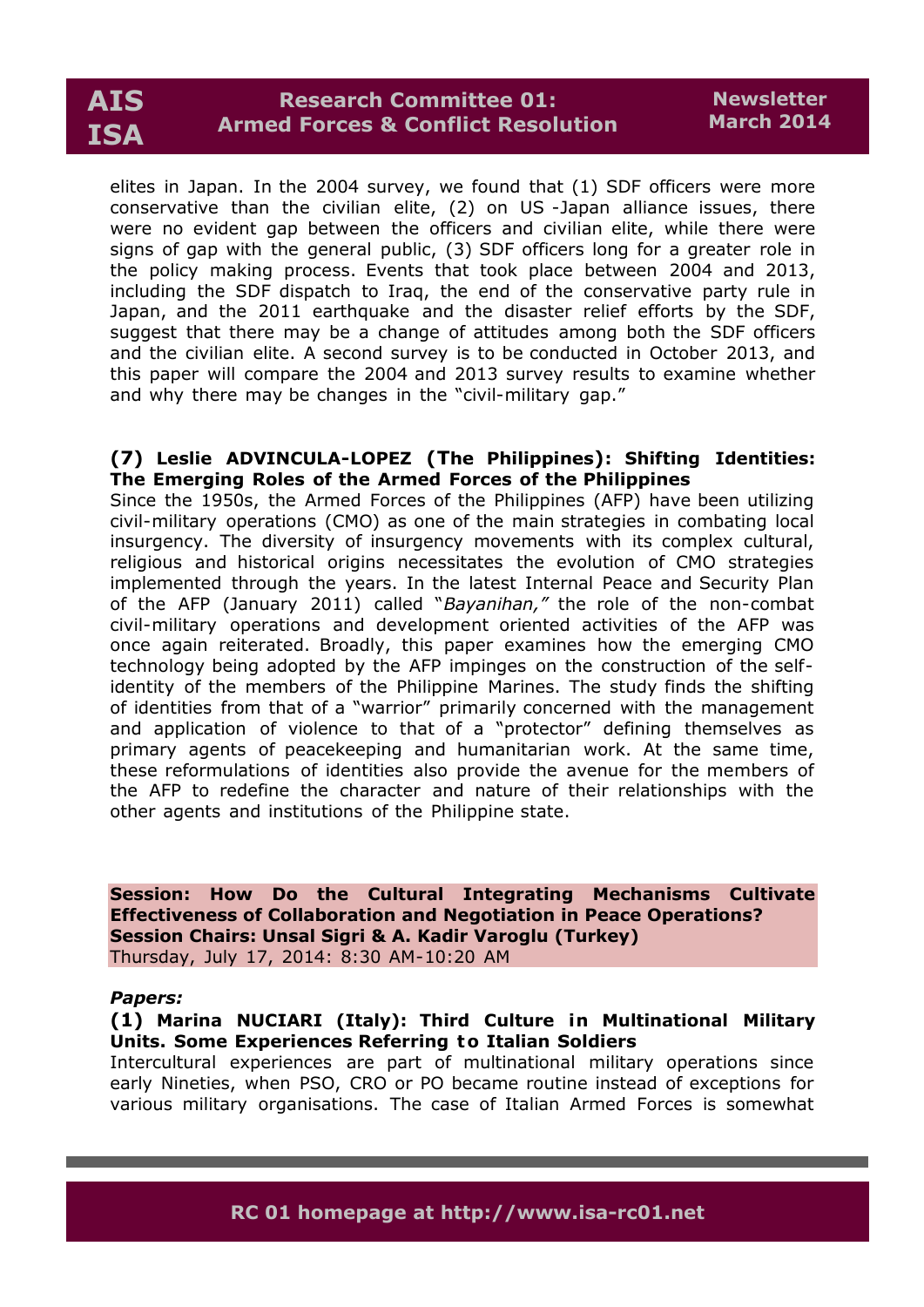elites in Japan. In the 2004 survey, we found that (1) SDF officers were more conservative than the civilian elite, (2) on US -Japan alliance issues, there were no evident gap between the officers and civilian elite, while there were signs of gap with the general public, (3) SDF officers long for a greater role in the policy making process. Events that took place between 2004 and 2013, including the SDF dispatch to Iraq, the end of the conservative party rule in Japan, and the 2011 earthquake and the disaster relief efforts by the SDF, suggest that there may be a change of attitudes among both the SDF officers and the civilian elite. A second survey is to be conducted in October 2013, and this paper will compare the 2004 and 2013 survey results to examine whether and why there may be changes in the "civil-military gap."

**(7) Leslie ADVINCULA-LOPEZ (The Philippines): Shifting Identities: The Emerging Roles of the Armed Forces of the Philippines**

Since the 1950s, the Armed Forces of the Philippines (AFP) have been utilizing civil-military operations (CMO) as one of the main strategies in combating local insurgency. The diversity of insurgency movements with its complex cultural, religious and historical origins necessitates the evolution of CMO strategies implemented through the years. In the latest Internal Peace and Security Plan of the AFP (January 2011) called "*Bayanihan,"* the role of the non-combat civil-military operations and development oriented activities of the AFP was once again reiterated. Broadly, this paper examines how the emerging CMO technology being adopted by the AFP impinges on the construction of the self-identity of the members of the Philippine Marines. The study finds the shifting of identities from that of a "warrior" primarily concerned with the management and application of violence to that of a "protector" defining themselves as primary agents of peacekeeping and humanitarian work. At the same time, these reformulations of identities also provide the avenue for the members of the AFP to redefine the character and nature of their relationships with the other agents and institutions of the Philippine state.

**Session: How Do the Cultural Integrating Mechanisms Cultivate Effectiveness of Collaboration and Negotiation in Peace Operations?**
**Session Chairs: Unsal Sigri & A. Kadir Varoglu (Turkey)**
Thursday, July 17, 2014: 8:30 AM-10:20 AM

***Papers:***

**(1) Marina NUCIARI (Italy): Third Culture in Multinational Military Units. Some Experiences Referring to Italian Soldiers**

Intercultural experiences are part of multinational military operations since early Nineties, when PSO, CRO or PO became routine instead of exceptions for various military organisations. The case of Italian Armed Forces is somewhat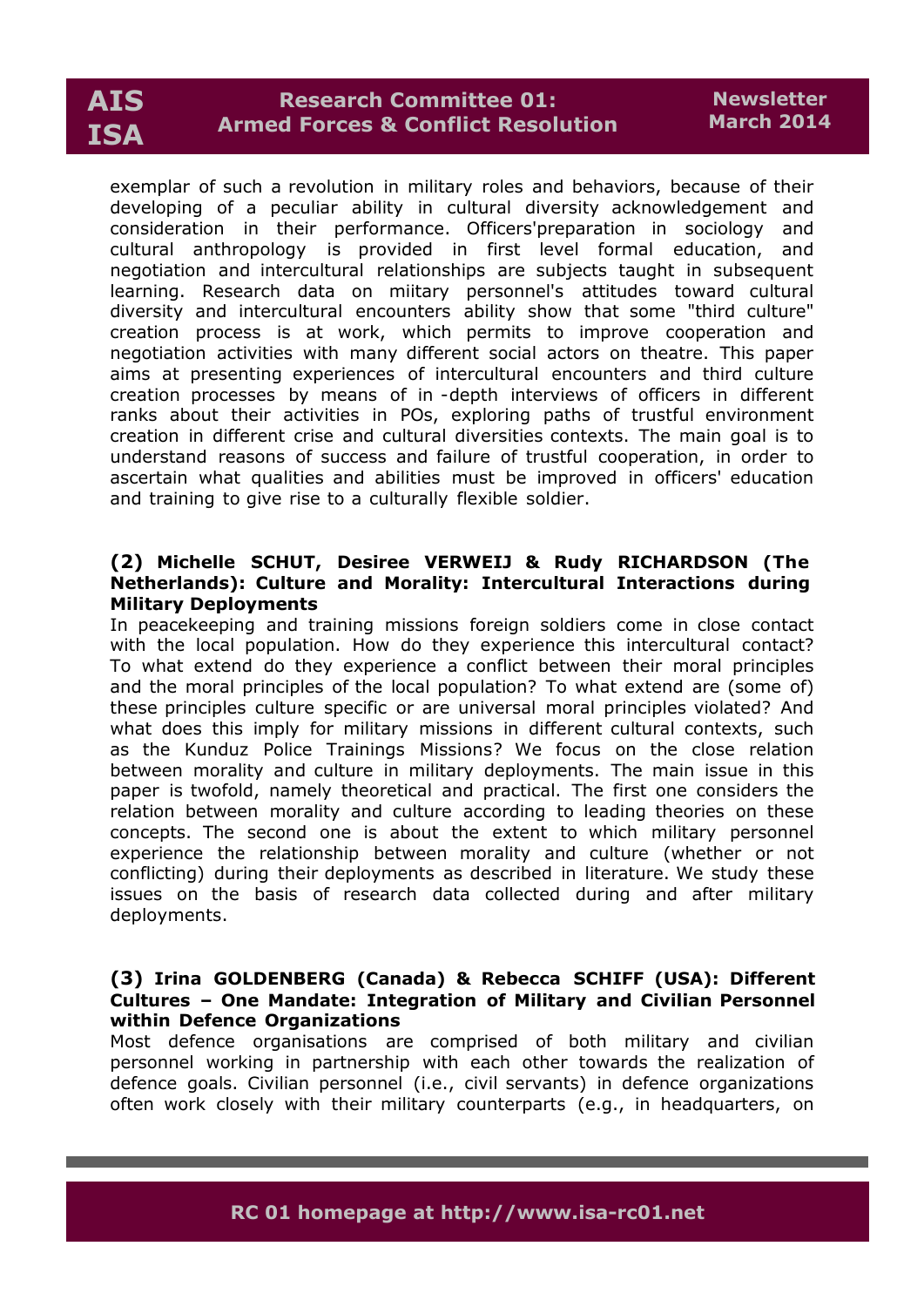exemplar of such a revolution in military roles and behaviors, because of their developing of a peculiar ability in cultural diversity acknowledgement and consideration in their performance. Officers'preparation in sociology and cultural anthropology is provided in first level formal education, and negotiation and intercultural relationships are subjects taught in subsequent learning. Research data on miitary personnel's attitudes toward cultural diversity and intercultural encounters ability show that some "third culture" creation process is at work, which permits to improve cooperation and negotiation activities with many different social actors on theatre. This paper aims at presenting experiences of intercultural encounters and third culture creation processes by means of in -depth interviews of officers in different ranks about their activities in POs, exploring paths of trustful environment creation in different crise and cultural diversities contexts. The main goal is to understand reasons of success and failure of trustful cooperation, in order to ascertain what qualities and abilities must be improved in officers' education and training to give rise to a culturally flexible soldier.

**(2) Michelle SCHUT, Desiree VERWEIJ & Rudy RICHARDSON (The Netherlands): Culture and Morality: Intercultural Interactions during Military Deployments**

In peacekeeping and training missions foreign soldiers come in close contact with the local population. How do they experience this intercultural contact? To what extend do they experience a conflict between their moral principles and the moral principles of the local population? To what extend are (some of) these principles culture specific or are universal moral principles violated? And what does this imply for military missions in different cultural contexts, such as the Kunduz Police Trainings Missions? We focus on the close relation between morality and culture in military deployments. The main issue in this paper is twofold, namely theoretical and practical. The first one considers the relation between morality and culture according to leading theories on these concepts. The second one is about the extent to which military personnel experience the relationship between morality and culture (whether or not conflicting) during their deployments as described in literature. We study these issues on the basis of research data collected during and after military deployments.

**(3) Irina GOLDENBERG (Canada) & Rebecca SCHIFF (USA): Different Cultures – One Mandate: Integration of Military and Civilian Personnel within Defence Organizations**

Most defence organisations are comprised of both military and civilian personnel working in partnership with each other towards the realization of defence goals. Civilian personnel (i.e., civil servants) in defence organizations often work closely with their military counterparts (e.g., in headquarters, on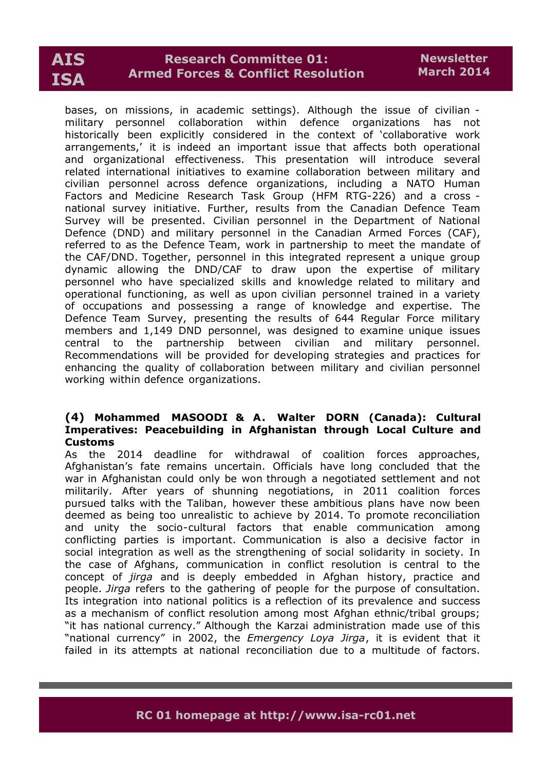bases, on missions, in academic settings). Although the issue of civilian - military personnel collaboration within defence organizations has not historically been explicitly considered in the context of 'collaborative work arrangements,' it is indeed an important issue that affects both operational and organizational effectiveness. This presentation will introduce several related international initiatives to examine collaboration between military and civilian personnel across defence organizations, including a NATO Human Factors and Medicine Research Task Group (HFM RTG-226) and a cross - national survey initiative. Further, results from the Canadian Defence Team Survey will be presented. Civilian personnel in the Department of National Defence (DND) and military personnel in the Canadian Armed Forces (CAF), referred to as the Defence Team, work in partnership to meet the mandate of the CAF/DND. Together, personnel in this integrated represent a unique group dynamic allowing the DND/CAF to draw upon the expertise of military personnel who have specialized skills and knowledge related to military and operational functioning, as well as upon civilian personnel trained in a variety of occupations and possessing a range of knowledge and expertise. The Defence Team Survey, presenting the results of 644 Regular Force military members and 1,149 DND personnel, was designed to examine unique issues central to the partnership between civilian and military personnel. Recommendations will be provided for developing strategies and practices for enhancing the quality of collaboration between military and civilian personnel working within defence organizations.

**(4) Mohammed MASOODI & A. Walter DORN (Canada): Cultural Imperatives: Peacebuilding in Afghanistan through Local Culture and Customs**

As the 2014 deadline for withdrawal of coalition forces approaches, Afghanistan's fate remains uncertain. Officials have long concluded that the war in Afghanistan could only be won through a negotiated settlement and not militarily. After years of shunning negotiations, in 2011 coalition forces pursued talks with the Taliban, however these ambitious plans have now been deemed as being too unrealistic to achieve by 2014. To promote reconciliation and unity the socio-cultural factors that enable communication among conflicting parties is important. Communication is also a decisive factor in social integration as well as the strengthening of social solidarity in society. In the case of Afghans, communication in conflict resolution is central to the concept of *jirga* and is deeply embedded in Afghan history, practice and people. *Jirga* refers to the gathering of people for the purpose of consultation. Its integration into national politics is a reflection of its prevalence and success as a mechanism of conflict resolution among most Afghan ethnic/tribal groups; "it has national currency." Although the Karzai administration made use of this "national currency" in 2002, the *Emergency Loya Jirga*, it is evident that it failed in its attempts at national reconciliation due to a multitude of factors.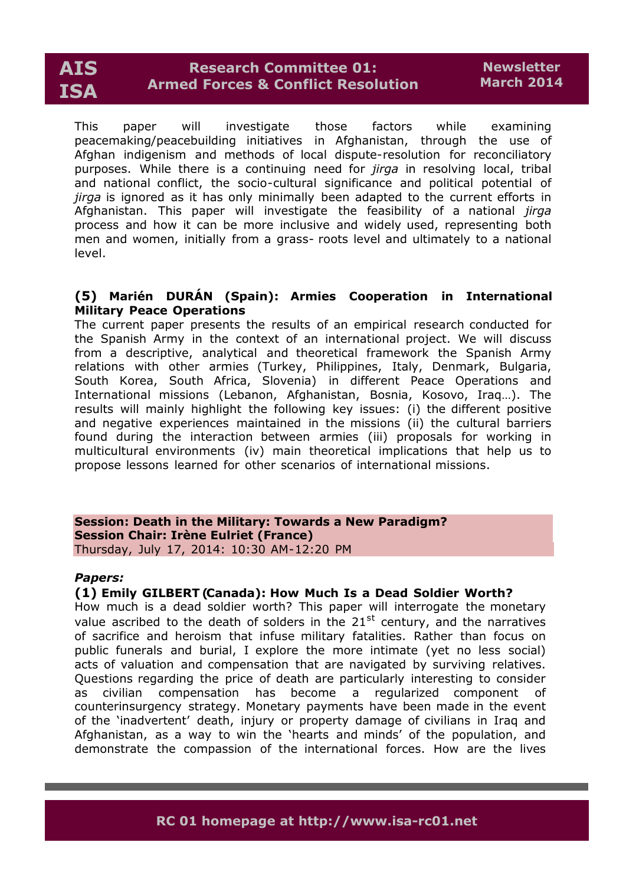This paper will investigate those factors while examining peacemaking/peacebuilding initiatives in Afghanistan, through the use of Afghan indigenism and methods of local dispute-resolution for reconciliatory purposes. While there is a continuing need for *jirga* in resolving local, tribal and national conflict, the socio-cultural significance and political potential of *jirga* is ignored as it has only minimally been adapted to the current efforts in Afghanistan. This paper will investigate the feasibility of a national *jirga* process and how it can be more inclusive and widely used, representing both men and women, initially from a grass- roots level and ultimately to a national level.

**(5) Marién DURÁN (Spain): Armies Cooperation in International Military Peace Operations**

The current paper presents the results of an empirical research conducted for the Spanish Army in the context of an international project. We will discuss from a descriptive, analytical and theoretical framework the Spanish Army relations with other armies (Turkey, Philippines, Italy, Denmark, Bulgaria, South Korea, South Africa, Slovenia) in different Peace Operations and International missions (Lebanon, Afghanistan, Bosnia, Kosovo, Iraq…). The results will mainly highlight the following key issues: (i) the different positive and negative experiences maintained in the missions (ii) the cultural barriers found during the interaction between armies (iii) proposals for working in multicultural environments (iv) main theoretical implications that help us to propose lessons learned for other scenarios of international missions.

**Session: Death in the Military: Towards a New Paradigm?**
**Session Chair: Irène Eulriet (France)**
Thursday, July 17, 2014: 10:30 AM-12:20 PM

***Papers:***

**(1) Emily GILBERT (Canada): How Much Is a Dead Soldier Worth?**

How much is a dead soldier worth? This paper will interrogate the monetary value ascribed to the death of solders in the 21st century, and the narratives of sacrifice and heroism that infuse military fatalities. Rather than focus on public funerals and burial, I explore the more intimate (yet no less social) acts of valuation and compensation that are navigated by surviving relatives. Questions regarding the price of death are particularly interesting to consider as civilian compensation has become a regularized component of counterinsurgency strategy. Monetary payments have been made in the event of the 'inadvertent' death, injury or property damage of civilians in Iraq and Afghanistan, as a way to win the 'hearts and minds' of the population, and demonstrate the compassion of the international forces. How are the lives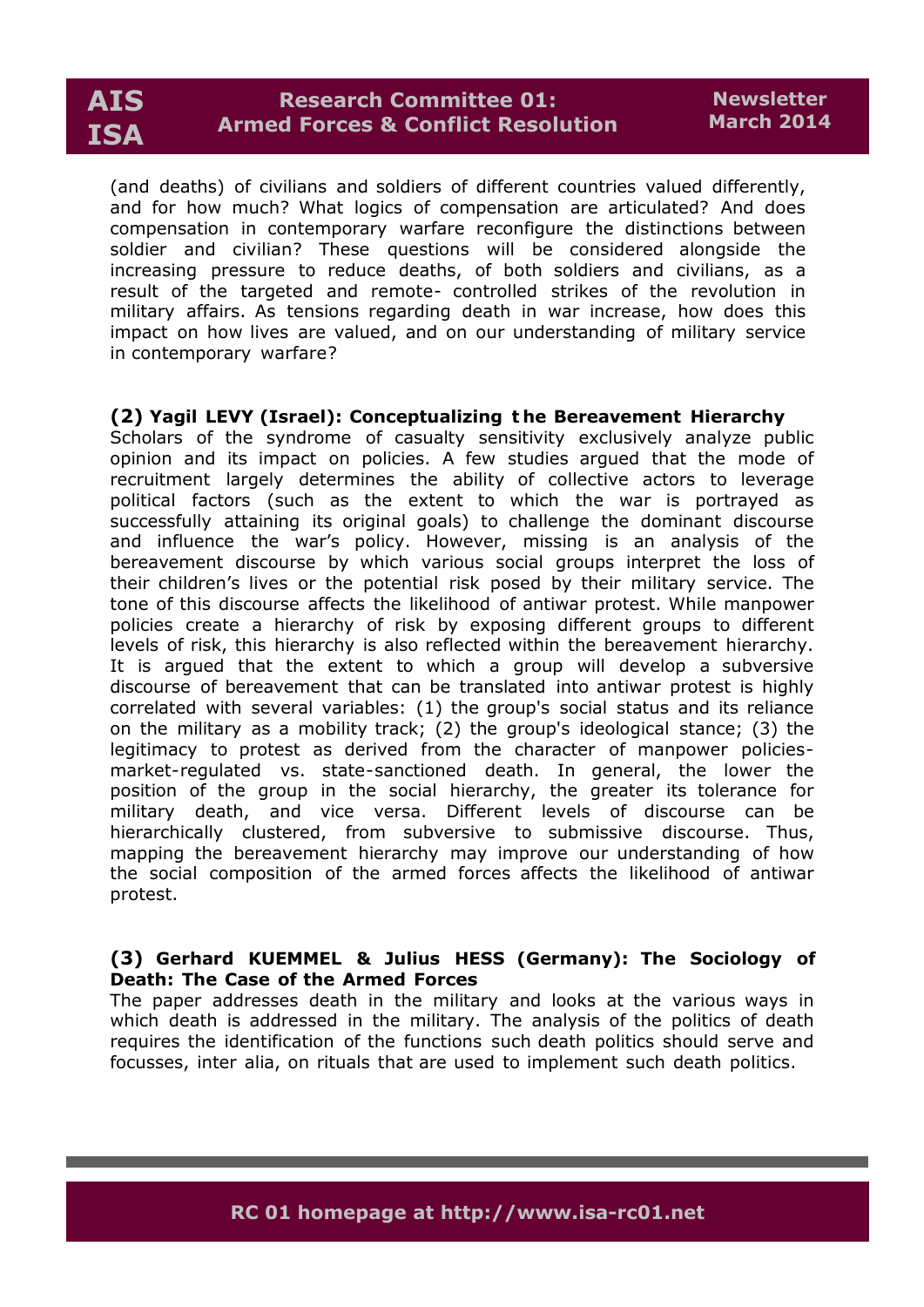(and deaths) of civilians and soldiers of different countries valued differently, and for how much? What logics of compensation are articulated? And does compensation in contemporary warfare reconfigure the distinctions between soldier and civilian? These questions will be considered alongside the increasing pressure to reduce deaths, of both soldiers and civilians, as a result of the targeted and remote- controlled strikes of the revolution in military affairs. As tensions regarding death in war increase, how does this impact on how lives are valued, and on our understanding of military service in contemporary warfare?

**(2) Yagil LEVY (Israel): Conceptualizing the Bereavement Hierarchy**

Scholars of the syndrome of casualty sensitivity exclusively analyze public opinion and its impact on policies. A few studies argued that the mode of recruitment largely determines the ability of collective actors to leverage political factors (such as the extent to which the war is portrayed as successfully attaining its original goals) to challenge the dominant discourse and influence the war's policy. However, missing is an analysis of the bereavement discourse by which various social groups interpret the loss of their children's lives or the potential risk posed by their military service. The tone of this discourse affects the likelihood of antiwar protest. While manpower policies create a hierarchy of risk by exposing different groups to different levels of risk, this hierarchy is also reflected within the bereavement hierarchy. It is argued that the extent to which a group will develop a subversive discourse of bereavement that can be translated into antiwar protest is highly correlated with several variables: (1) the group's social status and its reliance on the military as a mobility track; (2) the group's ideological stance; (3) the legitimacy to protest as derived from the character of manpower policies-market-regulated vs. state-sanctioned death. In general, the lower the position of the group in the social hierarchy, the greater its tolerance for military death, and vice versa. Different levels of discourse can be hierarchically clustered, from subversive to submissive discourse. Thus, mapping the bereavement hierarchy may improve our understanding of how the social composition of the armed forces affects the likelihood of antiwar protest.

**(3) Gerhard KUEMMEL & Julius HESS (Germany): The Sociology of Death: The Case of the Armed Forces**

The paper addresses death in the military and looks at the various ways in which death is addressed in the military. The analysis of the politics of death requires the identification of the functions such death politics should serve and focusses, inter alia, on rituals that are used to implement such death politics.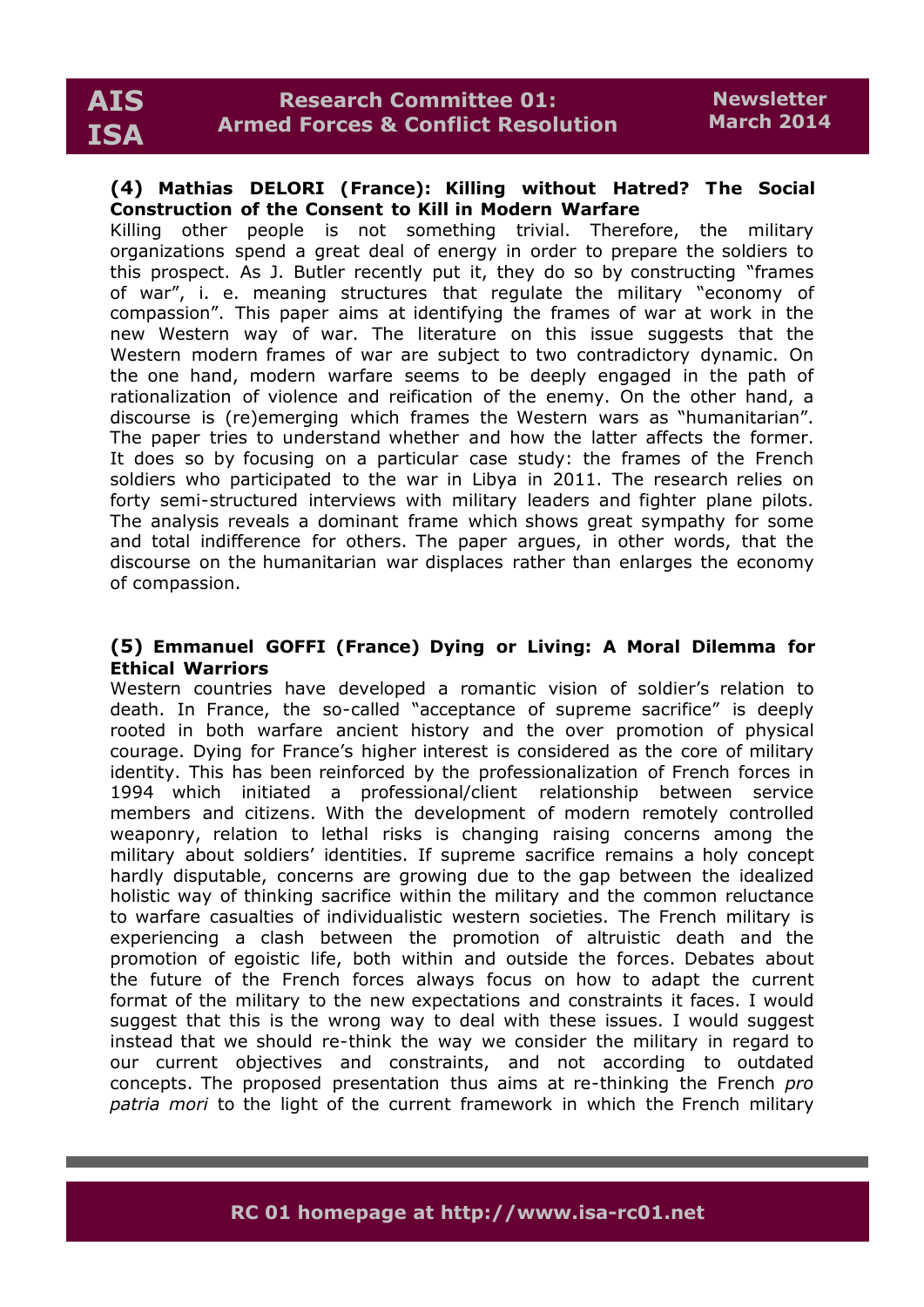**(4) Mathias DELORI (France): Killing without Hatred? The Social Construction of the Consent to Kill in Modern Warfare**

Killing other people is not something trivial. Therefore, the military organizations spend a great deal of energy in order to prepare the soldiers to this prospect. As J. Butler recently put it, they do so by constructing "frames of war", i. e. meaning structures that regulate the military "economy of compassion". This paper aims at identifying the frames of war at work in the new Western way of war. The literature on this issue suggests that the Western modern frames of war are subject to two contradictory dynamic. On the one hand, modern warfare seems to be deeply engaged in the path of rationalization of violence and reification of the enemy. On the other hand, a discourse is (re)emerging which frames the Western wars as "humanitarian". The paper tries to understand whether and how the latter affects the former. It does so by focusing on a particular case study: the frames of the French soldiers who participated to the war in Libya in 2011. The research relies on forty semi-structured interviews with military leaders and fighter plane pilots. The analysis reveals a dominant frame which shows great sympathy for some and total indifference for others. The paper argues, in other words, that the discourse on the humanitarian war displaces rather than enlarges the economy of compassion.

**(5) Emmanuel GOFFI (France) Dying or Living: A Moral Dilemma for Ethical Warriors**

Western countries have developed a romantic vision of soldier's relation to death. In France, the so-called "acceptance of supreme sacrifice" is deeply rooted in both warfare ancient history and the over promotion of physical courage. Dying for France's higher interest is considered as the core of military identity. This has been reinforced by the professionalization of French forces in 1994 which initiated a professional/client relationship between service members and citizens. With the development of modern remotely controlled weaponry, relation to lethal risks is changing raising concerns among the military about soldiers' identities. If supreme sacrifice remains a holy concept hardly disputable, concerns are growing due to the gap between the idealized holistic way of thinking sacrifice within the military and the common reluctance to warfare casualties of individualistic western societies. The French military is experiencing a clash between the promotion of altruistic death and the promotion of egoistic life, both within and outside the forces. Debates about the future of the French forces always focus on how to adapt the current format of the military to the new expectations and constraints it faces. I would suggest that this is the wrong way to deal with these issues. I would suggest instead that we should re-think the way we consider the military in regard to our current objectives and constraints, and not according to outdated concepts. The proposed presentation thus aims at re-thinking the French *pro patria mori* to the light of the current framework in which the French military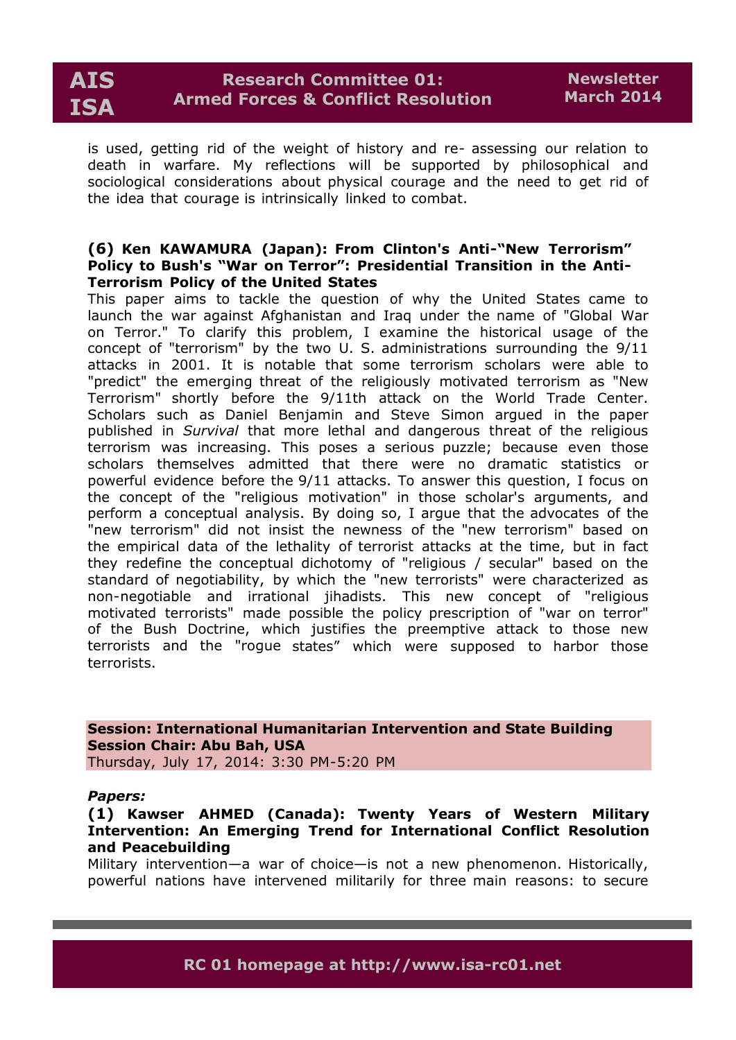is used, getting rid of the weight of history and re- assessing our relation to death in warfare. My reflections will be supported by philosophical and sociological considerations about physical courage and the need to get rid of the idea that courage is intrinsically linked to combat.

**(6) Ken KAWAMURA (Japan): From Clinton's Anti-"New Terrorism" Policy to Bush's "War on Terror": Presidential Transition in the Anti-Terrorism Policy of the United States**

This paper aims to tackle the question of why the United States came to launch the war against Afghanistan and Iraq under the name of "Global War on Terror." To clarify this problem, I examine the historical usage of the concept of "terrorism" by the two U. S. administrations surrounding the 9/11 attacks in 2001. It is notable that some terrorism scholars were able to "predict" the emerging threat of the religiously motivated terrorism as "New Terrorism" shortly before the 9/11th attack on the World Trade Center. Scholars such as Daniel Benjamin and Steve Simon argued in the paper published in *Survival* that more lethal and dangerous threat of the religious terrorism was increasing. This poses a serious puzzle; because even those scholars themselves admitted that there were no dramatic statistics or powerful evidence before the 9/11 attacks. To answer this question, I focus on the concept of the "religious motivation" in those scholar's arguments, and perform a conceptual analysis. By doing so, I argue that the advocates of the "new terrorism" did not insist the newness of the "new terrorism" based on the empirical data of the lethality of terrorist attacks at the time, but in fact they redefine the conceptual dichotomy of "religious / secular" based on the standard of negotiability, by which the "new terrorists" were characterized as non-negotiable and irrational jihadists. This new concept of "religious motivated terrorists" made possible the policy prescription of "war on terror" of the Bush Doctrine, which justifies the preemptive attack to those new terrorists and the "rogue states" which were supposed to harbor those terrorists.

**Session: International Humanitarian Intervention and State Building**
**Session Chair: Abu Bah, USA**
Thursday, July 17, 2014: 3:30 PM-5:20 PM

***Papers:***

**(1) Kawser AHMED (Canada): Twenty Years of Western Military Intervention: An Emerging Trend for International Conflict Resolution and Peacebuilding**

Military intervention—a war of choice—is not a new phenomenon. Historically, powerful nations have intervened militarily for three main reasons: to secure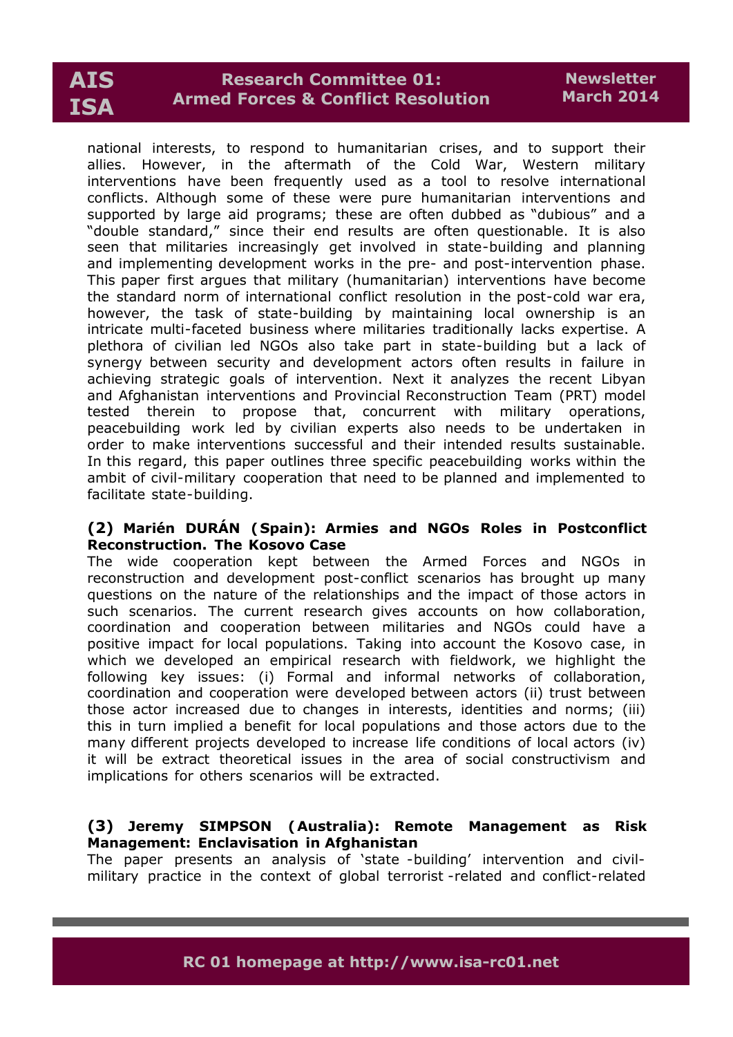national interests, to respond to humanitarian crises, and to support their allies. However, in the aftermath of the Cold War, Western military interventions have been frequently used as a tool to resolve international conflicts. Although some of these were pure humanitarian interventions and supported by large aid programs; these are often dubbed as "dubious" and a "double standard," since their end results are often questionable. It is also seen that militaries increasingly get involved in state-building and planning and implementing development works in the pre- and post-intervention phase. This paper first argues that military (humanitarian) interventions have become the standard norm of international conflict resolution in the post-cold war era, however, the task of state-building by maintaining local ownership is an intricate multi-faceted business where militaries traditionally lacks expertise. A plethora of civilian led NGOs also take part in state-building but a lack of synergy between security and development actors often results in failure in achieving strategic goals of intervention. Next it analyzes the recent Libyan and Afghanistan interventions and Provincial Reconstruction Team (PRT) model tested therein to propose that, concurrent with military operations, peacebuilding work led by civilian experts also needs to be undertaken in order to make interventions successful and their intended results sustainable. In this regard, this paper outlines three specific peacebuilding works within the ambit of civil-military cooperation that need to be planned and implemented to facilitate state-building.

**(2) Marién DURÁN (Spain): Armies and NGOs Roles in Postconflict Reconstruction. The Kosovo Case**

The wide cooperation kept between the Armed Forces and NGOs in reconstruction and development post-conflict scenarios has brought up many questions on the nature of the relationships and the impact of those actors in such scenarios. The current research gives accounts on how collaboration, coordination and cooperation between militaries and NGOs could have a positive impact for local populations. Taking into account the Kosovo case, in which we developed an empirical research with fieldwork, we highlight the following key issues: (i) Formal and informal networks of collaboration, coordination and cooperation were developed between actors (ii) trust between those actor increased due to changes in interests, identities and norms; (iii) this in turn implied a benefit for local populations and those actors due to the many different projects developed to increase life conditions of local actors (iv) it will be extract theoretical issues in the area of social constructivism and implications for others scenarios will be extracted.

**(3) Jeremy SIMPSON (Australia): Remote Management as Risk Management: Enclavisation in Afghanistan**

The paper presents an analysis of 'state -building' intervention and civil-military practice in the context of global terrorist -related and conflict-related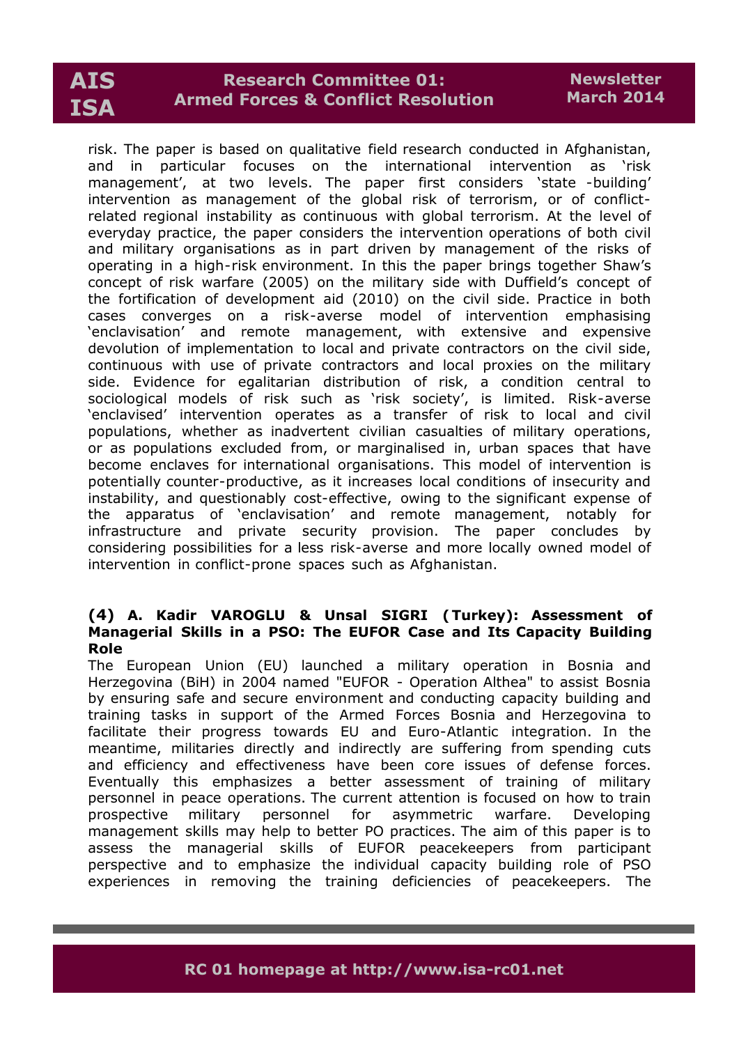risk. The paper is based on qualitative field research conducted in Afghanistan, and in particular focuses on the international intervention as 'risk management', at two levels. The paper first considers 'state -building' intervention as management of the global risk of terrorism, or of conflict-related regional instability as continuous with global terrorism. At the level of everyday practice, the paper considers the intervention operations of both civil and military organisations as in part driven by management of the risks of operating in a high-risk environment. In this the paper brings together Shaw's concept of risk warfare (2005) on the military side with Duffield's concept of the fortification of development aid (2010) on the civil side. Practice in both cases converges on a risk-averse model of intervention emphasising 'enclavisation' and remote management, with extensive and expensive devolution of implementation to local and private contractors on the civil side, continuous with use of private contractors and local proxies on the military side. Evidence for egalitarian distribution of risk, a condition central to sociological models of risk such as 'risk society', is limited. Risk-averse 'enclavised' intervention operates as a transfer of risk to local and civil populations, whether as inadvertent civilian casualties of military operations, or as populations excluded from, or marginalised in, urban spaces that have become enclaves for international organisations. This model of intervention is potentially counter-productive, as it increases local conditions of insecurity and instability, and questionably cost-effective, owing to the significant expense of the apparatus of 'enclavisation' and remote management, notably for infrastructure and private security provision. The paper concludes by considering possibilities for a less risk-averse and more locally owned model of intervention in conflict-prone spaces such as Afghanistan.

**(4) A. Kadir VAROGLU & Unsal SIGRI (Turkey): Assessment of Managerial Skills in a PSO: The EUFOR Case and Its Capacity Building Role**

The European Union (EU) launched a military operation in Bosnia and Herzegovina (BiH) in 2004 named "EUFOR - Operation Althea" to assist Bosnia by ensuring safe and secure environment and conducting capacity building and training tasks in support of the Armed Forces Bosnia and Herzegovina to facilitate their progress towards EU and Euro-Atlantic integration. In the meantime, militaries directly and indirectly are suffering from spending cuts and efficiency and effectiveness have been core issues of defense forces. Eventually this emphasizes a better assessment of training of military personnel in peace operations. The current attention is focused on how to train prospective military personnel for asymmetric warfare. Developing management skills may help to better PO practices. The aim of this paper is to assess the managerial skills of EUFOR peacekeepers from participant perspective and to emphasize the individual capacity building role of PSO experiences in removing the training deficiencies of peacekeepers. The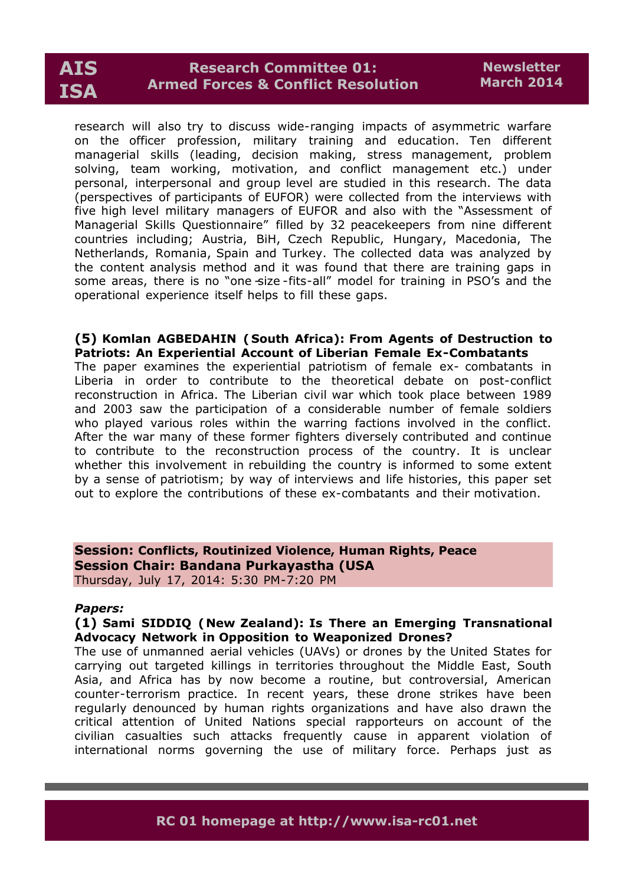research will also try to discuss wide-ranging impacts of asymmetric warfare on the officer profession, military training and education. Ten different managerial skills (leading, decision making, stress management, problem solving, team working, motivation, and conflict management etc.) under personal, interpersonal and group level are studied in this research. The data (perspectives of participants of EUFOR) were collected from the interviews with five high level military managers of EUFOR and also with the "Assessment of Managerial Skills Questionnaire" filled by 32 peacekeepers from nine different countries including; Austria, BiH, Czech Republic, Hungary, Macedonia, The Netherlands, Romania, Spain and Turkey. The collected data was analyzed by the content analysis method and it was found that there are training gaps in some areas, there is no "one-size-fits-all" model for training in PSO's and the operational experience itself helps to fill these gaps.

**(5) Komlan AGBEDAHIN (South Africa): From Agents of Destruction to Patriots: An Experiential Account of Liberian Female Ex-Combatants**

The paper examines the experiential patriotism of female ex- combatants in Liberia in order to contribute to the theoretical debate on post-conflict reconstruction in Africa. The Liberian civil war which took place between 1989 and 2003 saw the participation of a considerable number of female soldiers who played various roles within the warring factions involved in the conflict. After the war many of these former fighters diversely contributed and continue to contribute to the reconstruction process of the country. It is unclear whether this involvement in rebuilding the country is informed to some extent by a sense of patriotism; by way of interviews and life histories, this paper set out to explore the contributions of these ex-combatants and their motivation.

**Session: Conflicts, Routinized Violence, Human Rights, Peace**
**Session Chair: Bandana Purkayastha (USA**
Thursday, July 17, 2014: 5:30 PM-7:20 PM

***Papers:***

**(1) Sami SIDDIQ (New Zealand): Is There an Emerging Transnational Advocacy Network in Opposition to Weaponized Drones?**

The use of unmanned aerial vehicles (UAVs) or drones by the United States for carrying out targeted killings in territories throughout the Middle East, South Asia, and Africa has by now become a routine, but controversial, American counter-terrorism practice. In recent years, these drone strikes have been regularly denounced by human rights organizations and have also drawn the critical attention of United Nations special rapporteurs on account of the civilian casualties such attacks frequently cause in apparent violation of international norms governing the use of military force. Perhaps just as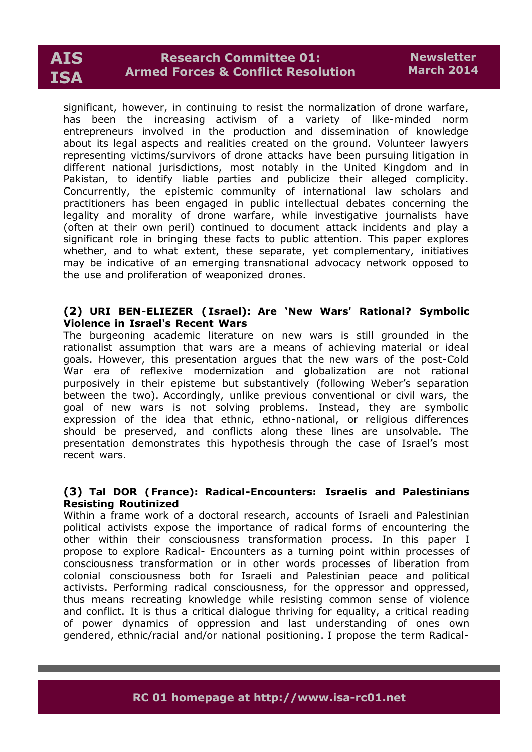significant, however, in continuing to resist the normalization of drone warfare, has been the increasing activism of a variety of like-minded norm entrepreneurs involved in the production and dissemination of knowledge about its legal aspects and realities created on the ground. Volunteer lawyers representing victims/survivors of drone attacks have been pursuing litigation in different national jurisdictions, most notably in the United Kingdom and in Pakistan, to identify liable parties and publicize their alleged complicity. Concurrently, the epistemic community of international law scholars and practitioners has been engaged in public intellectual debates concerning the legality and morality of drone warfare, while investigative journalists have (often at their own peril) continued to document attack incidents and play a significant role in bringing these facts to public attention. This paper explores whether, and to what extent, these separate, yet complementary, initiatives may be indicative of an emerging transnational advocacy network opposed to the use and proliferation of weaponized drones.

**(2) URI BEN-ELIEZER (Israel): Are 'New Wars' Rational? Symbolic Violence in Israel's Recent Wars**

The burgeoning academic literature on new wars is still grounded in the rationalist assumption that wars are a means of achieving material or ideal goals. However, this presentation argues that the new wars of the post-Cold War era of reflexive modernization and globalization are not rational purposively in their episteme but substantively (following Weber's separation between the two). Accordingly, unlike previous conventional or civil wars, the goal of new wars is not solving problems. Instead, they are symbolic expression of the idea that ethnic, ethno-national, or religious differences should be preserved, and conflicts along these lines are unsolvable. The presentation demonstrates this hypothesis through the case of Israel's most recent wars.

**(3) Tal DOR (France): Radical-Encounters: Israelis and Palestinians Resisting Routinized**

Within a frame work of a doctoral research, accounts of Israeli and Palestinian political activists expose the importance of radical forms of encountering the other within their consciousness transformation process. In this paper I propose to explore Radical- Encounters as a turning point within processes of consciousness transformation or in other words processes of liberation from colonial consciousness both for Israeli and Palestinian peace and political activists. Performing radical consciousness, for the oppressor and oppressed, thus means recreating knowledge while resisting common sense of violence and conflict. It is thus a critical dialogue thriving for equality, a critical reading of power dynamics of oppression and last understanding of ones own gendered, ethnic/racial and/or national positioning. I propose the term Radical-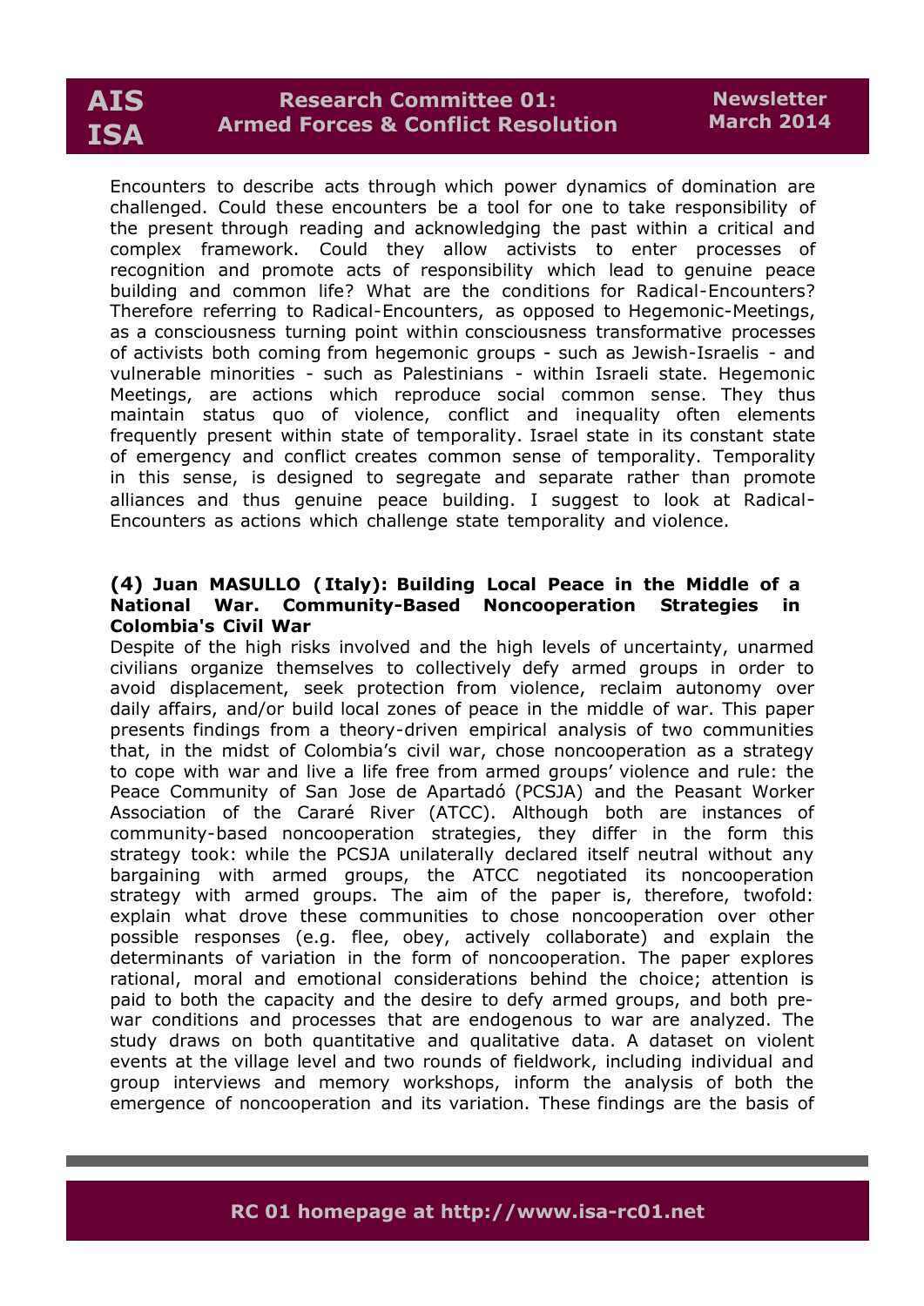Encounters to describe acts through which power dynamics of domination are challenged. Could these encounters be a tool for one to take responsibility of the present through reading and acknowledging the past within a critical and complex framework. Could they allow activists to enter processes of recognition and promote acts of responsibility which lead to genuine peace building and common life? What are the conditions for Radical-Encounters? Therefore referring to Radical-Encounters, as opposed to Hegemonic-Meetings, as a consciousness turning point within consciousness transformative processes of activists both coming from hegemonic groups - such as Jewish-Israelis - and vulnerable minorities - such as Palestinians - within Israeli state. Hegemonic Meetings, are actions which reproduce social common sense. They thus maintain status quo of violence, conflict and inequality often elements frequently present within state of temporality. Israel state in its constant state of emergency and conflict creates common sense of temporality. Temporality in this sense, is designed to segregate and separate rather than promote alliances and thus genuine peace building. I suggest to look at Radical-Encounters as actions which challenge state temporality and violence.

**(4) Juan MASULLO (Italy): Building Local Peace in the Middle of a National War. Community-Based Noncooperation Strategies in Colombia's Civil War**

Despite of the high risks involved and the high levels of uncertainty, unarmed civilians organize themselves to collectively defy armed groups in order to avoid displacement, seek protection from violence, reclaim autonomy over daily affairs, and/or build local zones of peace in the middle of war. This paper presents findings from a theory-driven empirical analysis of two communities that, in the midst of Colombia's civil war, chose noncooperation as a strategy to cope with war and live a life free from armed groups' violence and rule: the Peace Community of San Jose de Apartadó (PCSJA) and the Peasant Worker Association of the Cararé River (ATCC). Although both are instances of community-based noncooperation strategies, they differ in the form this strategy took: while the PCSJA unilaterally declared itself neutral without any bargaining with armed groups, the ATCC negotiated its noncooperation strategy with armed groups. The aim of the paper is, therefore, twofold: explain what drove these communities to chose noncooperation over other possible responses (e.g. flee, obey, actively collaborate) and explain the determinants of variation in the form of noncooperation. The paper explores rational, moral and emotional considerations behind the choice; attention is paid to both the capacity and the desire to defy armed groups, and both pre-war conditions and processes that are endogenous to war are analyzed. The study draws on both quantitative and qualitative data. A dataset on violent events at the village level and two rounds of fieldwork, including individual and group interviews and memory workshops, inform the analysis of both the emergence of noncooperation and its variation. These findings are the basis of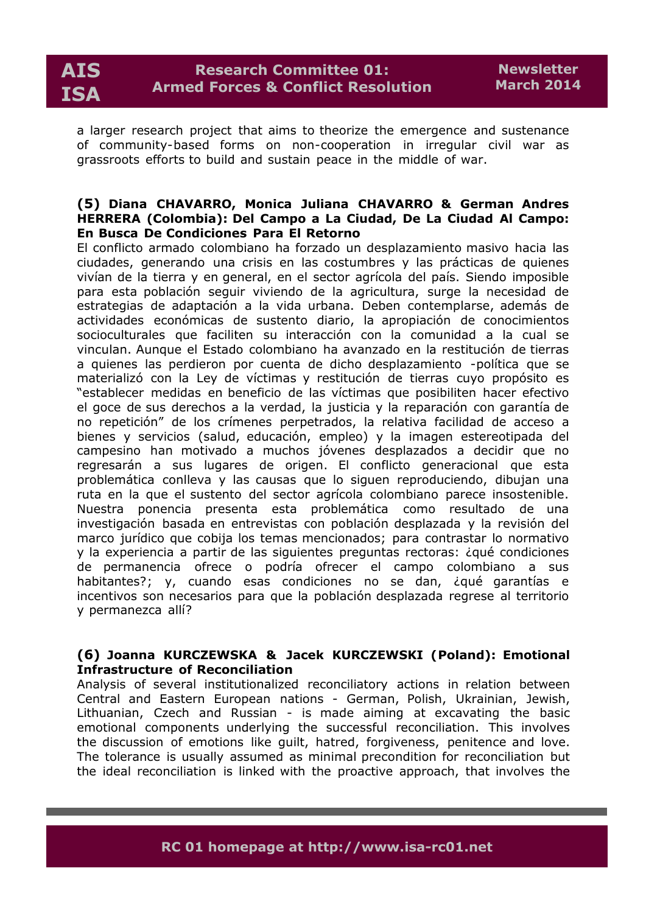a larger research project that aims to theorize the emergence and sustenance of community-based forms on non-cooperation in irregular civil war as grassroots efforts to build and sustain peace in the middle of war.

**(5) Diana CHAVARRO, Monica Juliana CHAVARRO & German Andres HERRERA (Colombia): Del Campo a La Ciudad, De La Ciudad Al Campo: En Busca De Condiciones Para El Retorno**

El conflicto armado colombiano ha forzado un desplazamiento masivo hacia las ciudades, generando una crisis en las costumbres y las prácticas de quienes vivían de la tierra y en general, en el sector agrícola del país. Siendo imposible para esta población seguir viviendo de la agricultura, surge la necesidad de estrategias de adaptación a la vida urbana. Deben contemplarse, además de actividades económicas de sustento diario, la apropiación de conocimientos socioculturales que faciliten su interacción con la comunidad a la cual se vinculan. Aunque el Estado colombiano ha avanzado en la restitución de tierras a quienes las perdieron por cuenta de dicho desplazamiento -política que se materializó con la Ley de víctimas y restitución de tierras cuyo propósito es "establecer medidas en beneficio de las víctimas que posibiliten hacer efectivo el goce de sus derechos a la verdad, la justicia y la reparación con garantía de no repetición" de los crímenes perpetrados, la relativa facilidad de acceso a bienes y servicios (salud, educación, empleo) y la imagen estereotipada del campesino han motivado a muchos jóvenes desplazados a decidir que no regresarán a sus lugares de origen. El conflicto generacional que esta problemática conlleva y las causas que lo siguen reproduciendo, dibujan una ruta en la que el sustento del sector agrícola colombiano parece insostenible. Nuestra ponencia presenta esta problemática como resultado de una investigación basada en entrevistas con población desplazada y la revisión del marco jurídico que cobija los temas mencionados; para contrastar lo normativo y la experiencia a partir de las siguientes preguntas rectoras: ¿qué condiciones de permanencia ofrece o podría ofrecer el campo colombiano a sus habitantes?; y, cuando esas condiciones no se dan, ¿qué garantías e incentivos son necesarios para que la población desplazada regrese al territorio y permanezca allí?

**(6) Joanna KURCZEWSKA & Jacek KURCZEWSKI (Poland): Emotional Infrastructure of Reconciliation**

Analysis of several institutionalized reconciliatory actions in relation between Central and Eastern European nations - German, Polish, Ukrainian, Jewish, Lithuanian, Czech and Russian - is made aiming at excavating the basic emotional components underlying the successful reconciliation. This involves the discussion of emotions like guilt, hatred, forgiveness, penitence and love. The tolerance is usually assumed as minimal precondition for reconciliation but the ideal reconciliation is linked with the proactive approach, that involves the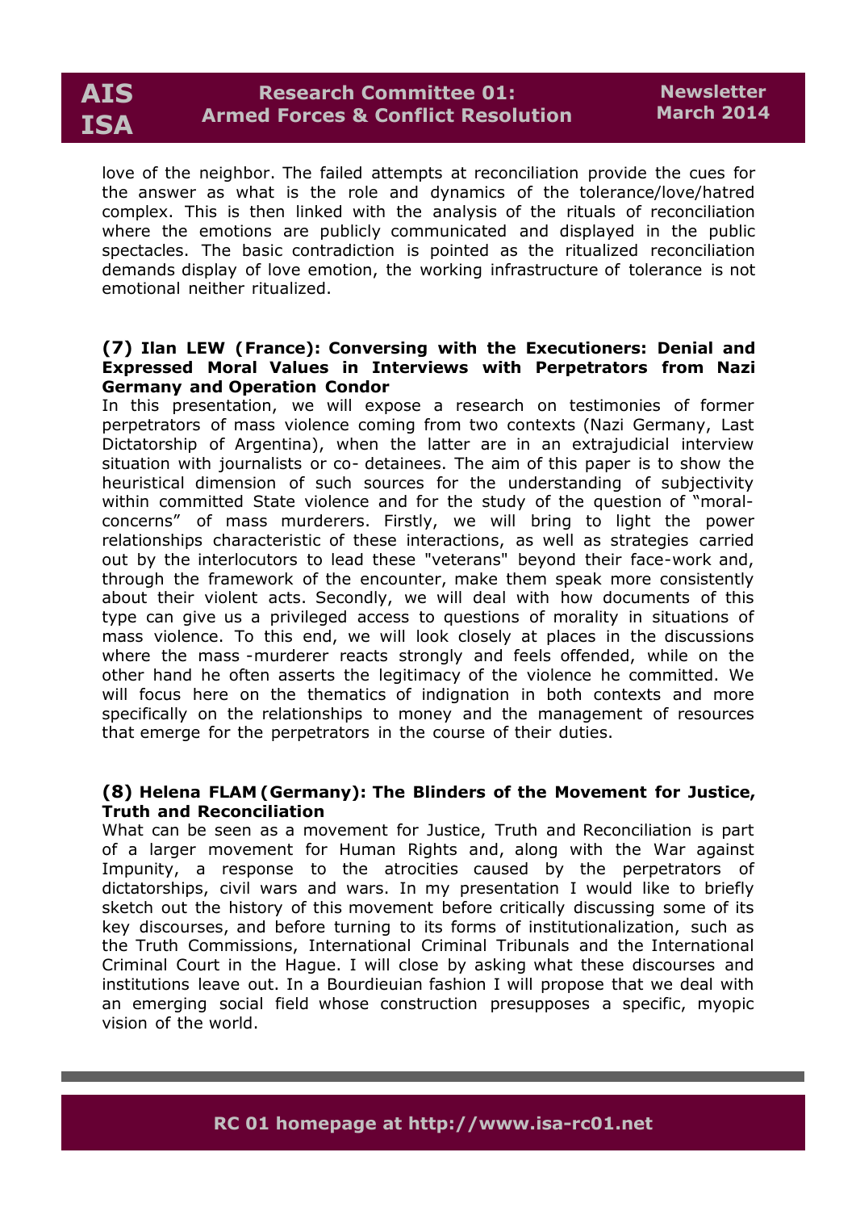love of the neighbor. The failed attempts at reconciliation provide the cues for the answer as what is the role and dynamics of the tolerance/love/hatred complex. This is then linked with the analysis of the rituals of reconciliation where the emotions are publicly communicated and displayed in the public spectacles. The basic contradiction is pointed as the ritualized reconciliation demands display of love emotion, the working infrastructure of tolerance is not emotional neither ritualized.

**(7) Ilan LEW (France): Conversing with the Executioners: Denial and Expressed Moral Values in Interviews with Perpetrators from Nazi Germany and Operation Condor**

In this presentation, we will expose a research on testimonies of former perpetrators of mass violence coming from two contexts (Nazi Germany, Last Dictatorship of Argentina), when the latter are in an extrajudicial interview situation with journalists or co- detainees. The aim of this paper is to show the heuristical dimension of such sources for the understanding of subjectivity within committed State violence and for the study of the question of "moral-concerns" of mass murderers. Firstly, we will bring to light the power relationships characteristic of these interactions, as well as strategies carried out by the interlocutors to lead these "veterans" beyond their face-work and, through the framework of the encounter, make them speak more consistently about their violent acts. Secondly, we will deal with how documents of this type can give us a privileged access to questions of morality in situations of mass violence. To this end, we will look closely at places in the discussions where the mass -murderer reacts strongly and feels offended, while on the other hand he often asserts the legitimacy of the violence he committed. We will focus here on the thematics of indignation in both contexts and more specifically on the relationships to money and the management of resources that emerge for the perpetrators in the course of their duties.

**(8) Helena FLAM (Germany): The Blinders of the Movement for Justice, Truth and Reconciliation**

What can be seen as a movement for Justice, Truth and Reconciliation is part of a larger movement for Human Rights and, along with the War against Impunity, a response to the atrocities caused by the perpetrators of dictatorships, civil wars and wars. In my presentation I would like to briefly sketch out the history of this movement before critically discussing some of its key discourses, and before turning to its forms of institutionalization, such as the Truth Commissions, International Criminal Tribunals and the International Criminal Court in the Hague. I will close by asking what these discourses and institutions leave out. In a Bourdieuian fashion I will propose that we deal with an emerging social field whose construction presupposes a specific, myopic vision of the world.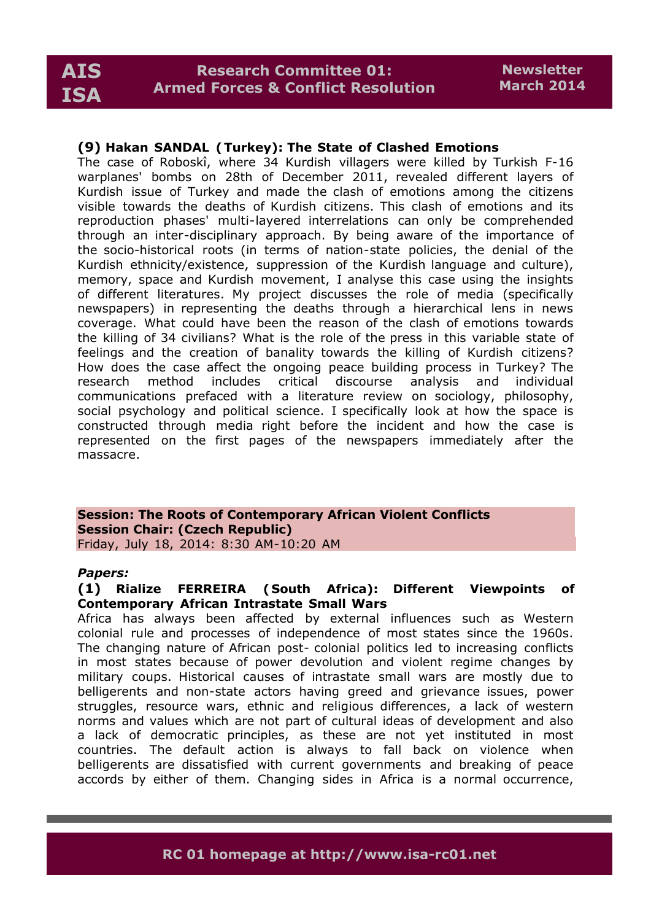**(9) Hakan SANDAL (Turkey): The State of Clashed Emotions**

The case of Roboskî, where 34 Kurdish villagers were killed by Turkish F-16 warplanes' bombs on 28th of December 2011, revealed different layers of Kurdish issue of Turkey and made the clash of emotions among the citizens visible towards the deaths of Kurdish citizens. This clash of emotions and its reproduction phases' multi-layered interrelations can only be comprehended through an inter-disciplinary approach. By being aware of the importance of the socio-historical roots (in terms of nation-state policies, the denial of the Kurdish ethnicity/existence, suppression of the Kurdish language and culture), memory, space and Kurdish movement, I analyse this case using the insights of different literatures. My project discusses the role of media (specifically newspapers) in representing the deaths through a hierarchical lens in news coverage. What could have been the reason of the clash of emotions towards the killing of 34 civilians? What is the role of the press in this variable state of feelings and the creation of banality towards the killing of Kurdish citizens? How does the case affect the ongoing peace building process in Turkey? The research method includes critical discourse analysis and individual communications prefaced with a literature review on sociology, philosophy, social psychology and political science. I specifically look at how the space is constructed through media right before the incident and how the case is represented on the first pages of the newspapers immediately after the massacre.

**Session: The Roots of Contemporary African Violent Conflicts**
**Session Chair: (Czech Republic)**
Friday, July 18, 2014: 8:30 AM-10:20 AM

***Papers:***

**(1) Rialize FERREIRA (South Africa): Different Viewpoints of Contemporary African Intrastate Small Wars**

Africa has always been affected by external influences such as Western colonial rule and processes of independence of most states since the 1960s. The changing nature of African post- colonial politics led to increasing conflicts in most states because of power devolution and violent regime changes by military coups. Historical causes of intrastate small wars are mostly due to belligerents and non-state actors having greed and grievance issues, power struggles, resource wars, ethnic and religious differences, a lack of western norms and values which are not part of cultural ideas of development and also a lack of democratic principles, as these are not yet instituted in most countries. The default action is always to fall back on violence when belligerents are dissatisfied with current governments and breaking of peace accords by either of them. Changing sides in Africa is a normal occurrence,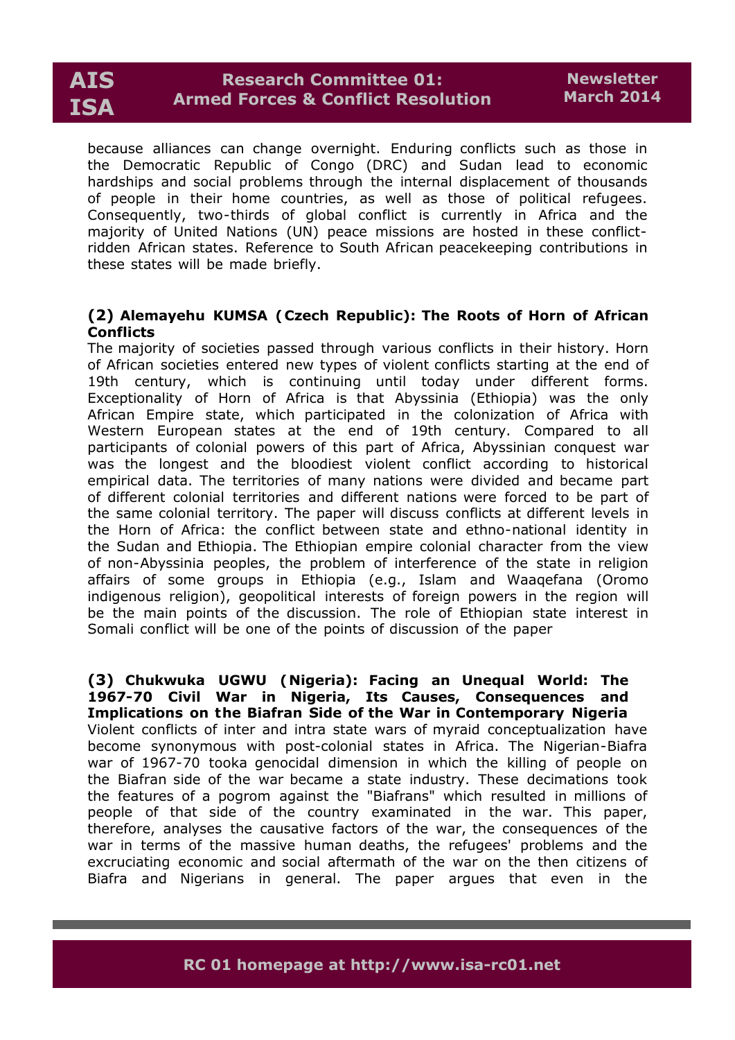because alliances can change overnight. Enduring conflicts such as those in the Democratic Republic of Congo (DRC) and Sudan lead to economic hardships and social problems through the internal displacement of thousands of people in their home countries, as well as those of political refugees. Consequently, two-thirds of global conflict is currently in Africa and the majority of United Nations (UN) peace missions are hosted in these conflict-ridden African states. Reference to South African peacekeeping contributions in these states will be made briefly.

**(2) Alemayehu KUMSA (Czech Republic): The Roots of Horn of African Conflicts**

The majority of societies passed through various conflicts in their history. Horn of African societies entered new types of violent conflicts starting at the end of 19th century, which is continuing until today under different forms. Exceptionality of Horn of Africa is that Abyssinia (Ethiopia) was the only African Empire state, which participated in the colonization of Africa with Western European states at the end of 19th century. Compared to all participants of colonial powers of this part of Africa, Abyssinian conquest war was the longest and the bloodiest violent conflict according to historical empirical data. The territories of many nations were divided and became part of different colonial territories and different nations were forced to be part of the same colonial territory. The paper will discuss conflicts at different levels in the Horn of Africa: the conflict between state and ethno-national identity in the Sudan and Ethiopia. The Ethiopian empire colonial character from the view of non-Abyssinia peoples, the problem of interference of the state in religion affairs of some groups in Ethiopia (e.g., Islam and Waaqefana (Oromo indigenous religion), geopolitical interests of foreign powers in the region will be the main points of the discussion. The role of Ethiopian state interest in Somali conflict will be one of the points of discussion of the paper

**(3) Chukwuka UGWU (Nigeria): Facing an Unequal World: The 1967-70 Civil War in Nigeria, Its Causes, Consequences and Implications on the Biafran Side of the War in Contemporary Nigeria**

Violent conflicts of inter and intra state wars of myraid conceptualization have become synonymous with post-colonial states in Africa. The Nigerian-Biafra war of 1967-70 tooka genocidal dimension in which the killing of people on the Biafran side of the war became a state industry. These decimations took the features of a pogrom against the "Biafrans" which resulted in millions of people of that side of the country examinated in the war. This paper, therefore, analyses the causative factors of the war, the consequences of the war in terms of the massive human deaths, the refugees' problems and the excruciating economic and social aftermath of the war on the then citizens of Biafra and Nigerians in general. The paper argues that even in the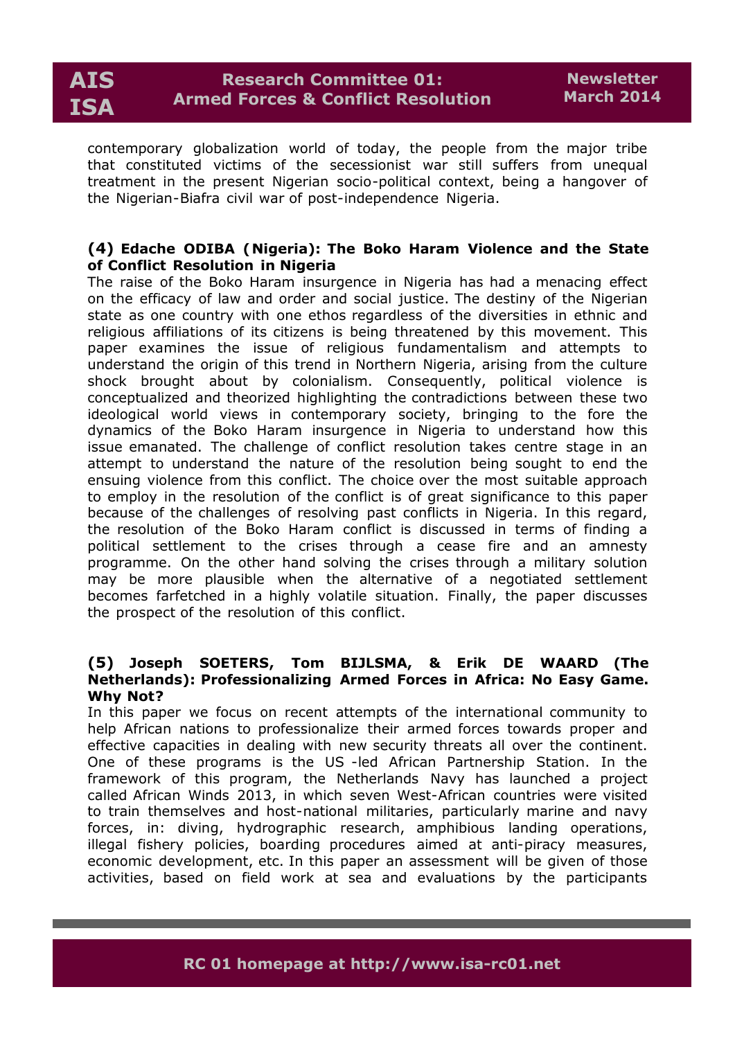contemporary globalization world of today, the people from the major tribe that constituted victims of the secessionist war still suffers from unequal treatment in the present Nigerian socio-political context, being a hangover of the Nigerian-Biafra civil war of post-independence Nigeria.

### (4) Edache ODIBA (Nigeria): The Boko Haram Violence and the State of Conflict Resolution in Nigeria

The raise of the Boko Haram insurgence in Nigeria has had a menacing effect on the efficacy of law and order and social justice. The destiny of the Nigerian state as one country with one ethos regardless of the diversities in ethnic and religious affiliations of its citizens is being threatened by this movement. This paper examines the issue of religious fundamentalism and attempts to understand the origin of this trend in Northern Nigeria, arising from the culture shock brought about by colonialism. Consequently, political violence is conceptualized and theorized highlighting the contradictions between these two ideological world views in contemporary society, bringing to the fore the dynamics of the Boko Haram insurgence in Nigeria to understand how this issue emanated. The challenge of conflict resolution takes centre stage in an attempt to understand the nature of the resolution being sought to end the ensuing violence from this conflict. The choice over the most suitable approach to employ in the resolution of the conflict is of great significance to this paper because of the challenges of resolving past conflicts in Nigeria. In this regard, the resolution of the Boko Haram conflict is discussed in terms of finding a political settlement to the crises through a cease fire and an amnesty programme. On the other hand solving the crises through a military solution may be more plausible when the alternative of a negotiated settlement becomes farfetched in a highly volatile situation. Finally, the paper discusses the prospect of the resolution of this conflict.

### (5) Joseph SOETERS, Tom BIJLSMA, & Erik DE WAARD (The Netherlands): Professionalizing Armed Forces in Africa: No Easy Game. Why Not?

In this paper we focus on recent attempts of the international community to help African nations to professionalize their armed forces towards proper and effective capacities in dealing with new security threats all over the continent. One of these programs is the US -led African Partnership Station. In the framework of this program, the Netherlands Navy has launched a project called African Winds 2013, in which seven West-African countries were visited to train themselves and host-national militaries, particularly marine and navy forces, in: diving, hydrographic research, amphibious landing operations, illegal fishery policies, boarding procedures aimed at anti-piracy measures, economic development, etc. In this paper an assessment will be given of those activities, based on field work at sea and evaluations by the participants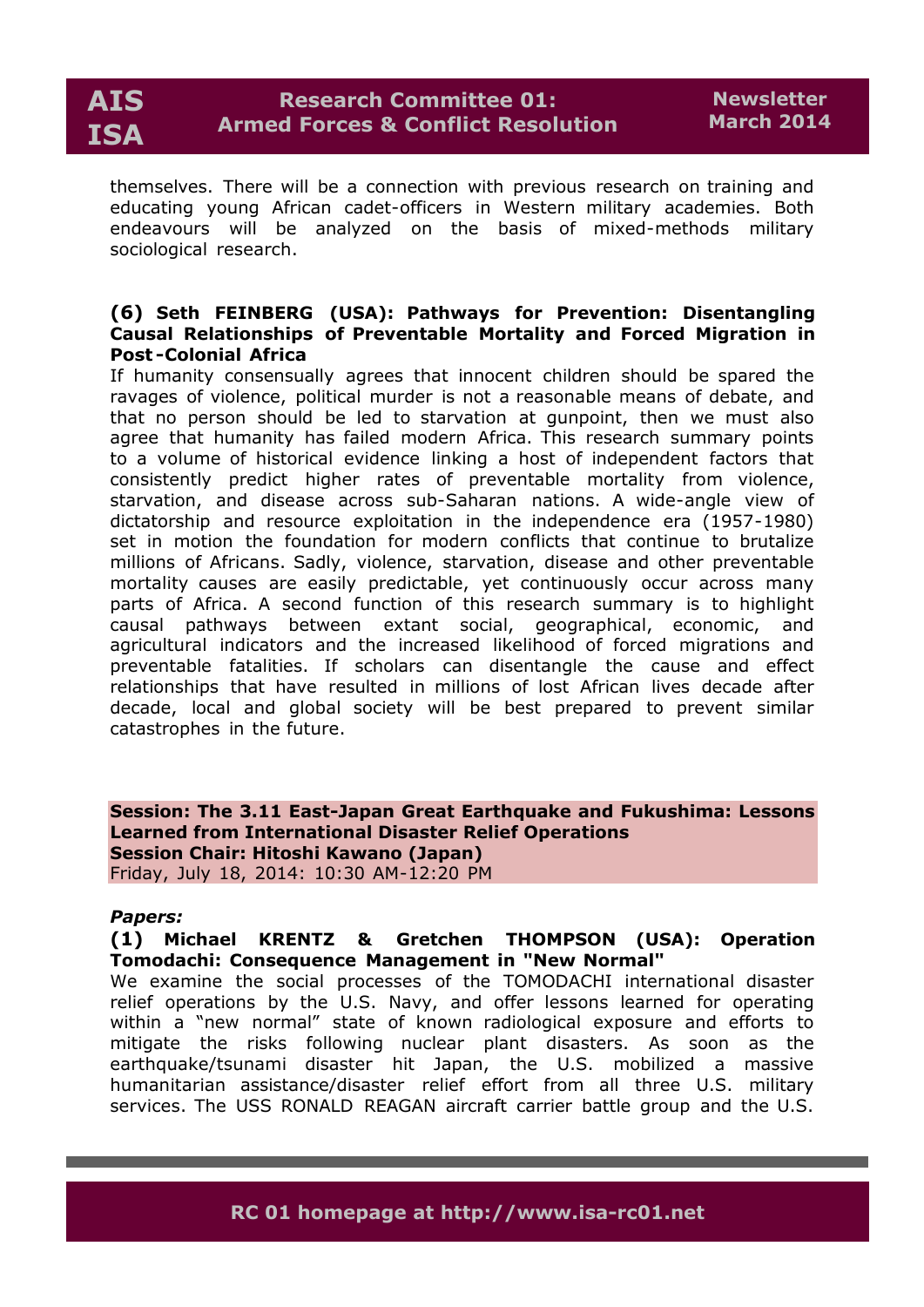themselves. There will be a connection with previous research on training and educating young African cadet-officers in Western military academies. Both endeavours will be analyzed on the basis of mixed-methods military sociological research.

**(6) Seth FEINBERG (USA): Pathways for Prevention: Disentangling Causal Relationships of Preventable Mortality and Forced Migration in Post-Colonial Africa**

If humanity consensually agrees that innocent children should be spared the ravages of violence, political murder is not a reasonable means of debate, and that no person should be led to starvation at gunpoint, then we must also agree that humanity has failed modern Africa. This research summary points to a volume of historical evidence linking a host of independent factors that consistently predict higher rates of preventable mortality from violence, starvation, and disease across sub-Saharan nations. A wide-angle view of dictatorship and resource exploitation in the independence era (1957-1980) set in motion the foundation for modern conflicts that continue to brutalize millions of Africans. Sadly, violence, starvation, disease and other preventable mortality causes are easily predictable, yet continuously occur across many parts of Africa. A second function of this research summary is to highlight causal pathways between extant social, geographical, economic, and agricultural indicators and the increased likelihood of forced migrations and preventable fatalities. If scholars can disentangle the cause and effect relationships that have resulted in millions of lost African lives decade after decade, local and global society will be best prepared to prevent similar catastrophes in the future.

**Session: The 3.11 East-Japan Great Earthquake and Fukushima: Lessons Learned from International Disaster Relief Operations**
**Session Chair: Hitoshi Kawano (Japan)**
Friday, July 18, 2014: 10:30 AM-12:20 PM

***Papers:***

**(1) Michael KRENTZ & Gretchen THOMPSON (USA): Operation Tomodachi: Consequence Management in "New Normal"**

We examine the social processes of the TOMODACHI international disaster relief operations by the U.S. Navy, and offer lessons learned for operating within a "new normal" state of known radiological exposure and efforts to mitigate the risks following nuclear plant disasters. As soon as the earthquake/tsunami disaster hit Japan, the U.S. mobilized a massive humanitarian assistance/disaster relief effort from all three U.S. military services. The USS RONALD REAGAN aircraft carrier battle group and the U.S.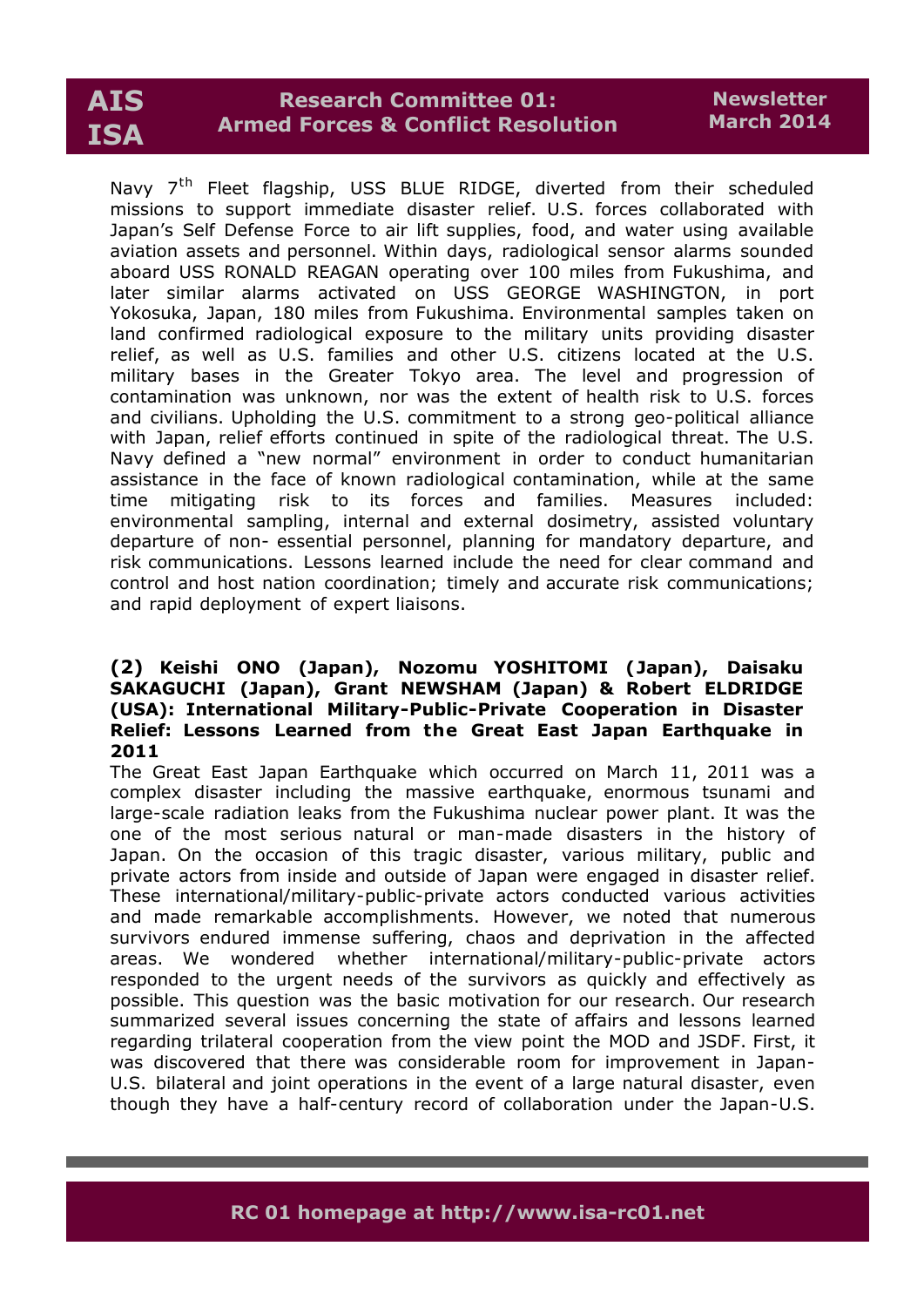Navy 7th Fleet flagship, USS BLUE RIDGE, diverted from their scheduled missions to support immediate disaster relief. U.S. forces collaborated with Japan's Self Defense Force to air lift supplies, food, and water using available aviation assets and personnel. Within days, radiological sensor alarms sounded aboard USS RONALD REAGAN operating over 100 miles from Fukushima, and later similar alarms activated on USS GEORGE WASHINGTON, in port Yokosuka, Japan, 180 miles from Fukushima. Environmental samples taken on land confirmed radiological exposure to the military units providing disaster relief, as well as U.S. families and other U.S. citizens located at the U.S. military bases in the Greater Tokyo area. The level and progression of contamination was unknown, nor was the extent of health risk to U.S. forces and civilians. Upholding the U.S. commitment to a strong geo-political alliance with Japan, relief efforts continued in spite of the radiological threat. The U.S. Navy defined a "new normal" environment in order to conduct humanitarian assistance in the face of known radiological contamination, while at the same time mitigating risk to its forces and families. Measures included: environmental sampling, internal and external dosimetry, assisted voluntary departure of non- essential personnel, planning for mandatory departure, and risk communications. Lessons learned include the need for clear command and control and host nation coordination; timely and accurate risk communications; and rapid deployment of expert liaisons.

**(2) Keishi ONO (Japan), Nozomu YOSHITOMI (Japan), Daisaku SAKAGUCHI (Japan), Grant NEWSHAM (Japan) & Robert ELDRIDGE (USA): International Military-Public-Private Cooperation in Disaster Relief: Lessons Learned from the Great East Japan Earthquake in 2011**

The Great East Japan Earthquake which occurred on March 11, 2011 was a complex disaster including the massive earthquake, enormous tsunami and large-scale radiation leaks from the Fukushima nuclear power plant. It was the one of the most serious natural or man-made disasters in the history of Japan. On the occasion of this tragic disaster, various military, public and private actors from inside and outside of Japan were engaged in disaster relief. These international/military-public-private actors conducted various activities and made remarkable accomplishments. However, we noted that numerous survivors endured immense suffering, chaos and deprivation in the affected areas. We wondered whether international/military-public-private actors responded to the urgent needs of the survivors as quickly and effectively as possible. This question was the basic motivation for our research. Our research summarized several issues concerning the state of affairs and lessons learned regarding trilateral cooperation from the view point the MOD and JSDF. First, it was discovered that there was considerable room for improvement in Japan-U.S. bilateral and joint operations in the event of a large natural disaster, even though they have a half-century record of collaboration under the Japan-U.S.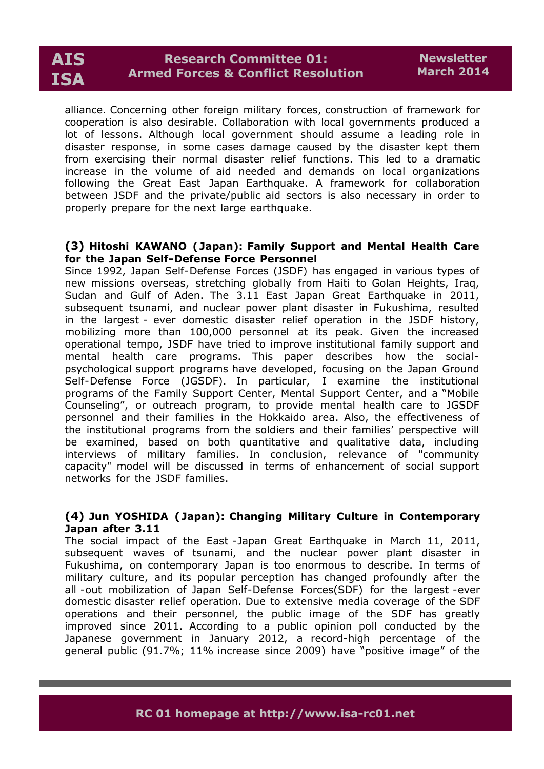alliance. Concerning other foreign military forces, construction of framework for cooperation is also desirable. Collaboration with local governments produced a lot of lessons. Although local government should assume a leading role in disaster response, in some cases damage caused by the disaster kept them from exercising their normal disaster relief functions. This led to a dramatic increase in the volume of aid needed and demands on local organizations following the Great East Japan Earthquake. A framework for collaboration between JSDF and the private/public aid sectors is also necessary in order to properly prepare for the next large earthquake.

**(3) Hitoshi KAWANO (Japan): Family Support and Mental Health Care for the Japan Self-Defense Force Personnel**

Since 1992, Japan Self-Defense Forces (JSDF) has engaged in various types of new missions overseas, stretching globally from Haiti to Golan Heights, Iraq, Sudan and Gulf of Aden. The 3.11 East Japan Great Earthquake in 2011, subsequent tsunami, and nuclear power plant disaster in Fukushima, resulted in the largest - ever domestic disaster relief operation in the JSDF history, mobilizing more than 100,000 personnel at its peak. Given the increased operational tempo, JSDF have tried to improve institutional family support and mental health care programs. This paper describes how the social-psychological support programs have developed, focusing on the Japan Ground Self-Defense Force (JGSDF). In particular, I examine the institutional programs of the Family Support Center, Mental Support Center, and a "Mobile Counseling", or outreach program, to provide mental health care to JGSDF personnel and their families in the Hokkaido area. Also, the effectiveness of the institutional programs from the soldiers and their families' perspective will be examined, based on both quantitative and qualitative data, including interviews of military families. In conclusion, relevance of "community capacity" model will be discussed in terms of enhancement of social support networks for the JSDF families.

**(4) Jun YOSHIDA (Japan): Changing Military Culture in Contemporary Japan after 3.11**

The social impact of the East -Japan Great Earthquake in March 11, 2011, subsequent waves of tsunami, and the nuclear power plant disaster in Fukushima, on contemporary Japan is too enormous to describe. In terms of military culture, and its popular perception has changed profoundly after the all -out mobilization of Japan Self-Defense Forces(SDF) for the largest -ever domestic disaster relief operation. Due to extensive media coverage of the SDF operations and their personnel, the public image of the SDF has greatly improved since 2011. According to a public opinion poll conducted by the Japanese government in January 2012, a record-high percentage of the general public (91.7%; 11% increase since 2009) have "positive image" of the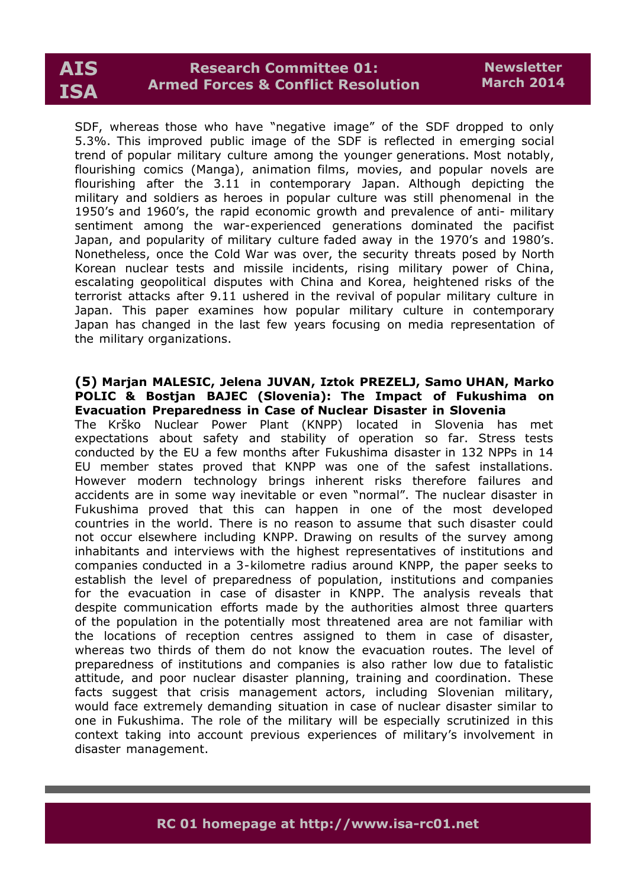SDF, whereas those who have "negative image" of the SDF dropped to only 5.3%. This improved public image of the SDF is reflected in emerging social trend of popular military culture among the younger generations. Most notably, flourishing comics (Manga), animation films, movies, and popular novels are flourishing after the 3.11 in contemporary Japan. Although depicting the military and soldiers as heroes in popular culture was still phenomenal in the 1950's and 1960's, the rapid economic growth and prevalence of anti- military sentiment among the war-experienced generations dominated the pacifist Japan, and popularity of military culture faded away in the 1970's and 1980's. Nonetheless, once the Cold War was over, the security threats posed by North Korean nuclear tests and missile incidents, rising military power of China, escalating geopolitical disputes with China and Korea, heightened risks of the terrorist attacks after 9.11 ushered in the revival of popular military culture in Japan. This paper examines how popular military culture in contemporary Japan has changed in the last few years focusing on media representation of the military organizations.

**(5) Marjan MALESIC, Jelena JUVAN, Iztok PREZELJ, Samo UHAN, Marko POLIC & Bostjan BAJEC (Slovenia): The Impact of Fukushima on Evacuation Preparedness in Case of Nuclear Disaster in Slovenia**

The Krško Nuclear Power Plant (KNPP) located in Slovenia has met expectations about safety and stability of operation so far. Stress tests conducted by the EU a few months after Fukushima disaster in 132 NPPs in 14 EU member states proved that KNPP was one of the safest installations. However modern technology brings inherent risks therefore failures and accidents are in some way inevitable or even "normal". The nuclear disaster in Fukushima proved that this can happen in one of the most developed countries in the world. There is no reason to assume that such disaster could not occur elsewhere including KNPP. Drawing on results of the survey among inhabitants and interviews with the highest representatives of institutions and companies conducted in a 3-kilometre radius around KNPP, the paper seeks to establish the level of preparedness of population, institutions and companies for the evacuation in case of disaster in KNPP. The analysis reveals that despite communication efforts made by the authorities almost three quarters of the population in the potentially most threatened area are not familiar with the locations of reception centres assigned to them in case of disaster, whereas two thirds of them do not know the evacuation routes. The level of preparedness of institutions and companies is also rather low due to fatalistic attitude, and poor nuclear disaster planning, training and coordination. These facts suggest that crisis management actors, including Slovenian military, would face extremely demanding situation in case of nuclear disaster similar to one in Fukushima. The role of the military will be especially scrutinized in this context taking into account previous experiences of military's involvement in disaster management.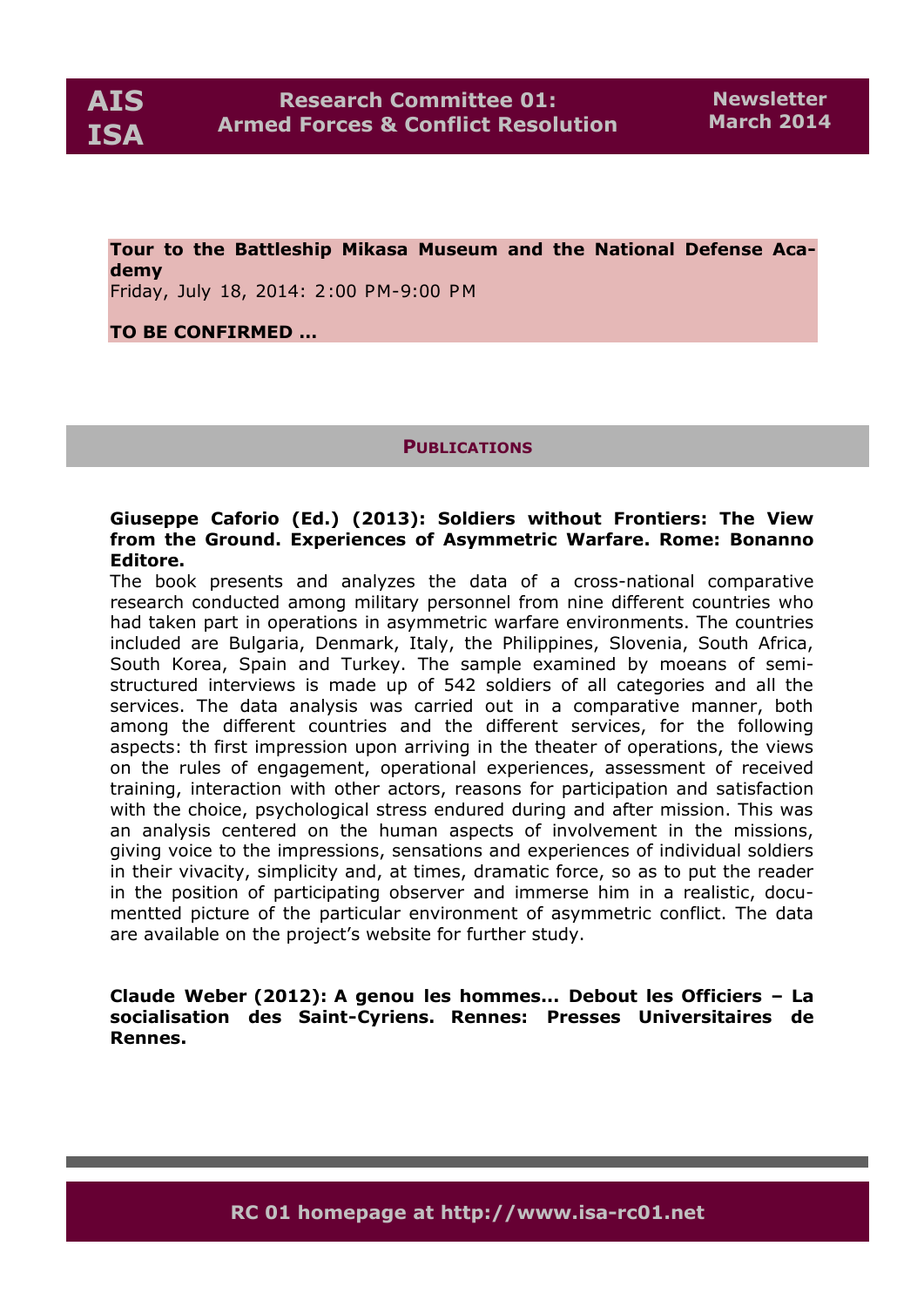**Tour to the Battleship Mikasa Museum and the National Defense Academy**
Friday, July 18, 2014: 2:00 PM-9:00 PM

**TO BE CONFIRMED …**

## Publications

**Giuseppe Caforio (Ed.) (2013): Soldiers without Frontiers: The View from the Ground. Experiences of Asymmetric Warfare. Rome: Bonanno Editore.**

The book presents and analyzes the data of a cross-national comparative research conducted among military personnel from nine different countries who had taken part in operations in asymmetric warfare environments. The countries included are Bulgaria, Denmark, Italy, the Philippines, Slovenia, South Africa, South Korea, Spain and Turkey. The sample examined by moeans of semi-structured interviews is made up of 542 soldiers of all categories and all the services. The data analysis was carried out in a comparative manner, both among the different countries and the different services, for the following aspects: th first impression upon arriving in the theater of operations, the views on the rules of engagement, operational experiences, assessment of received training, interaction with other actors, reasons for participation and satisfaction with the choice, psychological stress endured during and after mission. This was an analysis centered on the human aspects of involvement in the missions, giving voice to the impressions, sensations and experiences of individual soldiers in their vivacity, simplicity and, at times, dramatic force, so as to put the reader in the position of participating observer and immerse him in a realistic, documentted picture of the particular environment of asymmetric conflict. The data are available on the project's website for further study.

**Claude Weber (2012): A genou les hommes... Debout les Officiers – La socialisation des Saint-Cyriens. Rennes: Presses Universitaires de Rennes.**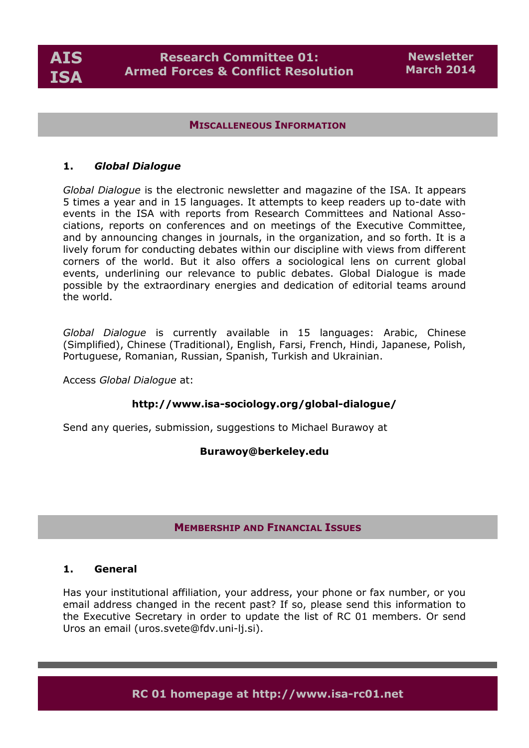## Miscalleneous Information

### 1. *Global Dialogue*

*Global Dialogue* is the electronic newsletter and magazine of the ISA. It appears 5 times a year and in 15 languages. It attempts to keep readers up to-date with events in the ISA with reports from Research Committees and National Associations, reports on conferences and on meetings of the Executive Committee, and by announcing changes in journals, in the organization, and so forth. It is a lively forum for conducting debates within our discipline with views from different corners of the world. But it also offers a sociological lens on current global events, underlining our relevance to public debates. Global Dialogue is made possible by the extraordinary energies and dedication of editorial teams around the world.

*Global Dialogue* is currently available in 15 languages: Arabic, Chinese (Simplified), Chinese (Traditional), English, Farsi, French, Hindi, Japanese, Polish, Portuguese, Romanian, Russian, Spanish, Turkish and Ukrainian.

Access *Global Dialogue* at:

**http://www.isa-sociology.org/global-dialogue/**

Send any queries, submission, suggestions to Michael Burawoy at

**Burawoy@berkeley.edu**

## Membership and Financial Issues

### 1. General

Has your institutional affiliation, your address, your phone or fax number, or you email address changed in the recent past? If so, please send this information to the Executive Secretary in order to update the list of RC 01 members. Or send Uros an email (uros.svete@fdv.uni-lj.si).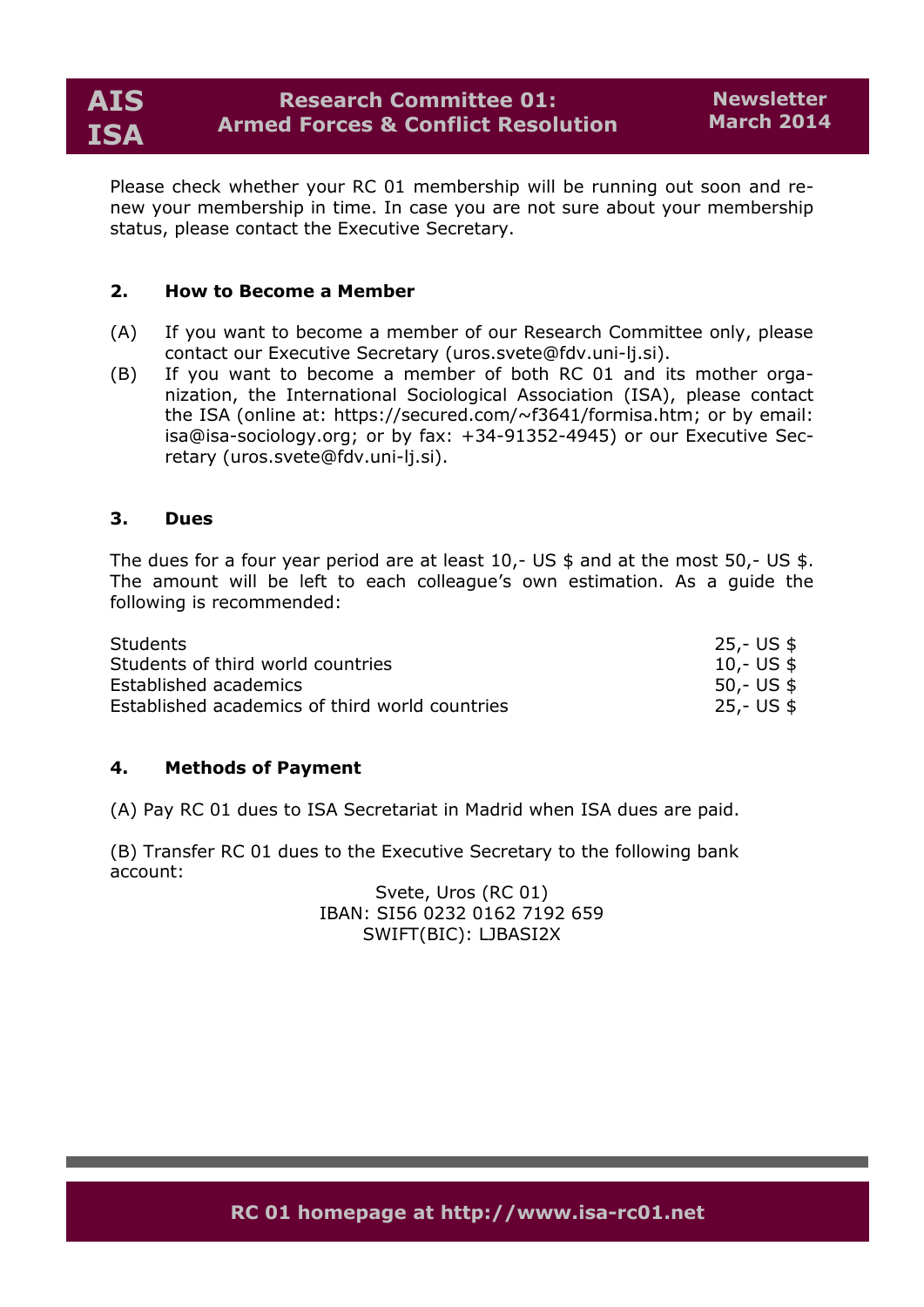Please check whether your RC 01 membership will be running out soon and renew your membership in time. In case you are not sure about your membership status, please contact the Executive Secretary.

## 2. How to Become a Member

(A) If you want to become a member of our Research Committee only, please contact our Executive Secretary (uros.svete@fdv.uni-lj.si).

(B) If you want to become a member of both RC 01 and its mother organization, the International Sociological Association (ISA), please contact the ISA (online at: https://secured.com/~f3641/formisa.htm; or by email: isa@isa-sociology.org; or by fax: +34-91352-4945) or our Executive Secretary (uros.svete@fdv.uni-lj.si).

## 3. Dues

The dues for a four year period are at least 10,- US $ and at the most 50,- US $. The amount will be left to each colleague's own estimation. As a guide the following is recommended:

| | |
|---|---|
| Students | 25,- US $ |
| Students of third world countries | 10,- US $ |
| Established academics | 50,- US $ |
| Established academics of third world countries | 25,- US $ |

## 4. Methods of Payment

(A) Pay RC 01 dues to ISA Secretariat in Madrid when ISA dues are paid.

(B) Transfer RC 01 dues to the Executive Secretary to the following bank account:

Svete, Uros (RC 01)
IBAN: SI56 0232 0162 7192 659
SWIFT(BIC): LJBASI2X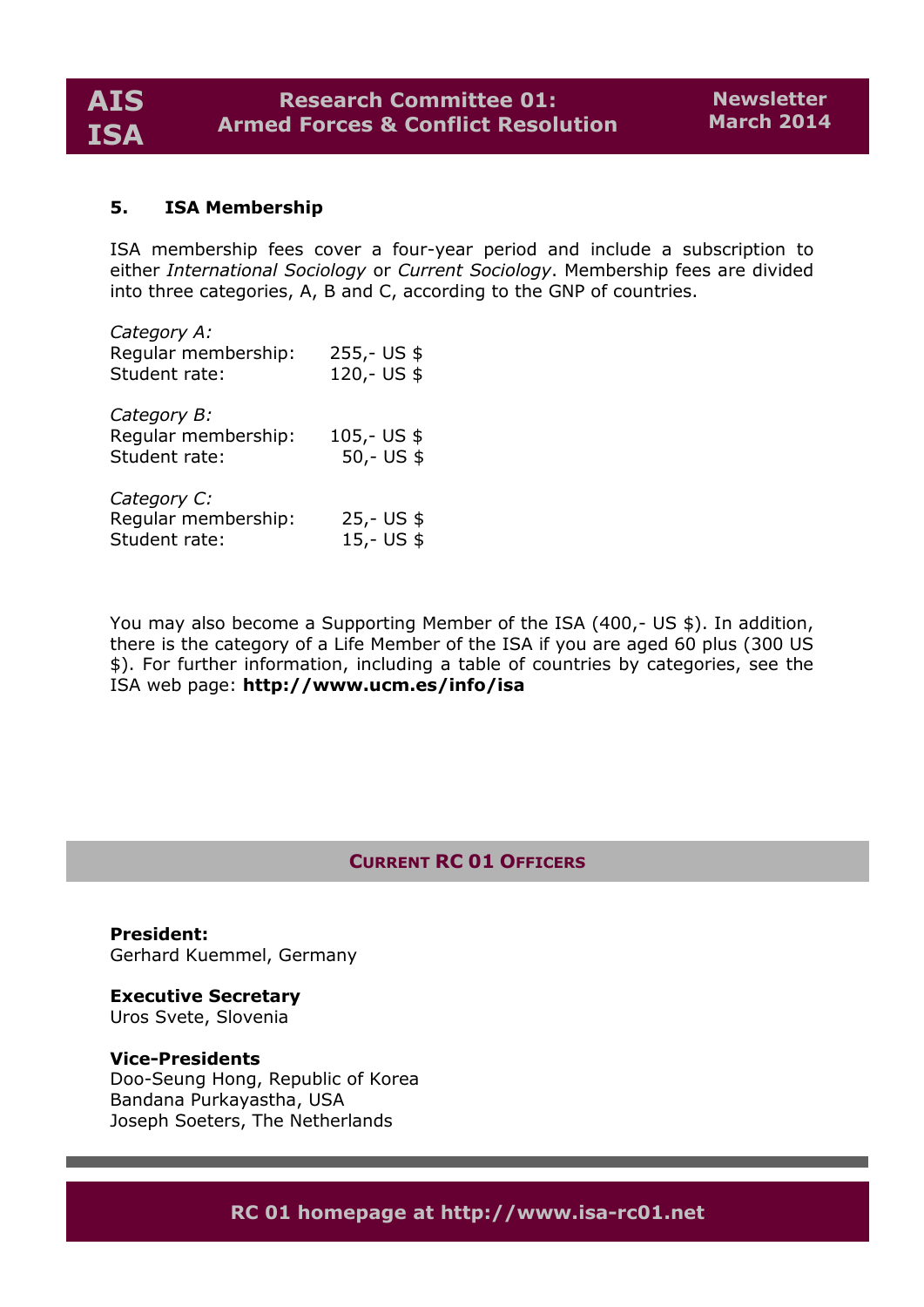### 5. ISA Membership

ISA membership fees cover a four-year period and include a subscription to either *International Sociology* or *Current Sociology*. Membership fees are divided into three categories, A, B and C, according to the GNP of countries.

*Category A:*
Regular membership: 255,- US $
Student rate: 120,- US $

*Category B:*
Regular membership: 105,- US $
Student rate: 50,- US $

*Category C:*
Regular membership: 25,- US $
Student rate: 15,- US $

You may also become a Supporting Member of the ISA (400,- US $). In addition, there is the category of a Life Member of the ISA if you are aged 60 plus (300 US $). For further information, including a table of countries by categories, see the ISA web page: **http://www.ucm.es/info/isa**

## CURRENT RC 01 OFFICERS

**President:**
Gerhard Kuemmel, Germany

**Executive Secretary**
Uros Svete, Slovenia

**Vice-Presidents**
Doo-Seung Hong, Republic of Korea
Bandana Purkayastha, USA
Joseph Soeters, The Netherlands

**RC 01 homepage at http://www.isa-rc01.net**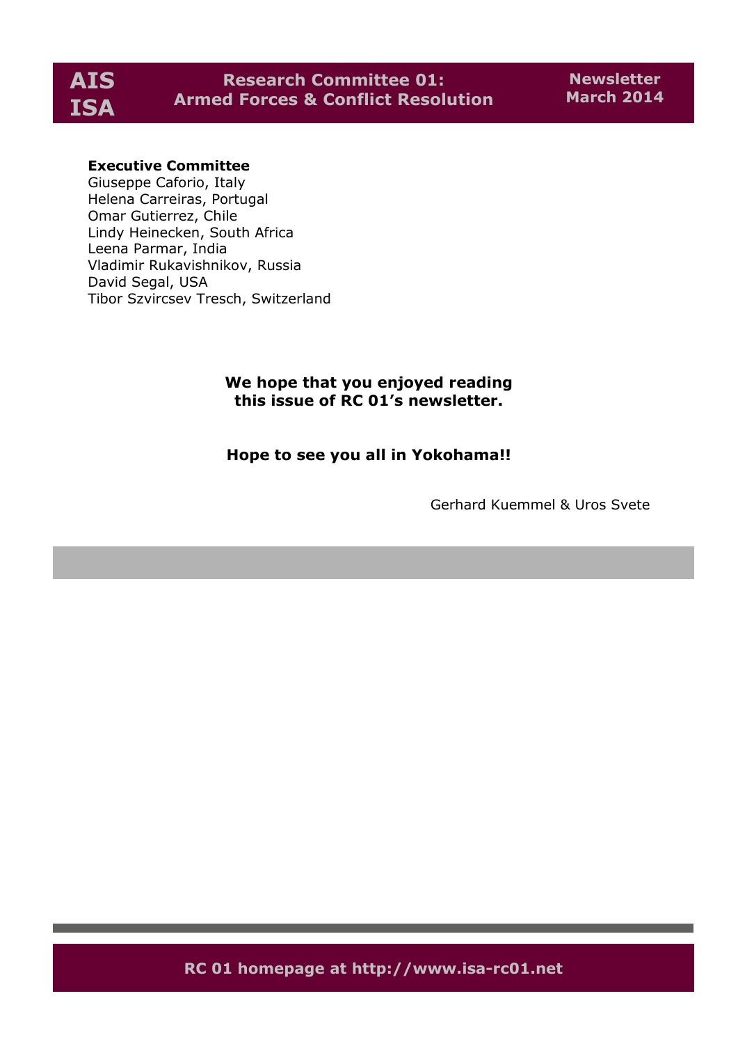**Executive Committee**
Giuseppe Caforio, Italy
Helena Carreiras, Portugal
Omar Gutierrez, Chile
Lindy Heinecken, South Africa
Leena Parmar, India
Vladimir Rukavishnikov, Russia
David Segal, USA
Tibor Szvircsev Tresch, Switzerland

**We hope that you enjoyed reading this issue of RC 01's newsletter.**

**Hope to see you all in Yokohama!!**

Gerhard Kuemmel & Uros Svete

**RC 01 homepage at http://www.isa-rc01.net**